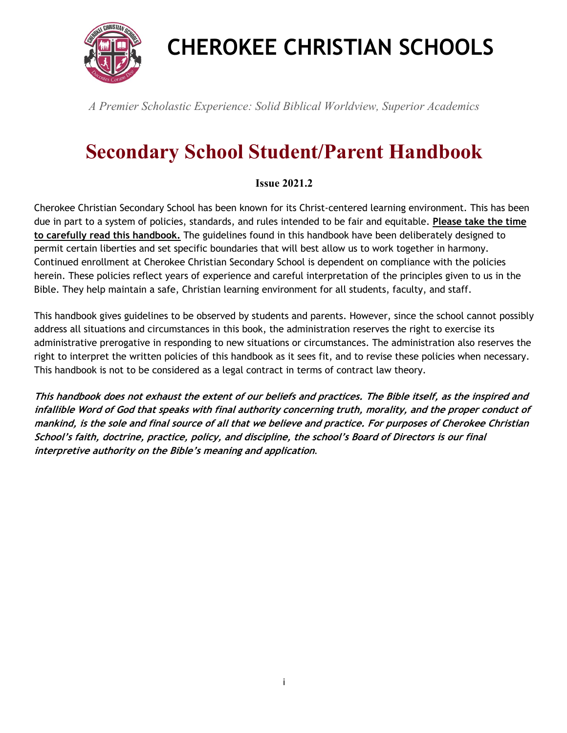# CHEROKEE CHRISTIAN SCHOOLS

*A Premier Scholastic Experience: Solid Biblical Worldview, Superior Academics*

# Secondary School Student/Parent Handbook

**Issue 2021.2**

Cherokee Christian Secondary School has been known for its Christ-centered learning environment. This has been due in part to a system of policies, standards, and rules intended to be fair and equitable. **Please take the time to carefully read this handbook.** The guidelines found in this handbook have been deliberately designed to permit certain liberties and set specific boundaries that will best allow us to work together in harmony. Continued enrollment at Cherokee Christian Secondary School is dependent on compliance with the policies herein. These policies reflect years of experience and careful interpretation of the principles given to us in the Bible. They help maintain a safe, Christian learning environment for all students, faculty, and staff.

This handbook gives guidelines to be observed by students and parents. However, since the school cannot possibly address all situations and circumstances in this book, the administration reserves the right to exercise its administrative prerogative in responding to new situations or circumstances. The administration also reserves the right to interpret the written policies of this handbook as it sees fit, and to revise these policies when necessary. This handbook is not to be considered as a legal contract in terms of contract law theory.

***This handbook does not exhaust the extent of our beliefs and practices. The Bible itself, as the inspired and infallible Word of God that speaks with final authority concerning truth, morality, and the proper conduct of mankind, is the sole and final source of all that we believe and practice. For purposes of Cherokee Christian School's faith, doctrine, practice, policy, and discipline, the school's Board of Directors is our final interpretive authority on the Bible's meaning and application.***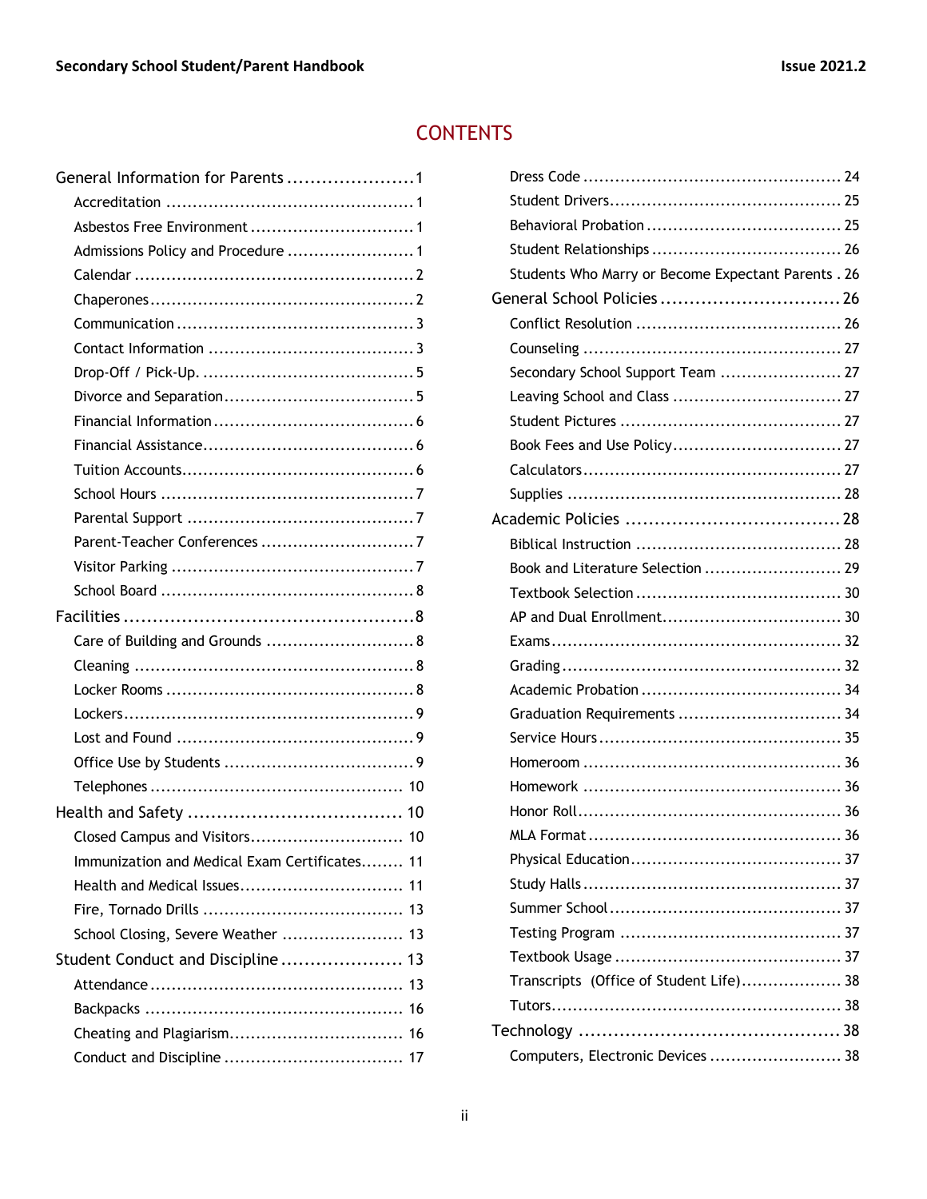# CONTENTS

- General Information for Parents ...................... 1
  - Accreditation ...................... 1
  - Asbestos Free Environment ...................... 1
  - Admissions Policy and Procedure ...................... 1
  - Calendar ...................... 2
  - Chaperones ...................... 2
  - Communication ...................... 3
  - Contact Information ...................... 3
  - Drop-Off / Pick-Up. ...................... 5
  - Divorce and Separation ...................... 5
  - Financial Information ...................... 6
  - Financial Assistance ...................... 6
  - Tuition Accounts ...................... 6
  - School Hours ...................... 7
  - Parental Support ...................... 7
  - Parent-Teacher Conferences ...................... 7
  - Visitor Parking ...................... 7
  - School Board ...................... 8
- Facilities ...................... 8
  - Care of Building and Grounds ...................... 8
  - Cleaning ...................... 8
  - Locker Rooms ...................... 8
  - Lockers ...................... 9
  - Lost and Found ...................... 9
  - Office Use by Students ...................... 9
  - Telephones ...................... 10
- Health and Safety ...................... 10
  - Closed Campus and Visitors ...................... 10
  - Immunization and Medical Exam Certificates ...................... 11
  - Health and Medical Issues ...................... 11
  - Fire, Tornado Drills ...................... 13
  - School Closing, Severe Weather ...................... 13
- Student Conduct and Discipline ...................... 13
  - Attendance ...................... 13
  - Backpacks ...................... 16
  - Cheating and Plagiarism ...................... 16
  - Conduct and Discipline ...................... 17
  - Dress Code ...................... 24
  - Student Drivers ...................... 25
  - Behavioral Probation ...................... 25
  - Student Relationships ...................... 26
  - Students Who Marry or Become Expectant Parents ...................... 26
- General School Policies ...................... 26
  - Conflict Resolution ...................... 26
  - Counseling ...................... 27
  - Secondary School Support Team ...................... 27
  - Leaving School and Class ...................... 27
  - Student Pictures ...................... 27
  - Book Fees and Use Policy ...................... 27
  - Calculators ...................... 27
  - Supplies ...................... 28
- Academic Policies ...................... 28
  - Biblical Instruction ...................... 28
  - Book and Literature Selection ...................... 29
  - Textbook Selection ...................... 30
  - AP and Dual Enrollment ...................... 30
  - Exams ...................... 32
  - Grading ...................... 32
  - Academic Probation ...................... 34
  - Graduation Requirements ...................... 34
  - Service Hours ...................... 35
  - Homeroom ...................... 36
  - Homework ...................... 36
  - Honor Roll ...................... 36
  - MLA Format ...................... 36
  - Physical Education ...................... 37
  - Study Halls ...................... 37
  - Summer School ...................... 37
  - Testing Program ...................... 37
  - Textbook Usage ...................... 37
  - Transcripts (Office of Student Life) ...................... 38
  - Tutors ...................... 38
- Technology ...................... 38
  - Computers, Electronic Devices ...................... 38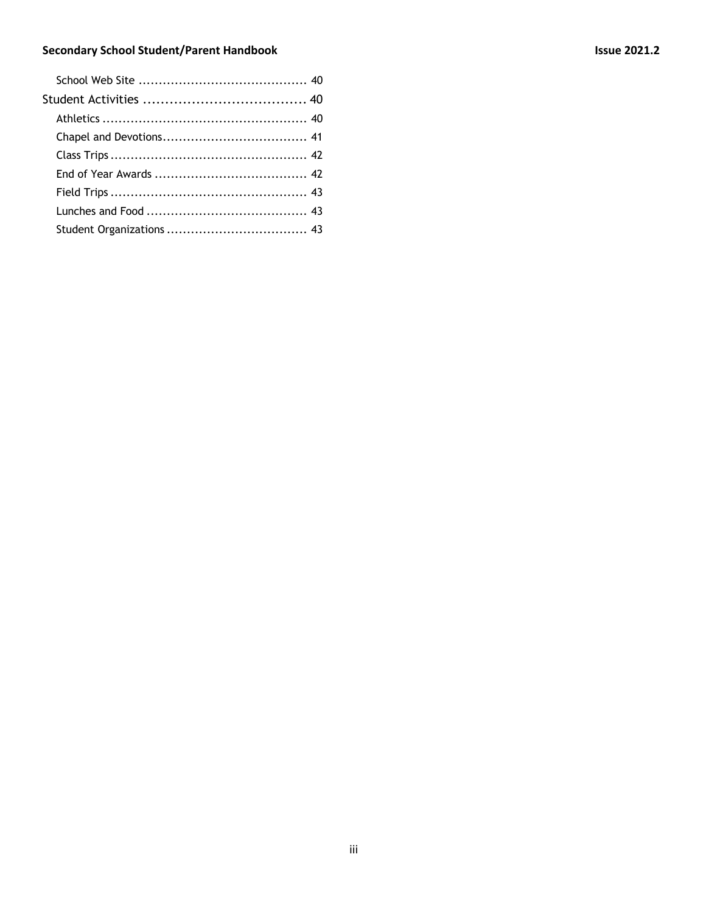School Web Site ........................................ 40

Student Activities .................................... 40

Athletics ................................................. 40

Chapel and Devotions.................................. 41

Class Trips ............................................... 42

End of Year Awards .................................... 42

Field Trips ............................................... 43

Lunches and Food ....................................... 43

Student Organizations .................................. 43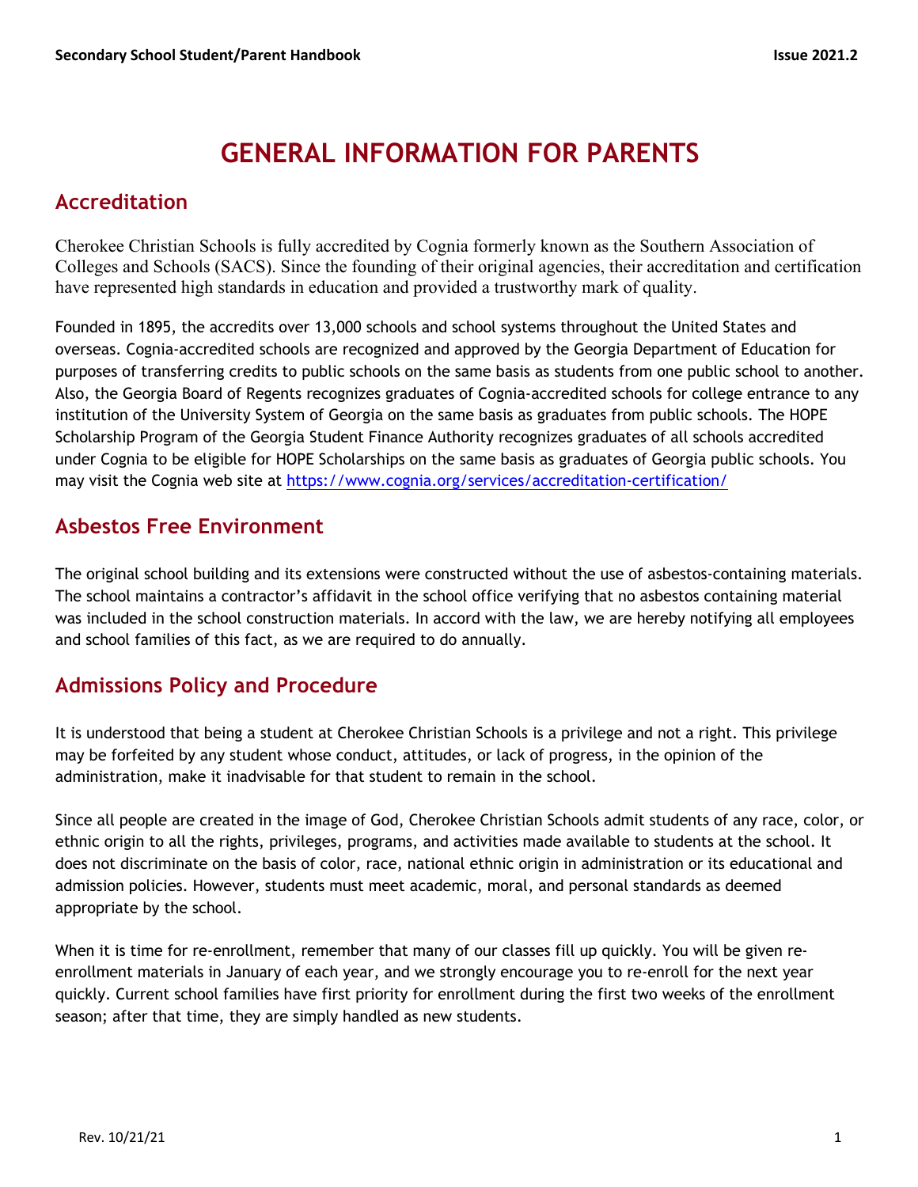# GENERAL INFORMATION FOR PARENTS

## Accreditation

Cherokee Christian Schools is fully accredited by Cognia formerly known as the Southern Association of Colleges and Schools (SACS). Since the founding of their original agencies, their accreditation and certification have represented high standards in education and provided a trustworthy mark of quality.

Founded in 1895, the accredits over 13,000 schools and school systems throughout the United States and overseas. Cognia-accredited schools are recognized and approved by the Georgia Department of Education for purposes of transferring credits to public schools on the same basis as students from one public school to another. Also, the Georgia Board of Regents recognizes graduates of Cognia-accredited schools for college entrance to any institution of the University System of Georgia on the same basis as graduates from public schools. The HOPE Scholarship Program of the Georgia Student Finance Authority recognizes graduates of all schools accredited under Cognia to be eligible for HOPE Scholarships on the same basis as graduates of Georgia public schools. You may visit the Cognia web site at https://www.cognia.org/services/accreditation-certification/

## Asbestos Free Environment

The original school building and its extensions were constructed without the use of asbestos-containing materials. The school maintains a contractor's affidavit in the school office verifying that no asbestos containing material was included in the school construction materials. In accord with the law, we are hereby notifying all employees and school families of this fact, as we are required to do annually.

## Admissions Policy and Procedure

It is understood that being a student at Cherokee Christian Schools is a privilege and not a right. This privilege may be forfeited by any student whose conduct, attitudes, or lack of progress, in the opinion of the administration, make it inadvisable for that student to remain in the school.

Since all people are created in the image of God, Cherokee Christian Schools admit students of any race, color, or ethnic origin to all the rights, privileges, programs, and activities made available to students at the school. It does not discriminate on the basis of color, race, national ethnic origin in administration or its educational and admission policies. However, students must meet academic, moral, and personal standards as deemed appropriate by the school.

When it is time for re-enrollment, remember that many of our classes fill up quickly. You will be given re-enrollment materials in January of each year, and we strongly encourage you to re-enroll for the next year quickly. Current school families have first priority for enrollment during the first two weeks of the enrollment season; after that time, they are simply handled as new students.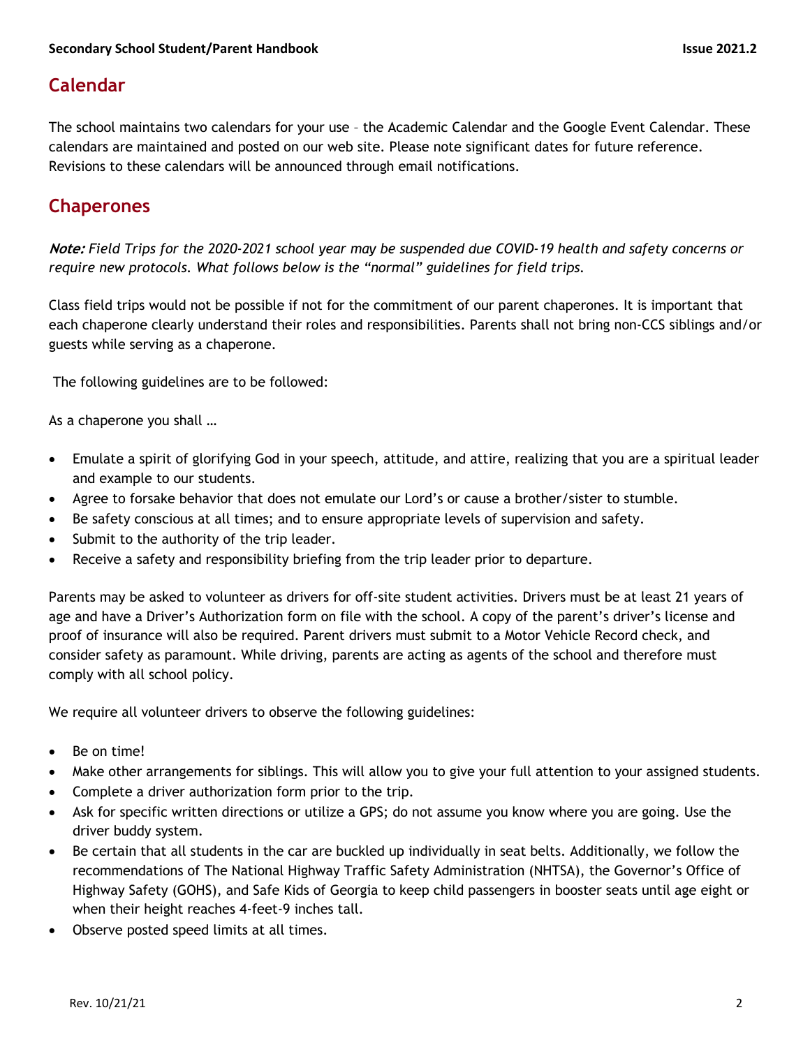## Calendar

The school maintains two calendars for your use – the Academic Calendar and the Google Event Calendar. These calendars are maintained and posted on our web site. Please note significant dates for future reference. Revisions to these calendars will be announced through email notifications.

## Chaperones

***Note:*** *Field Trips for the 2020-2021 school year may be suspended due COVID-19 health and safety concerns or require new protocols. What follows below is the "normal" guidelines for field trips.*

Class field trips would not be possible if not for the commitment of our parent chaperones. It is important that each chaperone clearly understand their roles and responsibilities. Parents shall not bring non-CCS siblings and/or guests while serving as a chaperone.

The following guidelines are to be followed:

As a chaperone you shall …

- Emulate a spirit of glorifying God in your speech, attitude, and attire, realizing that you are a spiritual leader and example to our students.
- Agree to forsake behavior that does not emulate our Lord's or cause a brother/sister to stumble.
- Be safety conscious at all times; and to ensure appropriate levels of supervision and safety.
- Submit to the authority of the trip leader.
- Receive a safety and responsibility briefing from the trip leader prior to departure.

Parents may be asked to volunteer as drivers for off-site student activities. Drivers must be at least 21 years of age and have a Driver's Authorization form on file with the school. A copy of the parent's driver's license and proof of insurance will also be required. Parent drivers must submit to a Motor Vehicle Record check, and consider safety as paramount. While driving, parents are acting as agents of the school and therefore must comply with all school policy.

We require all volunteer drivers to observe the following guidelines:

- Be on time!
- Make other arrangements for siblings. This will allow you to give your full attention to your assigned students.
- Complete a driver authorization form prior to the trip.
- Ask for specific written directions or utilize a GPS; do not assume you know where you are going. Use the driver buddy system.
- Be certain that all students in the car are buckled up individually in seat belts. Additionally, we follow the recommendations of The National Highway Traffic Safety Administration (NHTSA), the Governor's Office of Highway Safety (GOHS), and Safe Kids of Georgia to keep child passengers in booster seats until age eight or when their height reaches 4-feet-9 inches tall.
- Observe posted speed limits at all times.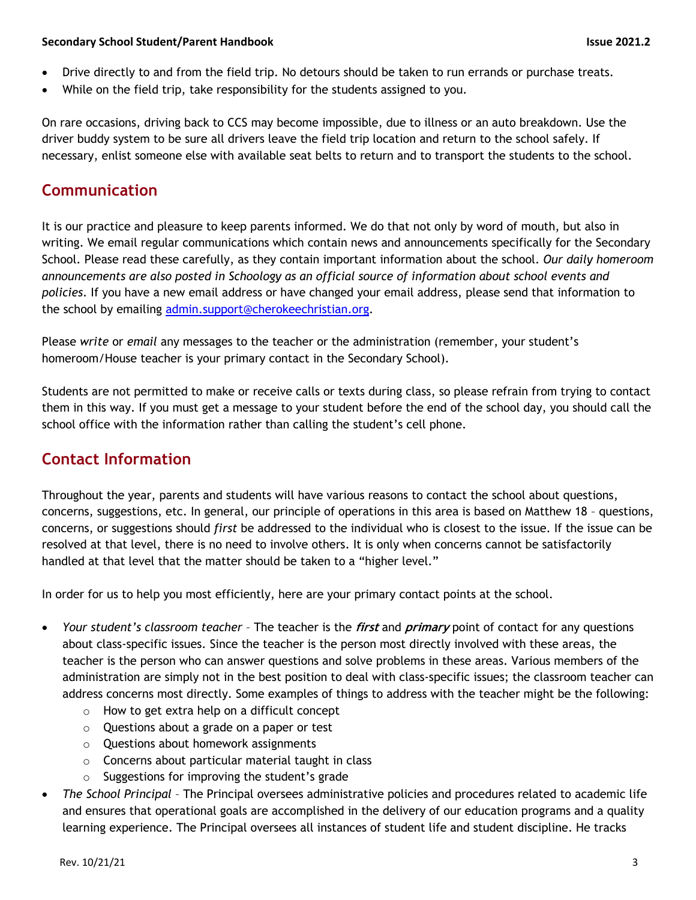- Drive directly to and from the field trip. No detours should be taken to run errands or purchase treats.
- While on the field trip, take responsibility for the students assigned to you.

On rare occasions, driving back to CCS may become impossible, due to illness or an auto breakdown. Use the driver buddy system to be sure all drivers leave the field trip location and return to the school safely. If necessary, enlist someone else with available seat belts to return and to transport the students to the school.

## Communication

It is our practice and pleasure to keep parents informed. We do that not only by word of mouth, but also in writing. We email regular communications which contain news and announcements specifically for the Secondary School. Please read these carefully, as they contain important information about the school. *Our daily homeroom announcements are also posted in Schoology as an official source of information about school events and policies*. If you have a new email address or have changed your email address, please send that information to the school by emailing admin.support@cherokeechristian.org.

Please *write* or *email* any messages to the teacher or the administration (remember, your student's homeroom/House teacher is your primary contact in the Secondary School).

Students are not permitted to make or receive calls or texts during class, so please refrain from trying to contact them in this way. If you must get a message to your student before the end of the school day, you should call the school office with the information rather than calling the student's cell phone.

## Contact Information

Throughout the year, parents and students will have various reasons to contact the school about questions, concerns, suggestions, etc. In general, our principle of operations in this area is based on Matthew 18 – questions, concerns, or suggestions should *first* be addressed to the individual who is closest to the issue. If the issue can be resolved at that level, there is no need to involve others. It is only when concerns cannot be satisfactorily handled at that level that the matter should be taken to a "higher level."

In order for us to help you most efficiently, here are your primary contact points at the school.

- *Your student's classroom teacher* – The teacher is the ***first*** and ***primary*** point of contact for any questions about class-specific issues. Since the teacher is the person most directly involved with these areas, the teacher is the person who can answer questions and solve problems in these areas. Various members of the administration are simply not in the best position to deal with class-specific issues; the classroom teacher can address concerns most directly. Some examples of things to address with the teacher might be the following:
    - How to get extra help on a difficult concept
    - Questions about a grade on a paper or test
    - Questions about homework assignments
    - Concerns about particular material taught in class
    - Suggestions for improving the student's grade
- *The School Principal* – The Principal oversees administrative policies and procedures related to academic life and ensures that operational goals are accomplished in the delivery of our education programs and a quality learning experience. The Principal oversees all instances of student life and student discipline. He tracks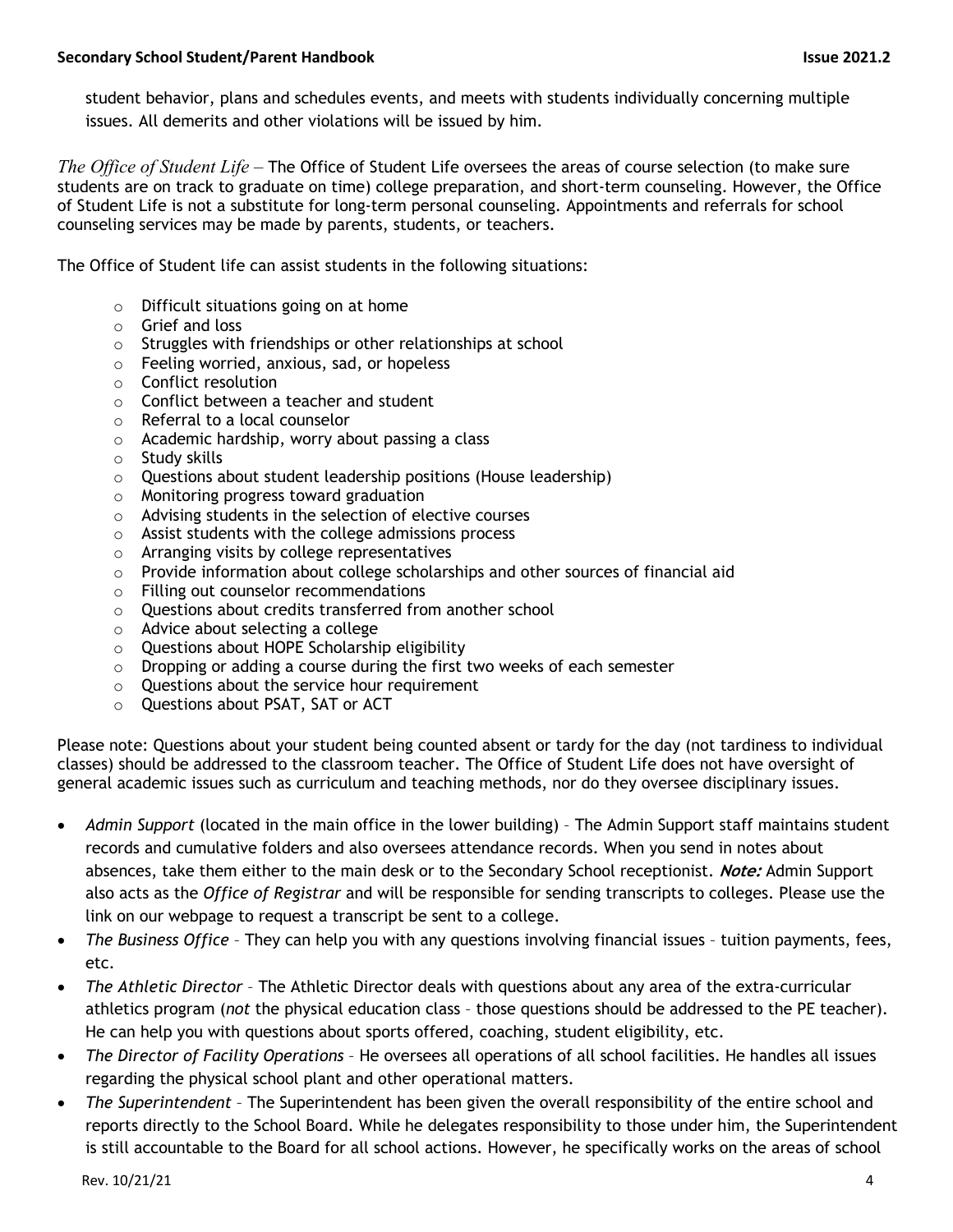student behavior, plans and schedules events, and meets with students individually concerning multiple issues. All demerits and other violations will be issued by him.

*The Office of Student Life* – The Office of Student Life oversees the areas of course selection (to make sure students are on track to graduate on time) college preparation, and short-term counseling. However, the Office of Student Life is not a substitute for long-term personal counseling. Appointments and referrals for school counseling services may be made by parents, students, or teachers.

The Office of Student life can assist students in the following situations:

- Difficult situations going on at home
- Grief and loss
- Struggles with friendships or other relationships at school
- Feeling worried, anxious, sad, or hopeless
- Conflict resolution
- Conflict between a teacher and student
- Referral to a local counselor
- Academic hardship, worry about passing a class
- Study skills
- Questions about student leadership positions (House leadership)
- Monitoring progress toward graduation
- Advising students in the selection of elective courses
- Assist students with the college admissions process
- Arranging visits by college representatives
- Provide information about college scholarships and other sources of financial aid
- Filling out counselor recommendations
- Questions about credits transferred from another school
- Advice about selecting a college
- Questions about HOPE Scholarship eligibility
- Dropping or adding a course during the first two weeks of each semester
- Questions about the service hour requirement
- Questions about PSAT, SAT or ACT

Please note: Questions about your student being counted absent or tardy for the day (not tardiness to individual classes) should be addressed to the classroom teacher. The Office of Student Life does not have oversight of general academic issues such as curriculum and teaching methods, nor do they oversee disciplinary issues.

- *Admin Support* (located in the main office in the lower building) – The Admin Support staff maintains student records and cumulative folders and also oversees attendance records. When you send in notes about absences, take them either to the main desk or to the Secondary School receptionist. ***Note:*** Admin Support also acts as the *Office of Registrar* and will be responsible for sending transcripts to colleges. Please use the link on our webpage to request a transcript be sent to a college.
- *The Business Office* – They can help you with any questions involving financial issues – tuition payments, fees, etc.
- *The Athletic Director* – The Athletic Director deals with questions about any area of the extra-curricular athletics program (*not* the physical education class – those questions should be addressed to the PE teacher). He can help you with questions about sports offered, coaching, student eligibility, etc.
- *The Director of Facility Operations* – He oversees all operations of all school facilities. He handles all issues regarding the physical school plant and other operational matters.
- *The Superintendent* – The Superintendent has been given the overall responsibility of the entire school and reports directly to the School Board. While he delegates responsibility to those under him, the Superintendent is still accountable to the Board for all school actions. However, he specifically works on the areas of school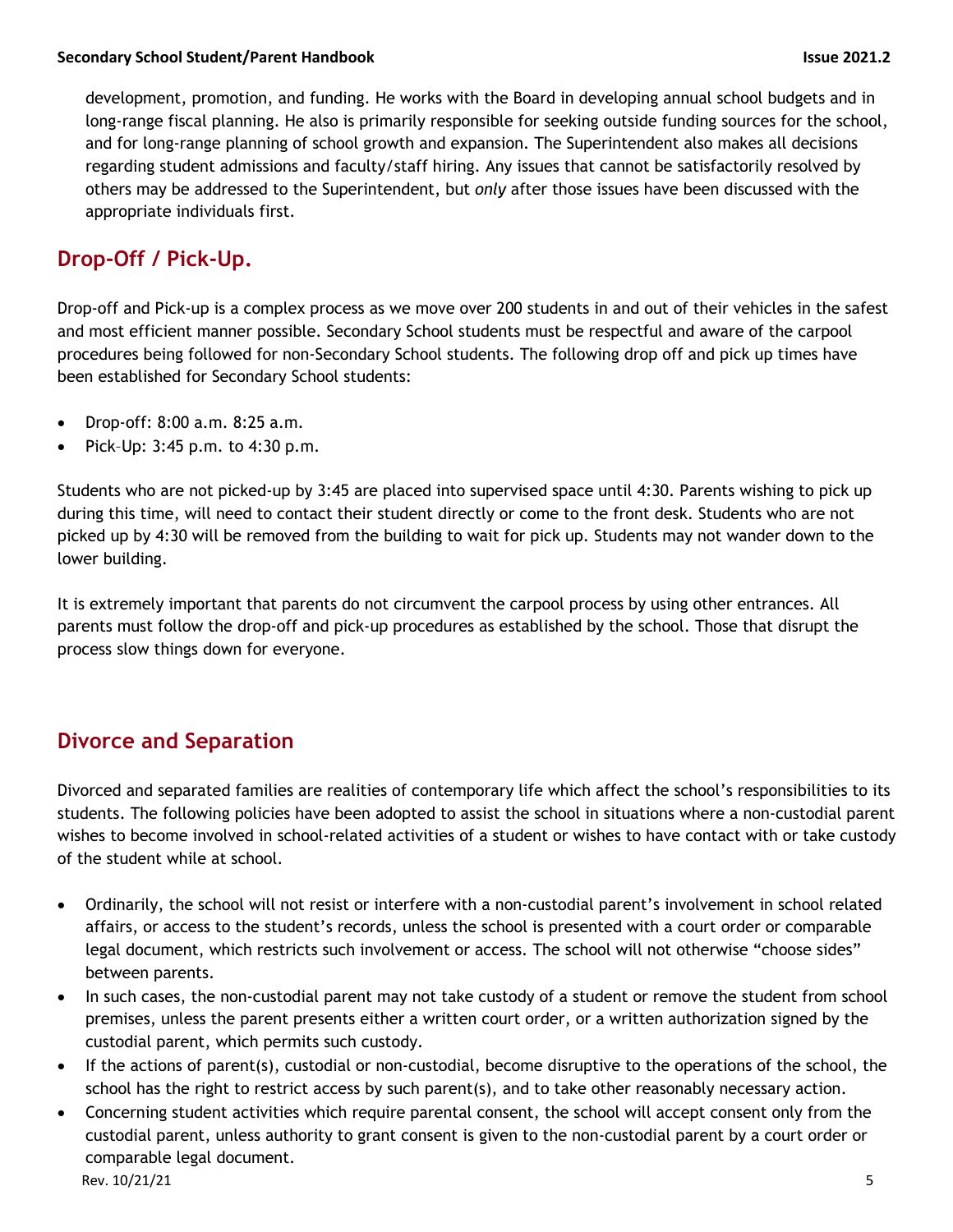development, promotion, and funding. He works with the Board in developing annual school budgets and in long-range fiscal planning. He also is primarily responsible for seeking outside funding sources for the school, and for long-range planning of school growth and expansion. The Superintendent also makes all decisions regarding student admissions and faculty/staff hiring. Any issues that cannot be satisfactorily resolved by others may be addressed to the Superintendent, but *only* after those issues have been discussed with the appropriate individuals first.

## Drop-Off / Pick-Up.

Drop-off and Pick-up is a complex process as we move over 200 students in and out of their vehicles in the safest and most efficient manner possible. Secondary School students must be respectful and aware of the carpool procedures being followed for non-Secondary School students. The following drop off and pick up times have been established for Secondary School students:

- Drop-off: 8:00 a.m. 8:25 a.m.
- Pick–Up: 3:45 p.m. to 4:30 p.m.

Students who are not picked-up by 3:45 are placed into supervised space until 4:30. Parents wishing to pick up during this time, will need to contact their student directly or come to the front desk. Students who are not picked up by 4:30 will be removed from the building to wait for pick up. Students may not wander down to the lower building.

It is extremely important that parents do not circumvent the carpool process by using other entrances. All parents must follow the drop-off and pick-up procedures as established by the school. Those that disrupt the process slow things down for everyone.

## Divorce and Separation

Divorced and separated families are realities of contemporary life which affect the school's responsibilities to its students. The following policies have been adopted to assist the school in situations where a non-custodial parent wishes to become involved in school-related activities of a student or wishes to have contact with or take custody of the student while at school.

- Ordinarily, the school will not resist or interfere with a non-custodial parent's involvement in school related affairs, or access to the student's records, unless the school is presented with a court order or comparable legal document, which restricts such involvement or access. The school will not otherwise "choose sides" between parents.
- In such cases, the non-custodial parent may not take custody of a student or remove the student from school premises, unless the parent presents either a written court order, or a written authorization signed by the custodial parent, which permits such custody.
- If the actions of parent(s), custodial or non-custodial, become disruptive to the operations of the school, the school has the right to restrict access by such parent(s), and to take other reasonably necessary action.
- Concerning student activities which require parental consent, the school will accept consent only from the custodial parent, unless authority to grant consent is given to the non-custodial parent by a court order or comparable legal document.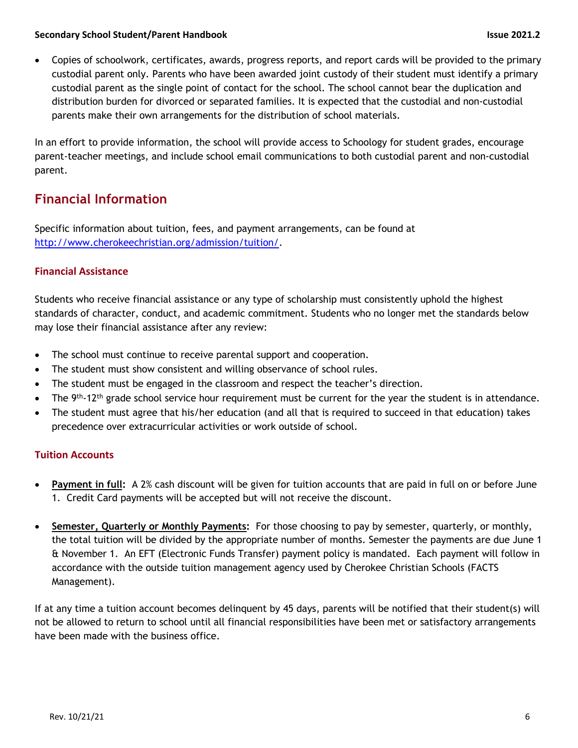- Copies of schoolwork, certificates, awards, progress reports, and report cards will be provided to the primary custodial parent only. Parents who have been awarded joint custody of their student must identify a primary custodial parent as the single point of contact for the school. The school cannot bear the duplication and distribution burden for divorced or separated families. It is expected that the custodial and non-custodial parents make their own arrangements for the distribution of school materials.

In an effort to provide information, the school will provide access to Schoology for student grades, encourage parent-teacher meetings, and include school email communications to both custodial parent and non-custodial parent.

## Financial Information

Specific information about tuition, fees, and payment arrangements, can be found at http://www.cherokeechristian.org/admission/tuition/.

### Financial Assistance

Students who receive financial assistance or any type of scholarship must consistently uphold the highest standards of character, conduct, and academic commitment. Students who no longer met the standards below may lose their financial assistance after any review:

- The school must continue to receive parental support and cooperation.
- The student must show consistent and willing observance of school rules.
- The student must be engaged in the classroom and respect the teacher's direction.
- The 9th-12th grade school service hour requirement must be current for the year the student is in attendance.
- The student must agree that his/her education (and all that is required to succeed in that education) takes precedence over extracurricular activities or work outside of school.

### Tuition Accounts

- **Payment in full:** A 2% cash discount will be given for tuition accounts that are paid in full on or before June 1. Credit Card payments will be accepted but will not receive the discount.

- **Semester, Quarterly or Monthly Payments:** For those choosing to pay by semester, quarterly, or monthly, the total tuition will be divided by the appropriate number of months. Semester the payments are due June 1 & November 1. An EFT (Electronic Funds Transfer) payment policy is mandated. Each payment will follow in accordance with the outside tuition management agency used by Cherokee Christian Schools (FACTS Management).

If at any time a tuition account becomes delinquent by 45 days, parents will be notified that their student(s) will not be allowed to return to school until all financial responsibilities have been met or satisfactory arrangements have been made with the business office.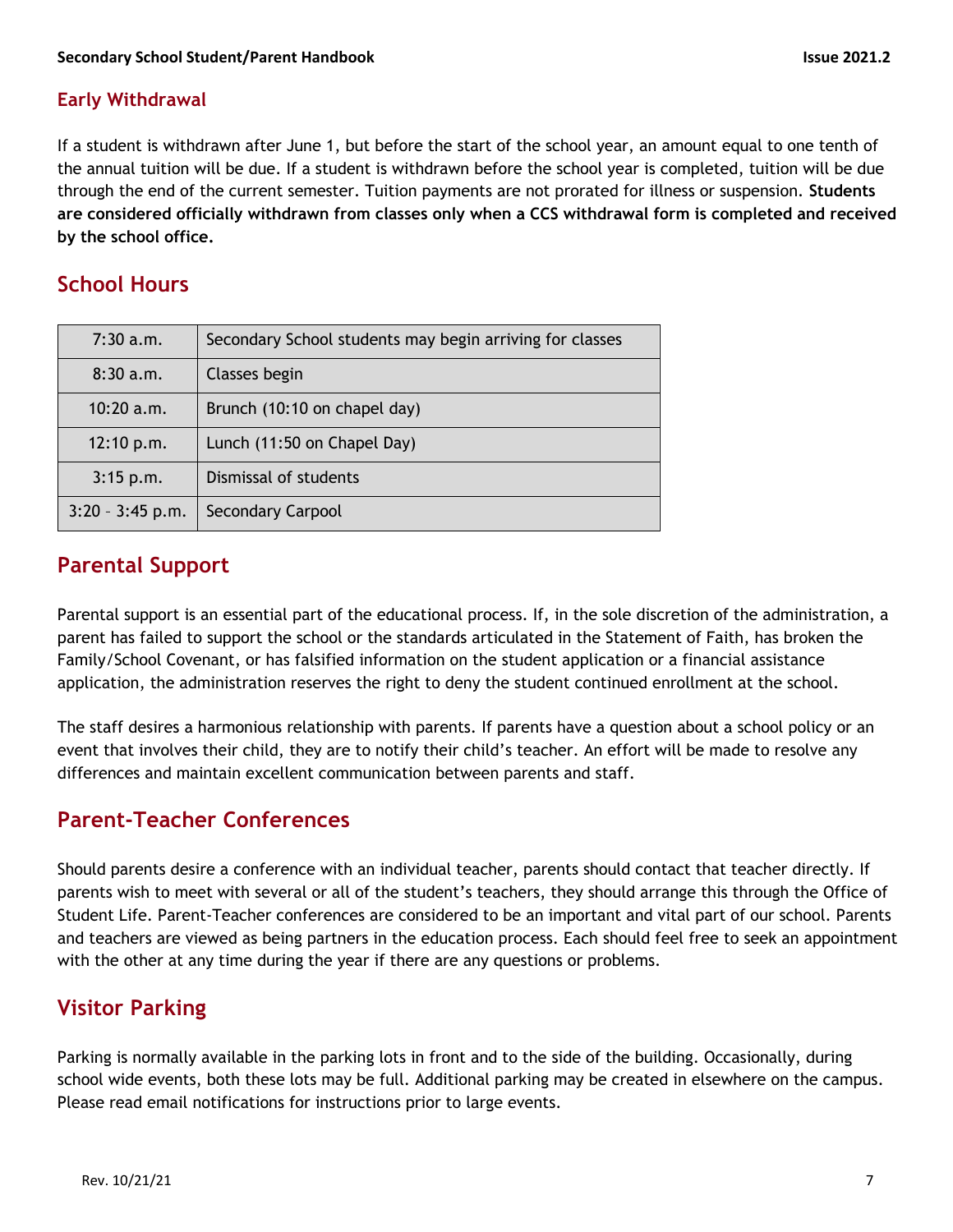## Early Withdrawal

If a student is withdrawn after June 1, but before the start of the school year, an amount equal to one tenth of the annual tuition will be due. If a student is withdrawn before the school year is completed, tuition will be due through the end of the current semester. Tuition payments are not prorated for illness or suspension. **Students are considered officially withdrawn from classes only when a CCS withdrawal form is completed and received by the school office.**

## School Hours

| | |
|---|---|
| 7:30 a.m. | Secondary School students may begin arriving for classes |
| 8:30 a.m. | Classes begin |
| 10:20 a.m. | Brunch (10:10 on chapel day) |
| 12:10 p.m. | Lunch (11:50 on Chapel Day) |
| 3:15 p.m. | Dismissal of students |
| 3:20 – 3:45 p.m. | Secondary Carpool |

## Parental Support

Parental support is an essential part of the educational process. If, in the sole discretion of the administration, a parent has failed to support the school or the standards articulated in the Statement of Faith, has broken the Family/School Covenant, or has falsified information on the student application or a financial assistance application, the administration reserves the right to deny the student continued enrollment at the school.

The staff desires a harmonious relationship with parents. If parents have a question about a school policy or an event that involves their child, they are to notify their child's teacher. An effort will be made to resolve any differences and maintain excellent communication between parents and staff.

## Parent-Teacher Conferences

Should parents desire a conference with an individual teacher, parents should contact that teacher directly. If parents wish to meet with several or all of the student's teachers, they should arrange this through the Office of Student Life. Parent-Teacher conferences are considered to be an important and vital part of our school. Parents and teachers are viewed as being partners in the education process. Each should feel free to seek an appointment with the other at any time during the year if there are any questions or problems.

## Visitor Parking

Parking is normally available in the parking lots in front and to the side of the building. Occasionally, during school wide events, both these lots may be full. Additional parking may be created in elsewhere on the campus. Please read email notifications for instructions prior to large events.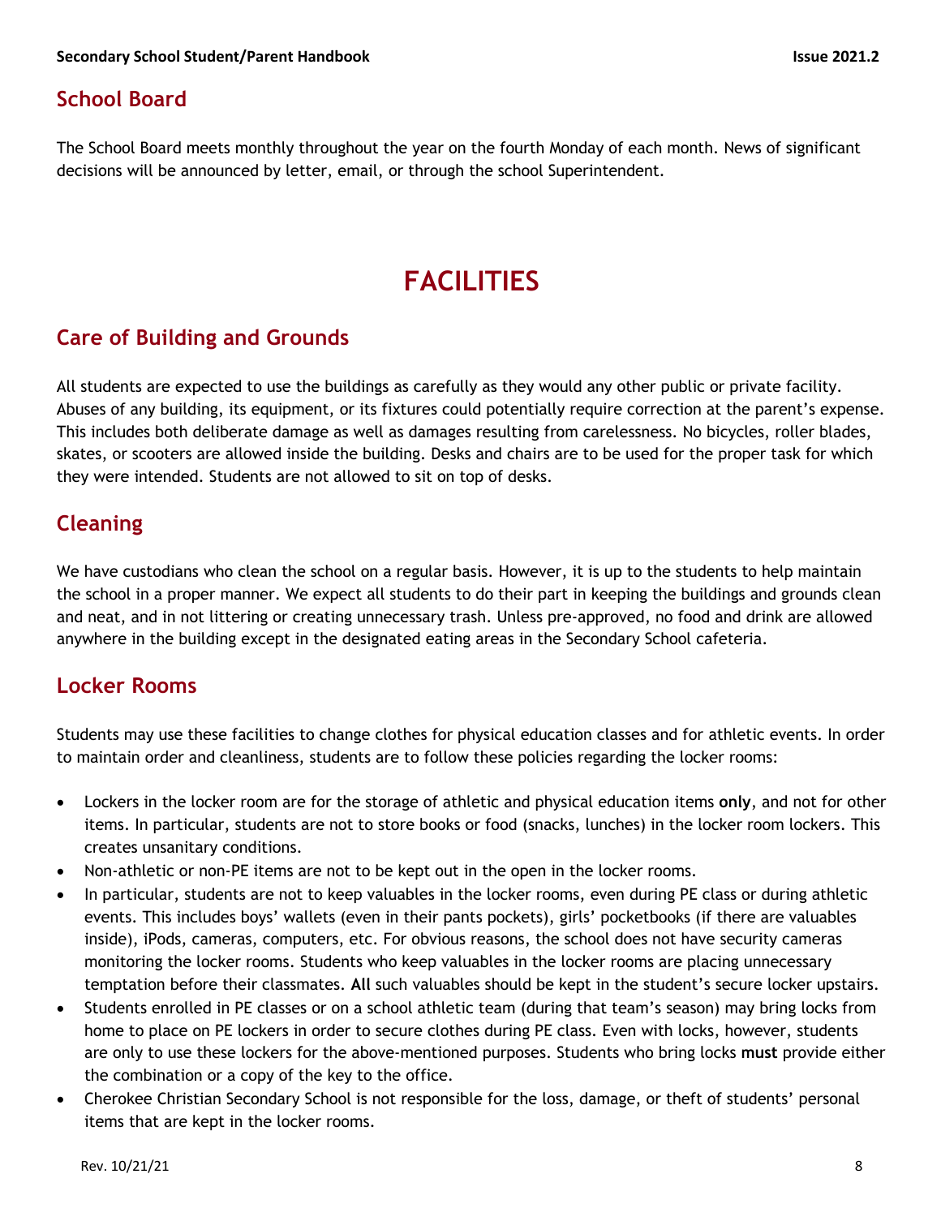## School Board

The School Board meets monthly throughout the year on the fourth Monday of each month. News of significant decisions will be announced by letter, email, or through the school Superintendent.

# FACILITIES

## Care of Building and Grounds

All students are expected to use the buildings as carefully as they would any other public or private facility. Abuses of any building, its equipment, or its fixtures could potentially require correction at the parent's expense. This includes both deliberate damage as well as damages resulting from carelessness. No bicycles, roller blades, skates, or scooters are allowed inside the building. Desks and chairs are to be used for the proper task for which they were intended. Students are not allowed to sit on top of desks.

## Cleaning

We have custodians who clean the school on a regular basis. However, it is up to the students to help maintain the school in a proper manner. We expect all students to do their part in keeping the buildings and grounds clean and neat, and in not littering or creating unnecessary trash. Unless pre-approved, no food and drink are allowed anywhere in the building except in the designated eating areas in the Secondary School cafeteria.

## Locker Rooms

Students may use these facilities to change clothes for physical education classes and for athletic events. In order to maintain order and cleanliness, students are to follow these policies regarding the locker rooms:

- Lockers in the locker room are for the storage of athletic and physical education items **only**, and not for other items. In particular, students are not to store books or food (snacks, lunches) in the locker room lockers. This creates unsanitary conditions.
- Non-athletic or non-PE items are not to be kept out in the open in the locker rooms.
- In particular, students are not to keep valuables in the locker rooms, even during PE class or during athletic events. This includes boys' wallets (even in their pants pockets), girls' pocketbooks (if there are valuables inside), iPods, cameras, computers, etc. For obvious reasons, the school does not have security cameras monitoring the locker rooms. Students who keep valuables in the locker rooms are placing unnecessary temptation before their classmates. **All** such valuables should be kept in the student's secure locker upstairs.
- Students enrolled in PE classes or on a school athletic team (during that team's season) may bring locks from home to place on PE lockers in order to secure clothes during PE class. Even with locks, however, students are only to use these lockers for the above-mentioned purposes. Students who bring locks **must** provide either the combination or a copy of the key to the office.
- Cherokee Christian Secondary School is not responsible for the loss, damage, or theft of students' personal items that are kept in the locker rooms.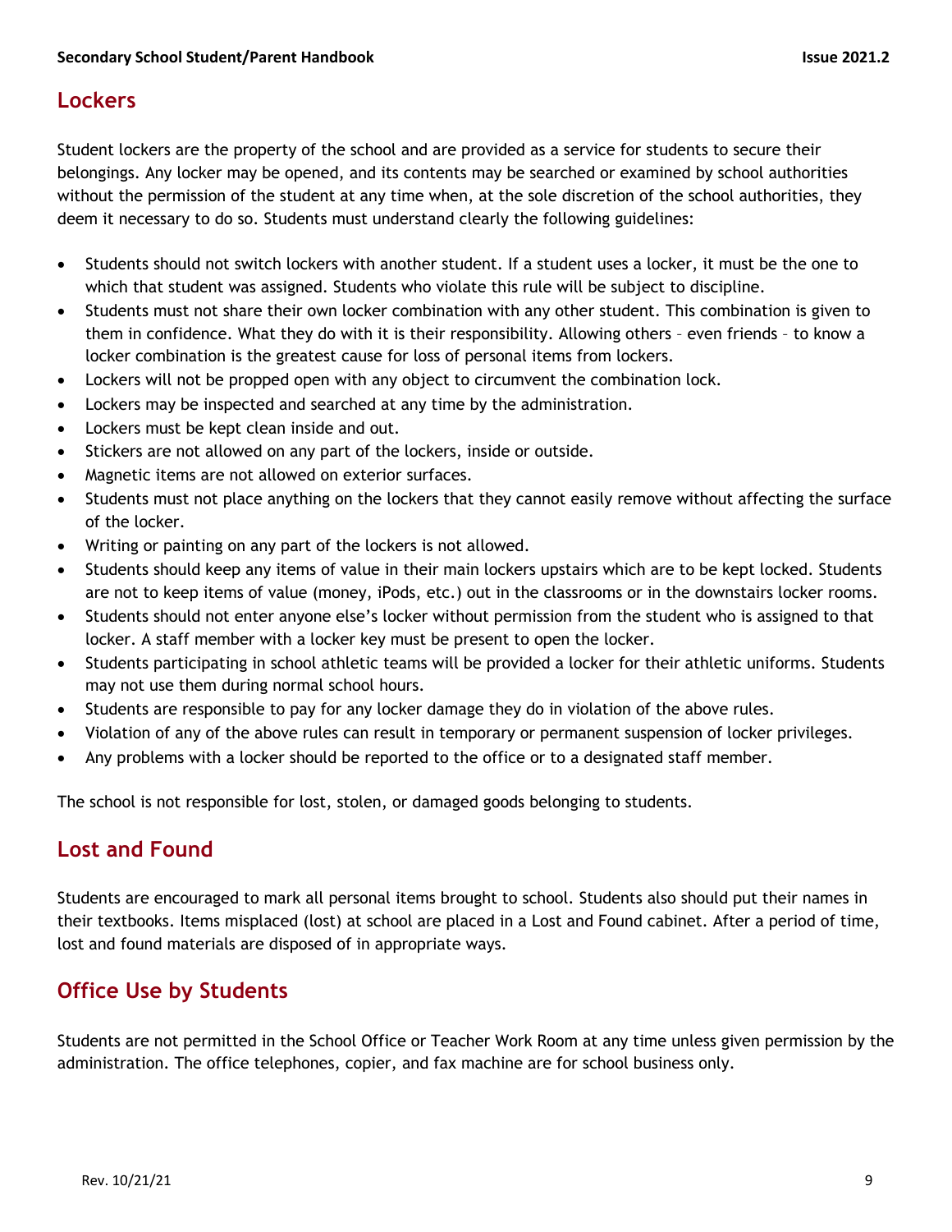## Lockers

Student lockers are the property of the school and are provided as a service for students to secure their belongings. Any locker may be opened, and its contents may be searched or examined by school authorities without the permission of the student at any time when, at the sole discretion of the school authorities, they deem it necessary to do so. Students must understand clearly the following guidelines:

- Students should not switch lockers with another student. If a student uses a locker, it must be the one to which that student was assigned. Students who violate this rule will be subject to discipline.
- Students must not share their own locker combination with any other student. This combination is given to them in confidence. What they do with it is their responsibility. Allowing others – even friends – to know a locker combination is the greatest cause for loss of personal items from lockers.
- Lockers will not be propped open with any object to circumvent the combination lock.
- Lockers may be inspected and searched at any time by the administration.
- Lockers must be kept clean inside and out.
- Stickers are not allowed on any part of the lockers, inside or outside.
- Magnetic items are not allowed on exterior surfaces.
- Students must not place anything on the lockers that they cannot easily remove without affecting the surface of the locker.
- Writing or painting on any part of the lockers is not allowed.
- Students should keep any items of value in their main lockers upstairs which are to be kept locked. Students are not to keep items of value (money, iPods, etc.) out in the classrooms or in the downstairs locker rooms.
- Students should not enter anyone else's locker without permission from the student who is assigned to that locker. A staff member with a locker key must be present to open the locker.
- Students participating in school athletic teams will be provided a locker for their athletic uniforms. Students may not use them during normal school hours.
- Students are responsible to pay for any locker damage they do in violation of the above rules.
- Violation of any of the above rules can result in temporary or permanent suspension of locker privileges.
- Any problems with a locker should be reported to the office or to a designated staff member.

The school is not responsible for lost, stolen, or damaged goods belonging to students.

## Lost and Found

Students are encouraged to mark all personal items brought to school. Students also should put their names in their textbooks. Items misplaced (lost) at school are placed in a Lost and Found cabinet. After a period of time, lost and found materials are disposed of in appropriate ways.

## Office Use by Students

Students are not permitted in the School Office or Teacher Work Room at any time unless given permission by the administration. The office telephones, copier, and fax machine are for school business only.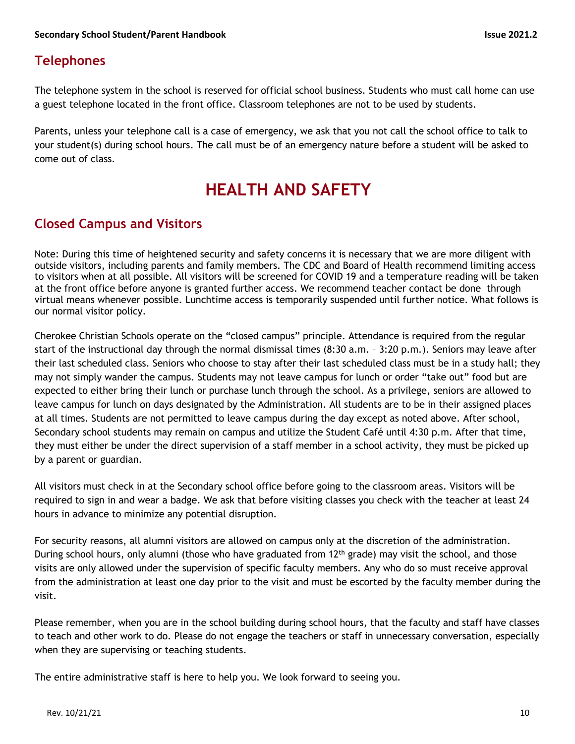## Telephones

The telephone system in the school is reserved for official school business. Students who must call home can use a guest telephone located in the front office. Classroom telephones are not to be used by students.

Parents, unless your telephone call is a case of emergency, we ask that you not call the school office to talk to your student(s) during school hours. The call must be of an emergency nature before a student will be asked to come out of class.

# HEALTH AND SAFETY

## Closed Campus and Visitors

Note: During this time of heightened security and safety concerns it is necessary that we are more diligent with outside visitors, including parents and family members. The CDC and Board of Health recommend limiting access to visitors when at all possible. All visitors will be screened for COVID 19 and a temperature reading will be taken at the front office before anyone is granted further access. We recommend teacher contact be done through virtual means whenever possible. Lunchtime access is temporarily suspended until further notice. What follows is our normal visitor policy.

Cherokee Christian Schools operate on the "closed campus" principle. Attendance is required from the regular start of the instructional day through the normal dismissal times (8:30 a.m. – 3:20 p.m.). Seniors may leave after their last scheduled class. Seniors who choose to stay after their last scheduled class must be in a study hall; they may not simply wander the campus. Students may not leave campus for lunch or order "take out" food but are expected to either bring their lunch or purchase lunch through the school. As a privilege, seniors are allowed to leave campus for lunch on days designated by the Administration. All students are to be in their assigned places at all times. Students are not permitted to leave campus during the day except as noted above. After school, Secondary school students may remain on campus and utilize the Student Café until 4:30 p.m. After that time, they must either be under the direct supervision of a staff member in a school activity, they must be picked up by a parent or guardian.

All visitors must check in at the Secondary school office before going to the classroom areas. Visitors will be required to sign in and wear a badge. We ask that before visiting classes you check with the teacher at least 24 hours in advance to minimize any potential disruption.

For security reasons, all alumni visitors are allowed on campus only at the discretion of the administration. During school hours, only alumni (those who have graduated from 12th grade) may visit the school, and those visits are only allowed under the supervision of specific faculty members. Any who do so must receive approval from the administration at least one day prior to the visit and must be escorted by the faculty member during the visit.

Please remember, when you are in the school building during school hours, that the faculty and staff have classes to teach and other work to do. Please do not engage the teachers or staff in unnecessary conversation, especially when they are supervising or teaching students.

The entire administrative staff is here to help you. We look forward to seeing you.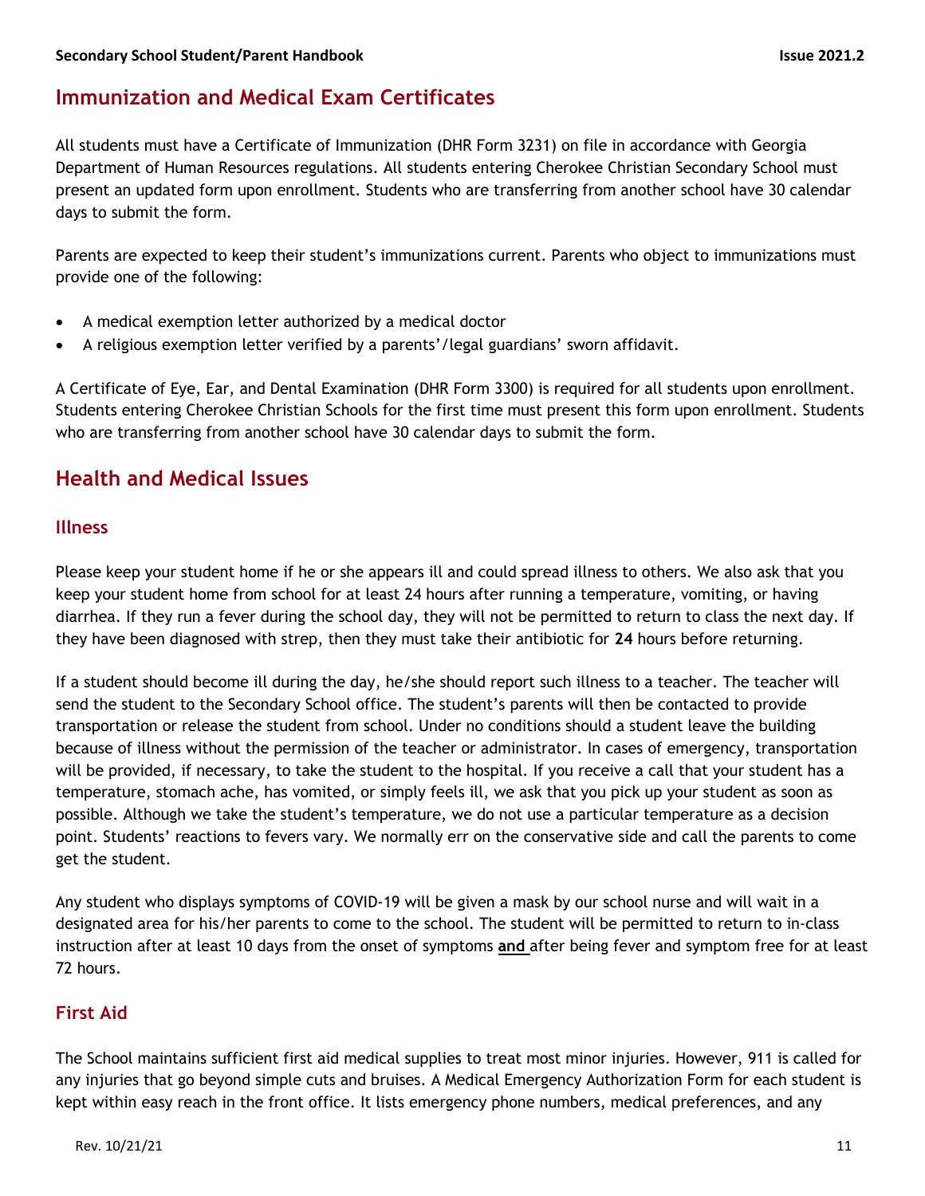## Immunization and Medical Exam Certificates

All students must have a Certificate of Immunization (DHR Form 3231) on file in accordance with Georgia Department of Human Resources regulations. All students entering Cherokee Christian Secondary School must present an updated form upon enrollment. Students who are transferring from another school have 30 calendar days to submit the form.

Parents are expected to keep their student's immunizations current. Parents who object to immunizations must provide one of the following:

- A medical exemption letter authorized by a medical doctor
- A religious exemption letter verified by a parents'/legal guardians' sworn affidavit.

A Certificate of Eye, Ear, and Dental Examination (DHR Form 3300) is required for all students upon enrollment. Students entering Cherokee Christian Schools for the first time must present this form upon enrollment. Students who are transferring from another school have 30 calendar days to submit the form.

## Health and Medical Issues

### Illness

Please keep your student home if he or she appears ill and could spread illness to others. We also ask that you keep your student home from school for at least 24 hours after running a temperature, vomiting, or having diarrhea. If they run a fever during the school day, they will not be permitted to return to class the next day. If they have been diagnosed with strep, then they must take their antibiotic for **24** hours before returning.

If a student should become ill during the day, he/she should report such illness to a teacher. The teacher will send the student to the Secondary School office. The student's parents will then be contacted to provide transportation or release the student from school. Under no conditions should a student leave the building because of illness without the permission of the teacher or administrator. In cases of emergency, transportation will be provided, if necessary, to take the student to the hospital. If you receive a call that your student has a temperature, stomach ache, has vomited, or simply feels ill, we ask that you pick up your student as soon as possible. Although we take the student's temperature, we do not use a particular temperature as a decision point. Students' reactions to fevers vary. We normally err on the conservative side and call the parents to come get the student.

Any student who displays symptoms of COVID-19 will be given a mask by our school nurse and will wait in a designated area for his/her parents to come to the school. The student will be permitted to return to in-class instruction after at least 10 days from the onset of symptoms **and** after being fever and symptom free for at least 72 hours.

### First Aid

The School maintains sufficient first aid medical supplies to treat most minor injuries. However, 911 is called for any injuries that go beyond simple cuts and bruises. A Medical Emergency Authorization Form for each student is kept within easy reach in the front office. It lists emergency phone numbers, medical preferences, and any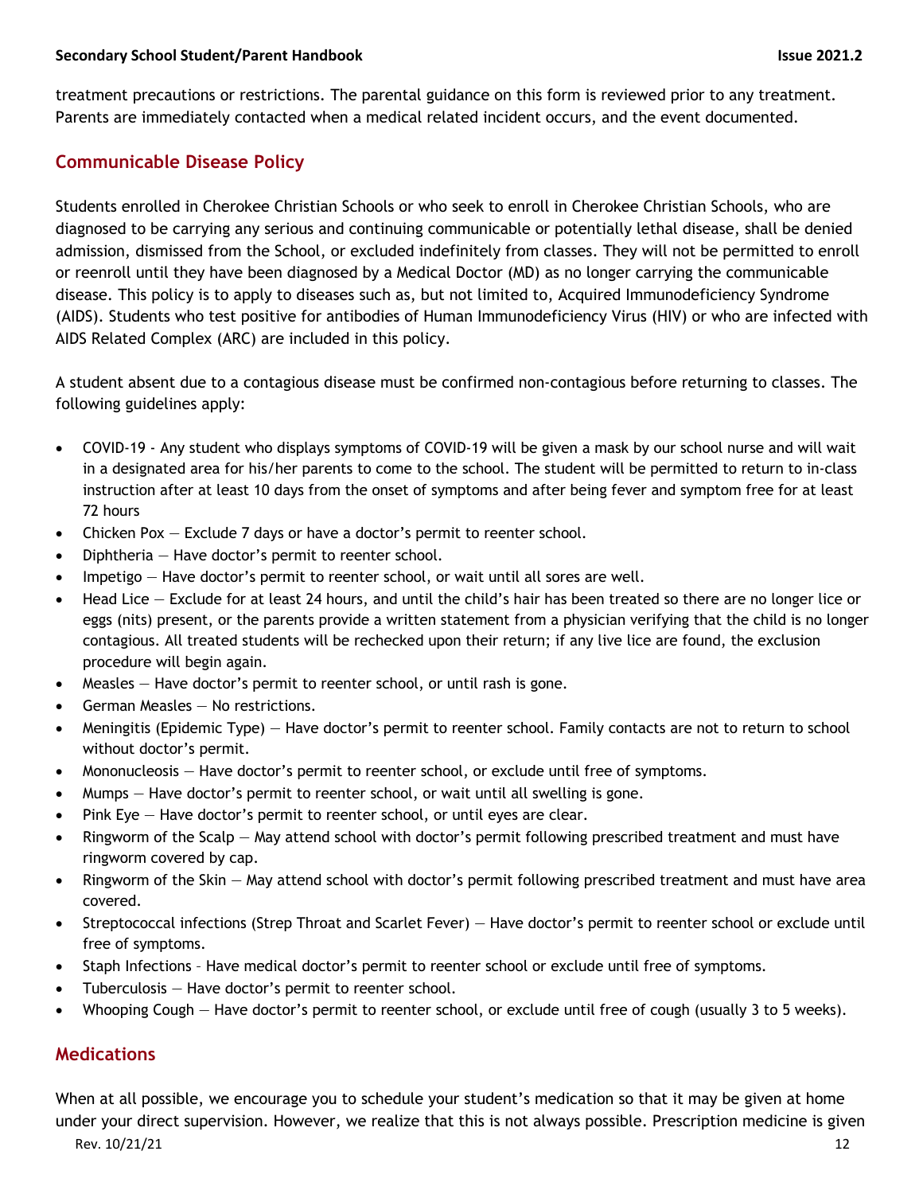treatment precautions or restrictions. The parental guidance on this form is reviewed prior to any treatment. Parents are immediately contacted when a medical related incident occurs, and the event documented.

## Communicable Disease Policy

Students enrolled in Cherokee Christian Schools or who seek to enroll in Cherokee Christian Schools, who are diagnosed to be carrying any serious and continuing communicable or potentially lethal disease, shall be denied admission, dismissed from the School, or excluded indefinitely from classes. They will not be permitted to enroll or reenroll until they have been diagnosed by a Medical Doctor (MD) as no longer carrying the communicable disease. This policy is to apply to diseases such as, but not limited to, Acquired Immunodeficiency Syndrome (AIDS). Students who test positive for antibodies of Human Immunodeficiency Virus (HIV) or who are infected with AIDS Related Complex (ARC) are included in this policy.

A student absent due to a contagious disease must be confirmed non-contagious before returning to classes. The following guidelines apply:

- COVID-19 - Any student who displays symptoms of COVID-19 will be given a mask by our school nurse and will wait in a designated area for his/her parents to come to the school. The student will be permitted to return to in-class instruction after at least 10 days from the onset of symptoms and after being fever and symptom free for at least 72 hours
- Chicken Pox — Exclude 7 days or have a doctor's permit to reenter school.
- Diphtheria — Have doctor's permit to reenter school.
- Impetigo — Have doctor's permit to reenter school, or wait until all sores are well.
- Head Lice — Exclude for at least 24 hours, and until the child's hair has been treated so there are no longer lice or eggs (nits) present, or the parents provide a written statement from a physician verifying that the child is no longer contagious. All treated students will be rechecked upon their return; if any live lice are found, the exclusion procedure will begin again.
- Measles — Have doctor's permit to reenter school, or until rash is gone.
- German Measles — No restrictions.
- Meningitis (Epidemic Type) — Have doctor's permit to reenter school. Family contacts are not to return to school without doctor's permit.
- Mononucleosis — Have doctor's permit to reenter school, or exclude until free of symptoms.
- Mumps — Have doctor's permit to reenter school, or wait until all swelling is gone.
- Pink Eye — Have doctor's permit to reenter school, or until eyes are clear.
- Ringworm of the Scalp — May attend school with doctor's permit following prescribed treatment and must have ringworm covered by cap.
- Ringworm of the Skin — May attend school with doctor's permit following prescribed treatment and must have area covered.
- Streptococcal infections (Strep Throat and Scarlet Fever) — Have doctor's permit to reenter school or exclude until free of symptoms.
- Staph Infections – Have medical doctor's permit to reenter school or exclude until free of symptoms.
- Tuberculosis — Have doctor's permit to reenter school.
- Whooping Cough — Have doctor's permit to reenter school, or exclude until free of cough (usually 3 to 5 weeks).

## Medications

When at all possible, we encourage you to schedule your student's medication so that it may be given at home under your direct supervision. However, we realize that this is not always possible. Prescription medicine is given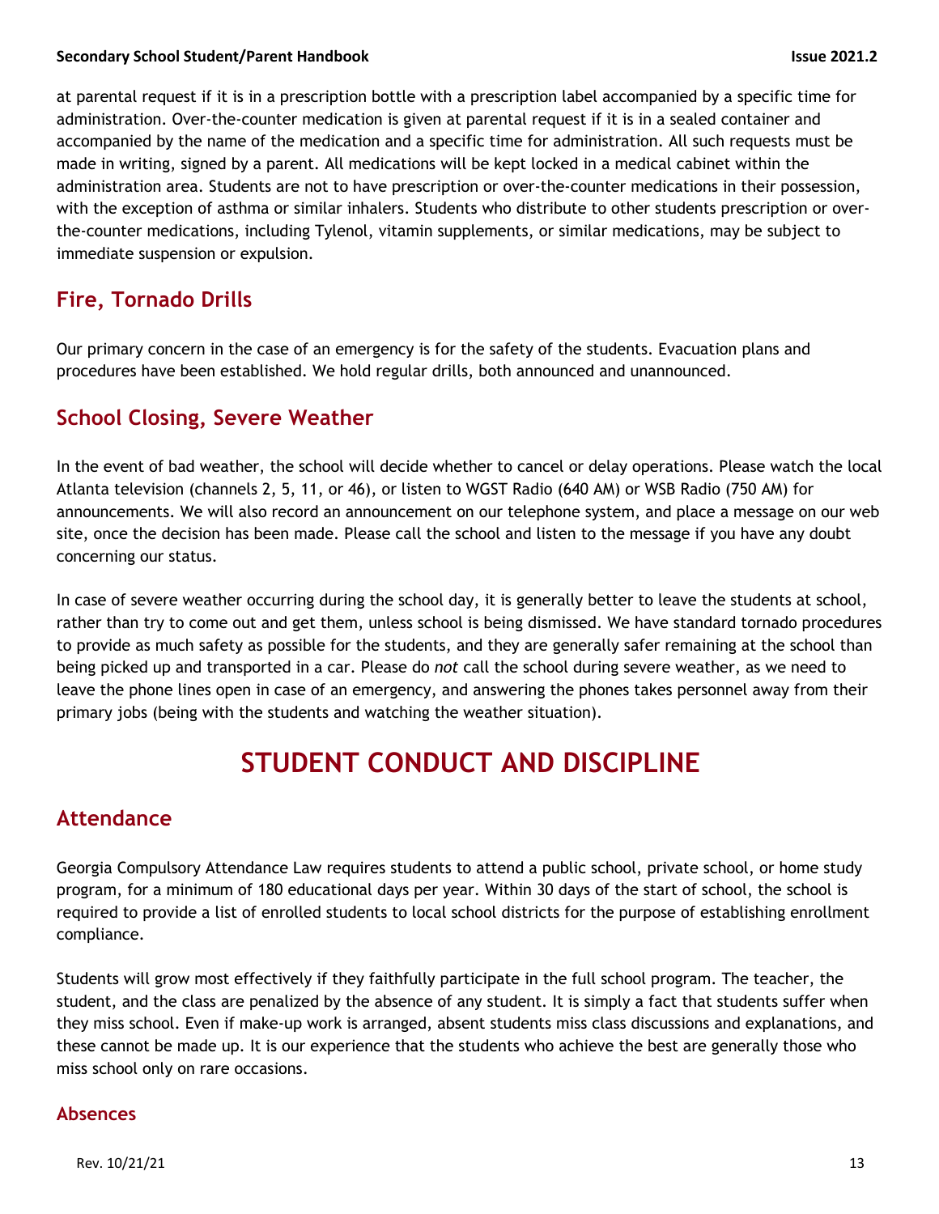at parental request if it is in a prescription bottle with a prescription label accompanied by a specific time for administration. Over-the-counter medication is given at parental request if it is in a sealed container and accompanied by the name of the medication and a specific time for administration. All such requests must be made in writing, signed by a parent. All medications will be kept locked in a medical cabinet within the administration area. Students are not to have prescription or over-the-counter medications in their possession, with the exception of asthma or similar inhalers. Students who distribute to other students prescription or over-the-counter medications, including Tylenol, vitamin supplements, or similar medications, may be subject to immediate suspension or expulsion.

## Fire, Tornado Drills

Our primary concern in the case of an emergency is for the safety of the students. Evacuation plans and procedures have been established. We hold regular drills, both announced and unannounced.

## School Closing, Severe Weather

In the event of bad weather, the school will decide whether to cancel or delay operations. Please watch the local Atlanta television (channels 2, 5, 11, or 46), or listen to WGST Radio (640 AM) or WSB Radio (750 AM) for announcements. We will also record an announcement on our telephone system, and place a message on our web site, once the decision has been made. Please call the school and listen to the message if you have any doubt concerning our status.

In case of severe weather occurring during the school day, it is generally better to leave the students at school, rather than try to come out and get them, unless school is being dismissed. We have standard tornado procedures to provide as much safety as possible for the students, and they are generally safer remaining at the school than being picked up and transported in a car. Please do *not* call the school during severe weather, as we need to leave the phone lines open in case of an emergency, and answering the phones takes personnel away from their primary jobs (being with the students and watching the weather situation).

# STUDENT CONDUCT AND DISCIPLINE

## Attendance

Georgia Compulsory Attendance Law requires students to attend a public school, private school, or home study program, for a minimum of 180 educational days per year. Within 30 days of the start of school, the school is required to provide a list of enrolled students to local school districts for the purpose of establishing enrollment compliance.

Students will grow most effectively if they faithfully participate in the full school program. The teacher, the student, and the class are penalized by the absence of any student. It is simply a fact that students suffer when they miss school. Even if make-up work is arranged, absent students miss class discussions and explanations, and these cannot be made up. It is our experience that the students who achieve the best are generally those who miss school only on rare occasions.

### Absences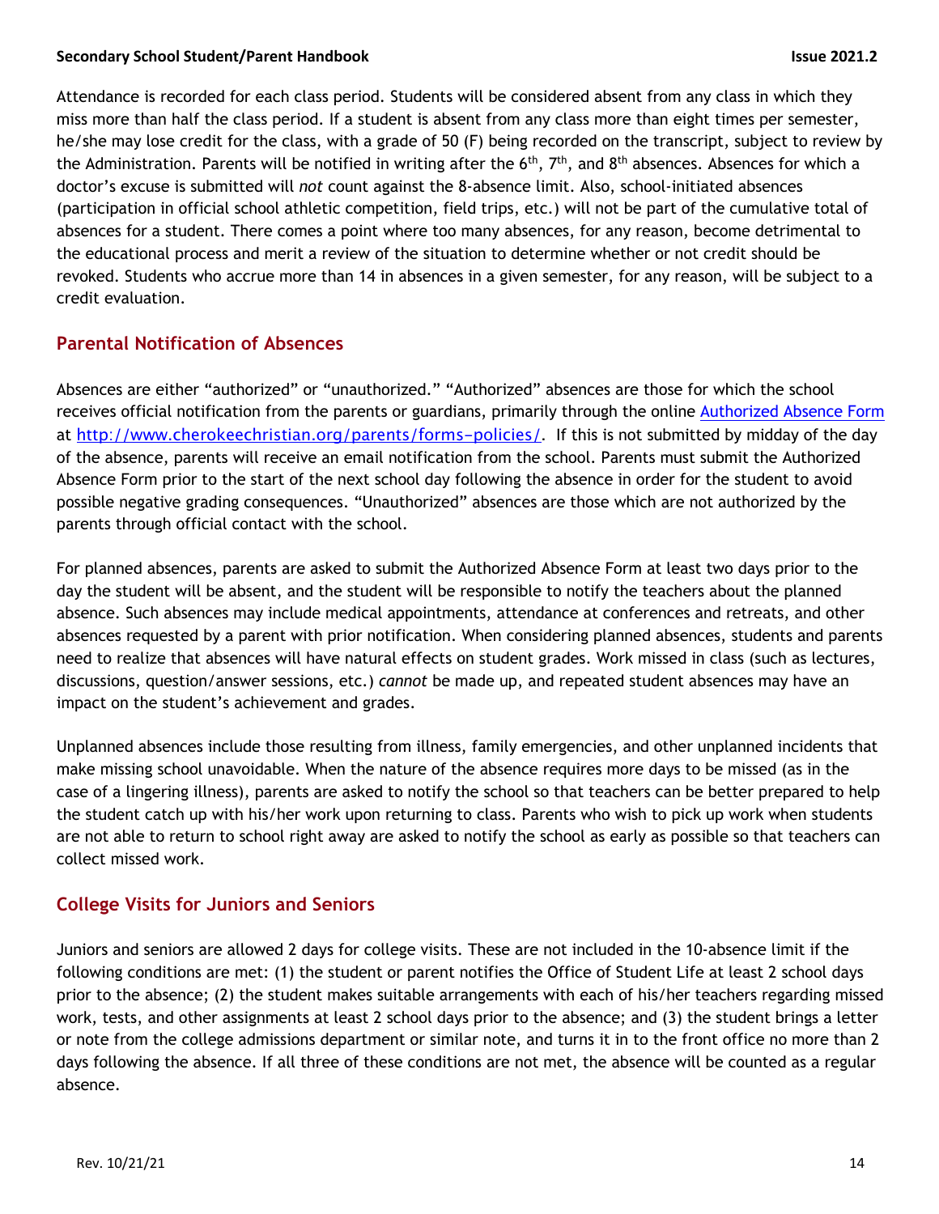Attendance is recorded for each class period. Students will be considered absent from any class in which they miss more than half the class period. If a student is absent from any class more than eight times per semester, he/she may lose credit for the class, with a grade of 50 (F) being recorded on the transcript, subject to review by the Administration. Parents will be notified in writing after the 6th, 7th, and 8th absences. Absences for which a doctor's excuse is submitted will *not* count against the 8-absence limit. Also, school-initiated absences (participation in official school athletic competition, field trips, etc.) will not be part of the cumulative total of absences for a student. There comes a point where too many absences, for any reason, become detrimental to the educational process and merit a review of the situation to determine whether or not credit should be revoked. Students who accrue more than 14 in absences in a given semester, for any reason, will be subject to a credit evaluation.

## Parental Notification of Absences

Absences are either "authorized" or "unauthorized." "Authorized" absences are those for which the school receives official notification from the parents or guardians, primarily through the online Authorized Absence Form at http://www.cherokeechristian.org/parents/forms-policies/. If this is not submitted by midday of the day of the absence, parents will receive an email notification from the school. Parents must submit the Authorized Absence Form prior to the start of the next school day following the absence in order for the student to avoid possible negative grading consequences. "Unauthorized" absences are those which are not authorized by the parents through official contact with the school.

For planned absences, parents are asked to submit the Authorized Absence Form at least two days prior to the day the student will be absent, and the student will be responsible to notify the teachers about the planned absence. Such absences may include medical appointments, attendance at conferences and retreats, and other absences requested by a parent with prior notification. When considering planned absences, students and parents need to realize that absences will have natural effects on student grades. Work missed in class (such as lectures, discussions, question/answer sessions, etc.) *cannot* be made up, and repeated student absences may have an impact on the student's achievement and grades.

Unplanned absences include those resulting from illness, family emergencies, and other unplanned incidents that make missing school unavoidable. When the nature of the absence requires more days to be missed (as in the case of a lingering illness), parents are asked to notify the school so that teachers can be better prepared to help the student catch up with his/her work upon returning to class. Parents who wish to pick up work when students are not able to return to school right away are asked to notify the school as early as possible so that teachers can collect missed work.

## College Visits for Juniors and Seniors

Juniors and seniors are allowed 2 days for college visits. These are not included in the 10-absence limit if the following conditions are met: (1) the student or parent notifies the Office of Student Life at least 2 school days prior to the absence; (2) the student makes suitable arrangements with each of his/her teachers regarding missed work, tests, and other assignments at least 2 school days prior to the absence; and (3) the student brings a letter or note from the college admissions department or similar note, and turns it in to the front office no more than 2 days following the absence. If all three of these conditions are not met, the absence will be counted as a regular absence.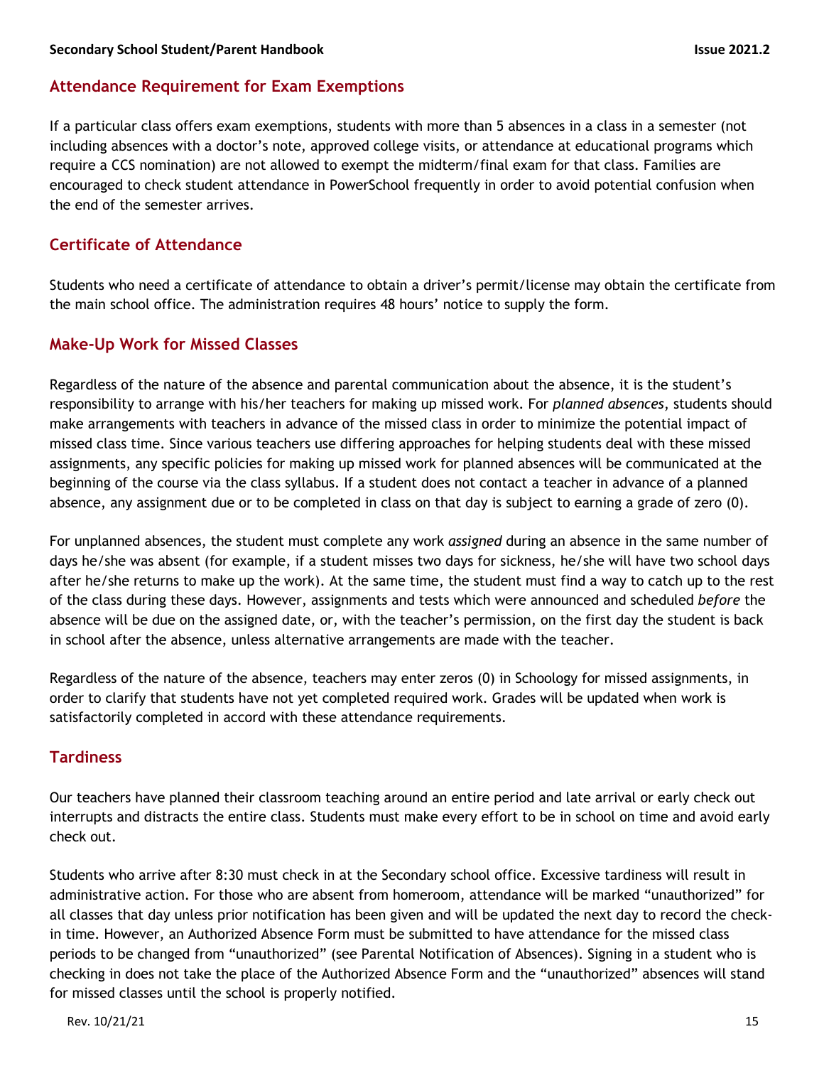## Attendance Requirement for Exam Exemptions

If a particular class offers exam exemptions, students with more than 5 absences in a class in a semester (not including absences with a doctor's note, approved college visits, or attendance at educational programs which require a CCS nomination) are not allowed to exempt the midterm/final exam for that class. Families are encouraged to check student attendance in PowerSchool frequently in order to avoid potential confusion when the end of the semester arrives.

## Certificate of Attendance

Students who need a certificate of attendance to obtain a driver's permit/license may obtain the certificate from the main school office. The administration requires 48 hours' notice to supply the form.

## Make-Up Work for Missed Classes

Regardless of the nature of the absence and parental communication about the absence, it is the student's responsibility to arrange with his/her teachers for making up missed work. For *planned absences*, students should make arrangements with teachers in advance of the missed class in order to minimize the potential impact of missed class time. Since various teachers use differing approaches for helping students deal with these missed assignments, any specific policies for making up missed work for planned absences will be communicated at the beginning of the course via the class syllabus. If a student does not contact a teacher in advance of a planned absence, any assignment due or to be completed in class on that day is subject to earning a grade of zero (0).

For unplanned absences, the student must complete any work *assigned* during an absence in the same number of days he/she was absent (for example, if a student misses two days for sickness, he/she will have two school days after he/she returns to make up the work). At the same time, the student must find a way to catch up to the rest of the class during these days. However, assignments and tests which were announced and scheduled *before* the absence will be due on the assigned date, or, with the teacher's permission, on the first day the student is back in school after the absence, unless alternative arrangements are made with the teacher.

Regardless of the nature of the absence, teachers may enter zeros (0) in Schoology for missed assignments, in order to clarify that students have not yet completed required work. Grades will be updated when work is satisfactorily completed in accord with these attendance requirements.

## Tardiness

Our teachers have planned their classroom teaching around an entire period and late arrival or early check out interrupts and distracts the entire class. Students must make every effort to be in school on time and avoid early check out.

Students who arrive after 8:30 must check in at the Secondary school office. Excessive tardiness will result in administrative action. For those who are absent from homeroom, attendance will be marked "unauthorized" for all classes that day unless prior notification has been given and will be updated the next day to record the check-in time. However, an Authorized Absence Form must be submitted to have attendance for the missed class periods to be changed from "unauthorized" (see Parental Notification of Absences). Signing in a student who is checking in does not take the place of the Authorized Absence Form and the "unauthorized" absences will stand for missed classes until the school is properly notified.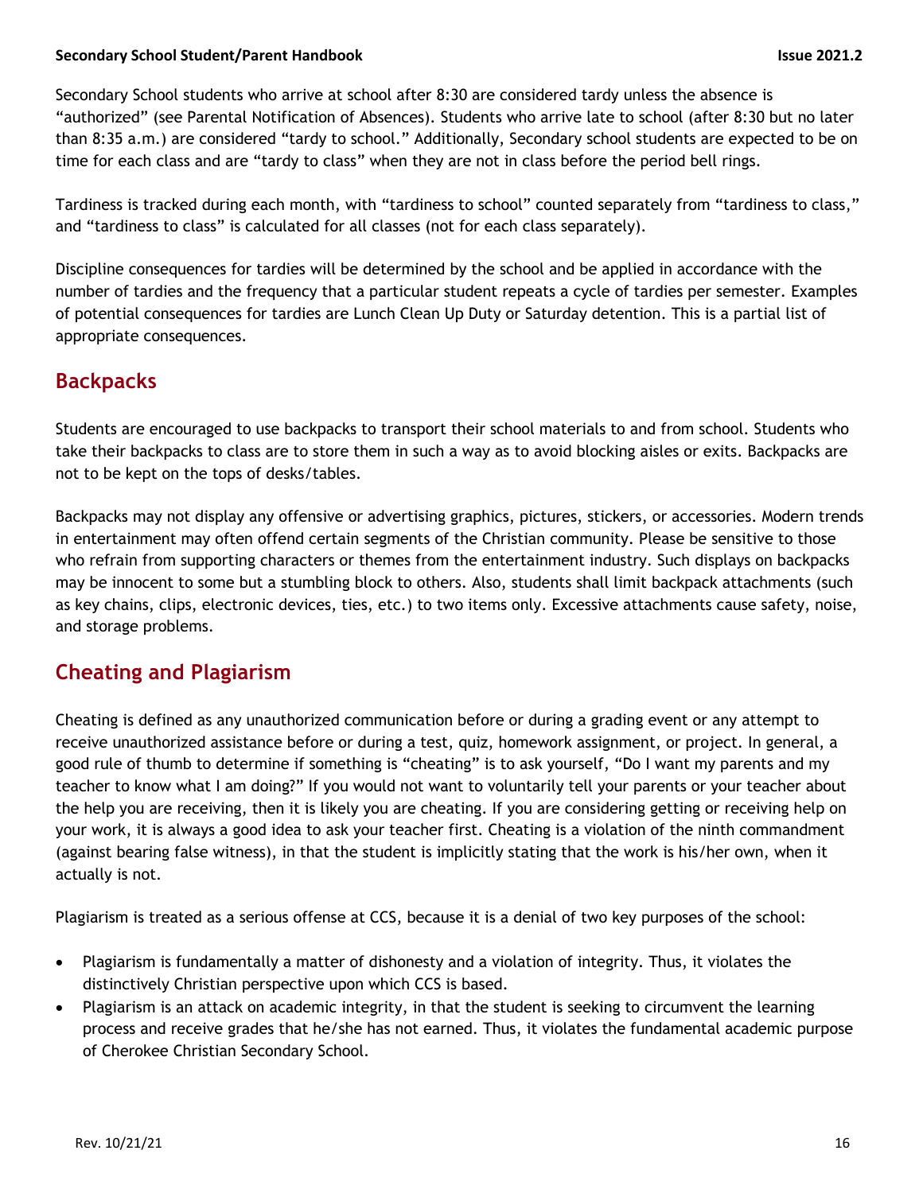Secondary School students who arrive at school after 8:30 are considered tardy unless the absence is "authorized" (see Parental Notification of Absences). Students who arrive late to school (after 8:30 but no later than 8:35 a.m.) are considered "tardy to school." Additionally, Secondary school students are expected to be on time for each class and are "tardy to class" when they are not in class before the period bell rings.

Tardiness is tracked during each month, with "tardiness to school" counted separately from "tardiness to class," and "tardiness to class" is calculated for all classes (not for each class separately).

Discipline consequences for tardies will be determined by the school and be applied in accordance with the number of tardies and the frequency that a particular student repeats a cycle of tardies per semester. Examples of potential consequences for tardies are Lunch Clean Up Duty or Saturday detention. This is a partial list of appropriate consequences.

## Backpacks

Students are encouraged to use backpacks to transport their school materials to and from school. Students who take their backpacks to class are to store them in such a way as to avoid blocking aisles or exits. Backpacks are not to be kept on the tops of desks/tables.

Backpacks may not display any offensive or advertising graphics, pictures, stickers, or accessories. Modern trends in entertainment may often offend certain segments of the Christian community. Please be sensitive to those who refrain from supporting characters or themes from the entertainment industry. Such displays on backpacks may be innocent to some but a stumbling block to others. Also, students shall limit backpack attachments (such as key chains, clips, electronic devices, ties, etc.) to two items only. Excessive attachments cause safety, noise, and storage problems.

## Cheating and Plagiarism

Cheating is defined as any unauthorized communication before or during a grading event or any attempt to receive unauthorized assistance before or during a test, quiz, homework assignment, or project. In general, a good rule of thumb to determine if something is "cheating" is to ask yourself, "Do I want my parents and my teacher to know what I am doing?" If you would not want to voluntarily tell your parents or your teacher about the help you are receiving, then it is likely you are cheating. If you are considering getting or receiving help on your work, it is always a good idea to ask your teacher first. Cheating is a violation of the ninth commandment (against bearing false witness), in that the student is implicitly stating that the work is his/her own, when it actually is not.

Plagiarism is treated as a serious offense at CCS, because it is a denial of two key purposes of the school:

- Plagiarism is fundamentally a matter of dishonesty and a violation of integrity. Thus, it violates the distinctively Christian perspective upon which CCS is based.
- Plagiarism is an attack on academic integrity, in that the student is seeking to circumvent the learning process and receive grades that he/she has not earned. Thus, it violates the fundamental academic purpose of Cherokee Christian Secondary School.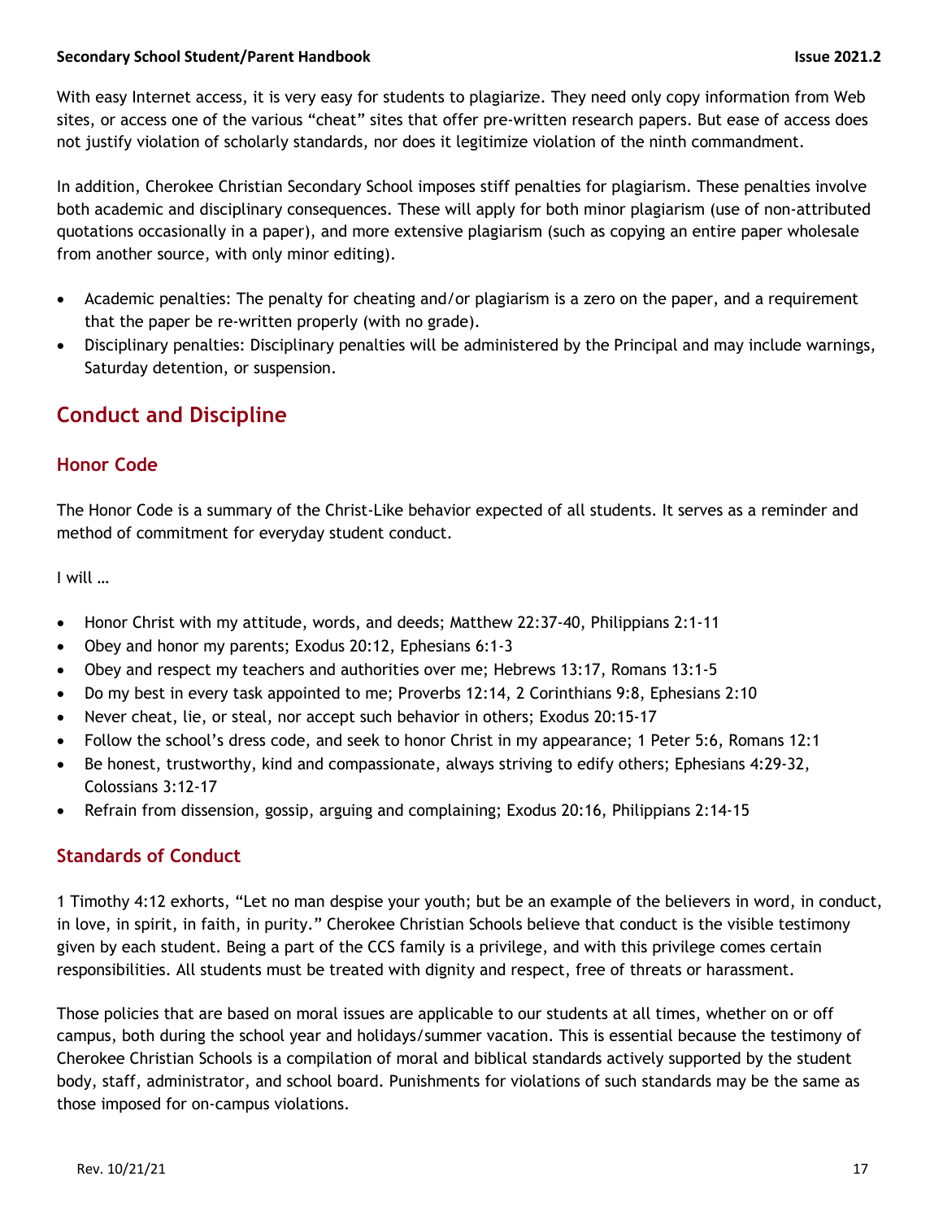With easy Internet access, it is very easy for students to plagiarize. They need only copy information from Web sites, or access one of the various "cheat" sites that offer pre-written research papers. But ease of access does not justify violation of scholarly standards, nor does it legitimize violation of the ninth commandment.

In addition, Cherokee Christian Secondary School imposes stiff penalties for plagiarism. These penalties involve both academic and disciplinary consequences. These will apply for both minor plagiarism (use of non-attributed quotations occasionally in a paper), and more extensive plagiarism (such as copying an entire paper wholesale from another source, with only minor editing).

- Academic penalties: The penalty for cheating and/or plagiarism is a zero on the paper, and a requirement that the paper be re-written properly (with no grade).
- Disciplinary penalties: Disciplinary penalties will be administered by the Principal and may include warnings, Saturday detention, or suspension.

## Conduct and Discipline

### Honor Code

The Honor Code is a summary of the Christ-Like behavior expected of all students. It serves as a reminder and method of commitment for everyday student conduct.

I will …

- Honor Christ with my attitude, words, and deeds; Matthew 22:37-40, Philippians 2:1-11
- Obey and honor my parents; Exodus 20:12, Ephesians 6:1-3
- Obey and respect my teachers and authorities over me; Hebrews 13:17, Romans 13:1-5
- Do my best in every task appointed to me; Proverbs 12:14, 2 Corinthians 9:8, Ephesians 2:10
- Never cheat, lie, or steal, nor accept such behavior in others; Exodus 20:15-17
- Follow the school's dress code, and seek to honor Christ in my appearance; 1 Peter 5:6, Romans 12:1
- Be honest, trustworthy, kind and compassionate, always striving to edify others; Ephesians 4:29-32, Colossians 3:12-17
- Refrain from dissension, gossip, arguing and complaining; Exodus 20:16, Philippians 2:14-15

### Standards of Conduct

1 Timothy 4:12 exhorts, "Let no man despise your youth; but be an example of the believers in word, in conduct, in love, in spirit, in faith, in purity." Cherokee Christian Schools believe that conduct is the visible testimony given by each student. Being a part of the CCS family is a privilege, and with this privilege comes certain responsibilities. All students must be treated with dignity and respect, free of threats or harassment.

Those policies that are based on moral issues are applicable to our students at all times, whether on or off campus, both during the school year and holidays/summer vacation. This is essential because the testimony of Cherokee Christian Schools is a compilation of moral and biblical standards actively supported by the student body, staff, administrator, and school board. Punishments for violations of such standards may be the same as those imposed for on-campus violations.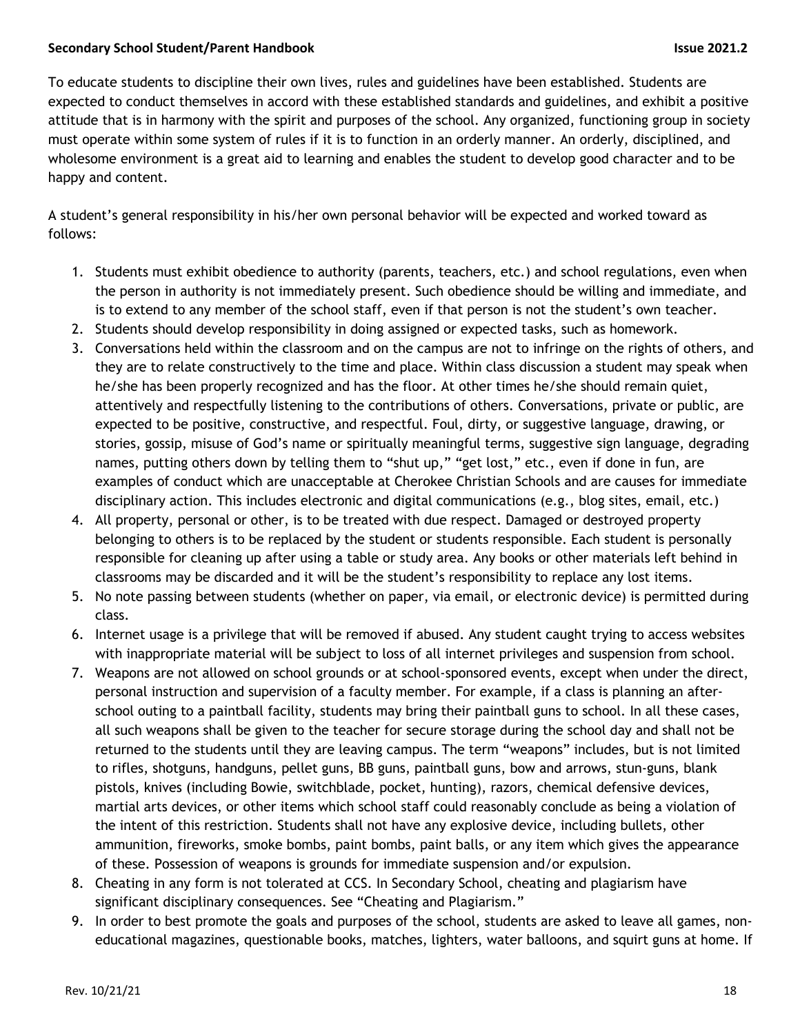To educate students to discipline their own lives, rules and guidelines have been established. Students are expected to conduct themselves in accord with these established standards and guidelines, and exhibit a positive attitude that is in harmony with the spirit and purposes of the school. Any organized, functioning group in society must operate within some system of rules if it is to function in an orderly manner. An orderly, disciplined, and wholesome environment is a great aid to learning and enables the student to develop good character and to be happy and content.

A student's general responsibility in his/her own personal behavior will be expected and worked toward as follows:

1. Students must exhibit obedience to authority (parents, teachers, etc.) and school regulations, even when the person in authority is not immediately present. Such obedience should be willing and immediate, and is to extend to any member of the school staff, even if that person is not the student's own teacher.
2. Students should develop responsibility in doing assigned or expected tasks, such as homework.
3. Conversations held within the classroom and on the campus are not to infringe on the rights of others, and they are to relate constructively to the time and place. Within class discussion a student may speak when he/she has been properly recognized and has the floor. At other times he/she should remain quiet, attentively and respectfully listening to the contributions of others. Conversations, private or public, are expected to be positive, constructive, and respectful. Foul, dirty, or suggestive language, drawing, or stories, gossip, misuse of God's name or spiritually meaningful terms, suggestive sign language, degrading names, putting others down by telling them to "shut up," "get lost," etc., even if done in fun, are examples of conduct which are unacceptable at Cherokee Christian Schools and are causes for immediate disciplinary action. This includes electronic and digital communications (e.g., blog sites, email, etc.)
4. All property, personal or other, is to be treated with due respect. Damaged or destroyed property belonging to others is to be replaced by the student or students responsible. Each student is personally responsible for cleaning up after using a table or study area. Any books or other materials left behind in classrooms may be discarded and it will be the student's responsibility to replace any lost items.
5. No note passing between students (whether on paper, via email, or electronic device) is permitted during class.
6. Internet usage is a privilege that will be removed if abused. Any student caught trying to access websites with inappropriate material will be subject to loss of all internet privileges and suspension from school.
7. Weapons are not allowed on school grounds or at school-sponsored events, except when under the direct, personal instruction and supervision of a faculty member. For example, if a class is planning an after-school outing to a paintball facility, students may bring their paintball guns to school. In all these cases, all such weapons shall be given to the teacher for secure storage during the school day and shall not be returned to the students until they are leaving campus. The term "weapons" includes, but is not limited to rifles, shotguns, handguns, pellet guns, BB guns, paintball guns, bow and arrows, stun-guns, blank pistols, knives (including Bowie, switchblade, pocket, hunting), razors, chemical defensive devices, martial arts devices, or other items which school staff could reasonably conclude as being a violation of the intent of this restriction. Students shall not have any explosive device, including bullets, other ammunition, fireworks, smoke bombs, paint bombs, paint balls, or any item which gives the appearance of these. Possession of weapons is grounds for immediate suspension and/or expulsion.
8. Cheating in any form is not tolerated at CCS. In Secondary School, cheating and plagiarism have significant disciplinary consequences. See "Cheating and Plagiarism."
9. In order to best promote the goals and purposes of the school, students are asked to leave all games, non-educational magazines, questionable books, matches, lighters, water balloons, and squirt guns at home. If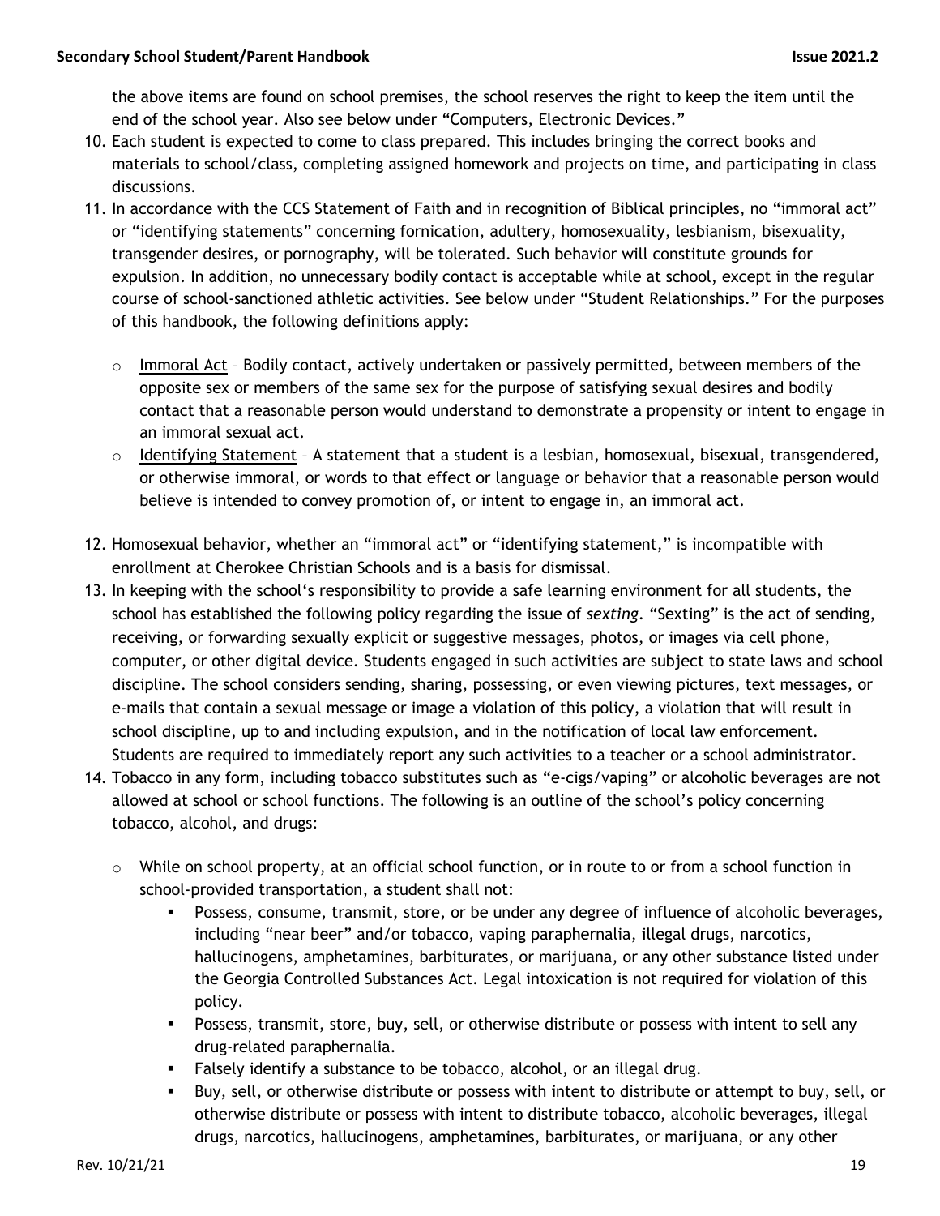the above items are found on school premises, the school reserves the right to keep the item until the end of the school year. Also see below under "Computers, Electronic Devices."

10. Each student is expected to come to class prepared. This includes bringing the correct books and materials to school/class, completing assigned homework and projects on time, and participating in class discussions.
11. In accordance with the CCS Statement of Faith and in recognition of Biblical principles, no "immoral act" or "identifying statements" concerning fornication, adultery, homosexuality, lesbianism, bisexuality, transgender desires, or pornography, will be tolerated. Such behavior will constitute grounds for expulsion. In addition, no unnecessary bodily contact is acceptable while at school, except in the regular course of school-sanctioned athletic activities. See below under "Student Relationships." For the purposes of this handbook, the following definitions apply:

    - Immoral Act – Bodily contact, actively undertaken or passively permitted, between members of the opposite sex or members of the same sex for the purpose of satisfying sexual desires and bodily contact that a reasonable person would understand to demonstrate a propensity or intent to engage in an immoral sexual act.
    - Identifying Statement – A statement that a student is a lesbian, homosexual, bisexual, transgendered, or otherwise immoral, or words to that effect or language or behavior that a reasonable person would believe is intended to convey promotion of, or intent to engage in, an immoral act.

12. Homosexual behavior, whether an "immoral act" or "identifying statement," is incompatible with enrollment at Cherokee Christian Schools and is a basis for dismissal.
13. In keeping with the school's responsibility to provide a safe learning environment for all students, the school has established the following policy regarding the issue of *sexting*. "Sexting" is the act of sending, receiving, or forwarding sexually explicit or suggestive messages, photos, or images via cell phone, computer, or other digital device. Students engaged in such activities are subject to state laws and school discipline. The school considers sending, sharing, possessing, or even viewing pictures, text messages, or e-mails that contain a sexual message or image a violation of this policy, a violation that will result in school discipline, up to and including expulsion, and in the notification of local law enforcement. Students are required to immediately report any such activities to a teacher or a school administrator.
14. Tobacco in any form, including tobacco substitutes such as "e-cigs/vaping" or alcoholic beverages are not allowed at school or school functions. The following is an outline of the school's policy concerning tobacco, alcohol, and drugs:

    - While on school property, at an official school function, or in route to or from a school function in school-provided transportation, a student shall not:
        - Possess, consume, transmit, store, or be under any degree of influence of alcoholic beverages, including "near beer" and/or tobacco, vaping paraphernalia, illegal drugs, narcotics, hallucinogens, amphetamines, barbiturates, or marijuana, or any other substance listed under the Georgia Controlled Substances Act. Legal intoxication is not required for violation of this policy.
        - Possess, transmit, store, buy, sell, or otherwise distribute or possess with intent to sell any drug-related paraphernalia.
        - Falsely identify a substance to be tobacco, alcohol, or an illegal drug.
        - Buy, sell, or otherwise distribute or possess with intent to distribute or attempt to buy, sell, or otherwise distribute or possess with intent to distribute tobacco, alcoholic beverages, illegal drugs, narcotics, hallucinogens, amphetamines, barbiturates, or marijuana, or any other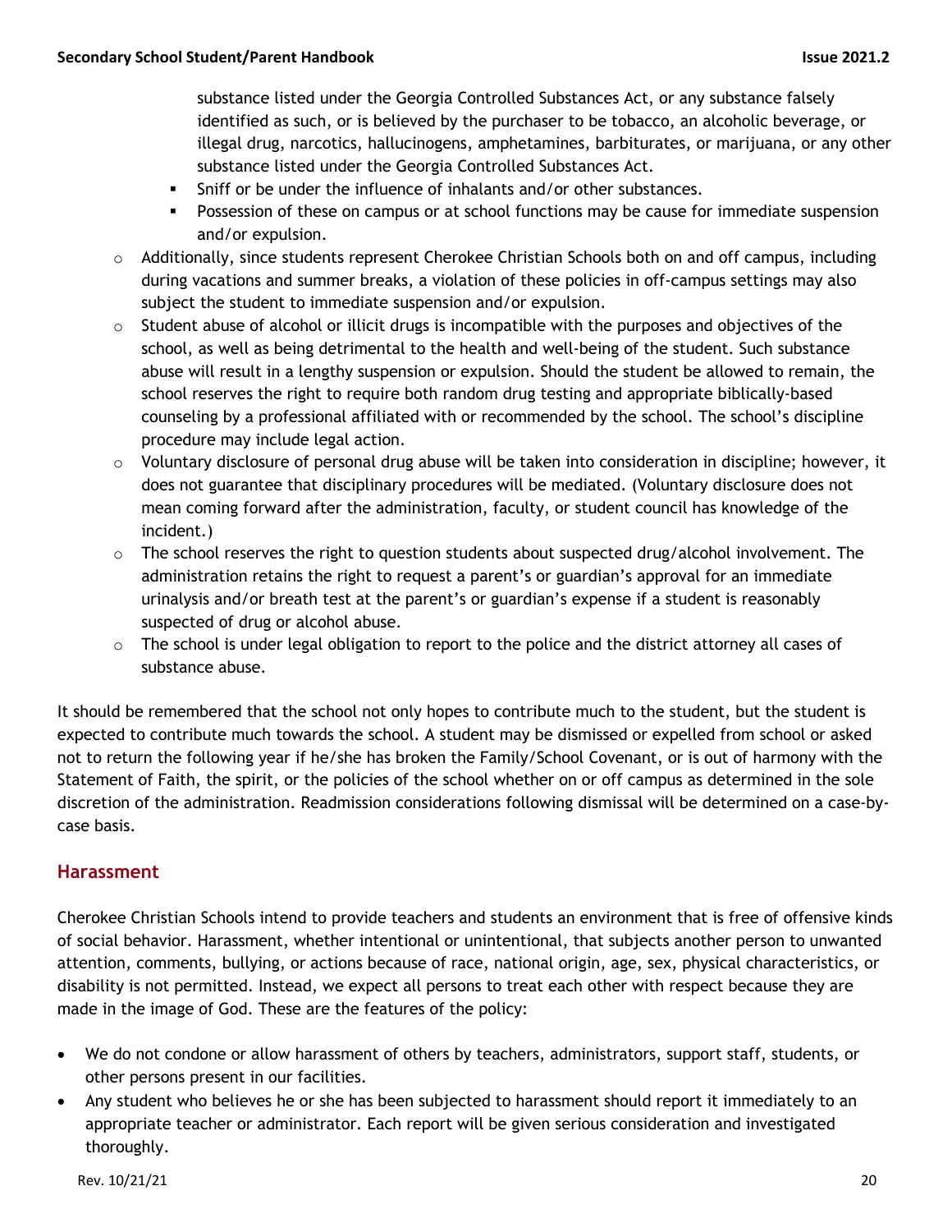substance listed under the Georgia Controlled Substances Act, or any substance falsely identified as such, or is believed by the purchaser to be tobacco, an alcoholic beverage, or illegal drug, narcotics, hallucinogens, amphetamines, barbiturates, or marijuana, or any other substance listed under the Georgia Controlled Substances Act.
        - Sniff or be under the influence of inhalants and/or other substances.
        - Possession of these on campus or at school functions may be cause for immediate suspension and/or expulsion.
    - Additionally, since students represent Cherokee Christian Schools both on and off campus, including during vacations and summer breaks, a violation of these policies in off-campus settings may also subject the student to immediate suspension and/or expulsion.
    - Student abuse of alcohol or illicit drugs is incompatible with the purposes and objectives of the school, as well as being detrimental to the health and well-being of the student. Such substance abuse will result in a lengthy suspension or expulsion. Should the student be allowed to remain, the school reserves the right to require both random drug testing and appropriate biblically-based counseling by a professional affiliated with or recommended by the school. The school's discipline procedure may include legal action.
    - Voluntary disclosure of personal drug abuse will be taken into consideration in discipline; however, it does not guarantee that disciplinary procedures will be mediated. (Voluntary disclosure does not mean coming forward after the administration, faculty, or student council has knowledge of the incident.)
    - The school reserves the right to question students about suspected drug/alcohol involvement. The administration retains the right to request a parent's or guardian's approval for an immediate urinalysis and/or breath test at the parent's or guardian's expense if a student is reasonably suspected of drug or alcohol abuse.
    - The school is under legal obligation to report to the police and the district attorney all cases of substance abuse.

It should be remembered that the school not only hopes to contribute much to the student, but the student is expected to contribute much towards the school. A student may be dismissed or expelled from school or asked not to return the following year if he/she has broken the Family/School Covenant, or is out of harmony with the Statement of Faith, the spirit, or the policies of the school whether on or off campus as determined in the sole discretion of the administration. Readmission considerations following dismissal will be determined on a case-by-case basis.

## Harassment

Cherokee Christian Schools intend to provide teachers and students an environment that is free of offensive kinds of social behavior. Harassment, whether intentional or unintentional, that subjects another person to unwanted attention, comments, bullying, or actions because of race, national origin, age, sex, physical characteristics, or disability is not permitted. Instead, we expect all persons to treat each other with respect because they are made in the image of God. These are the features of the policy:

- We do not condone or allow harassment of others by teachers, administrators, support staff, students, or other persons present in our facilities.
- Any student who believes he or she has been subjected to harassment should report it immediately to an appropriate teacher or administrator. Each report will be given serious consideration and investigated thoroughly.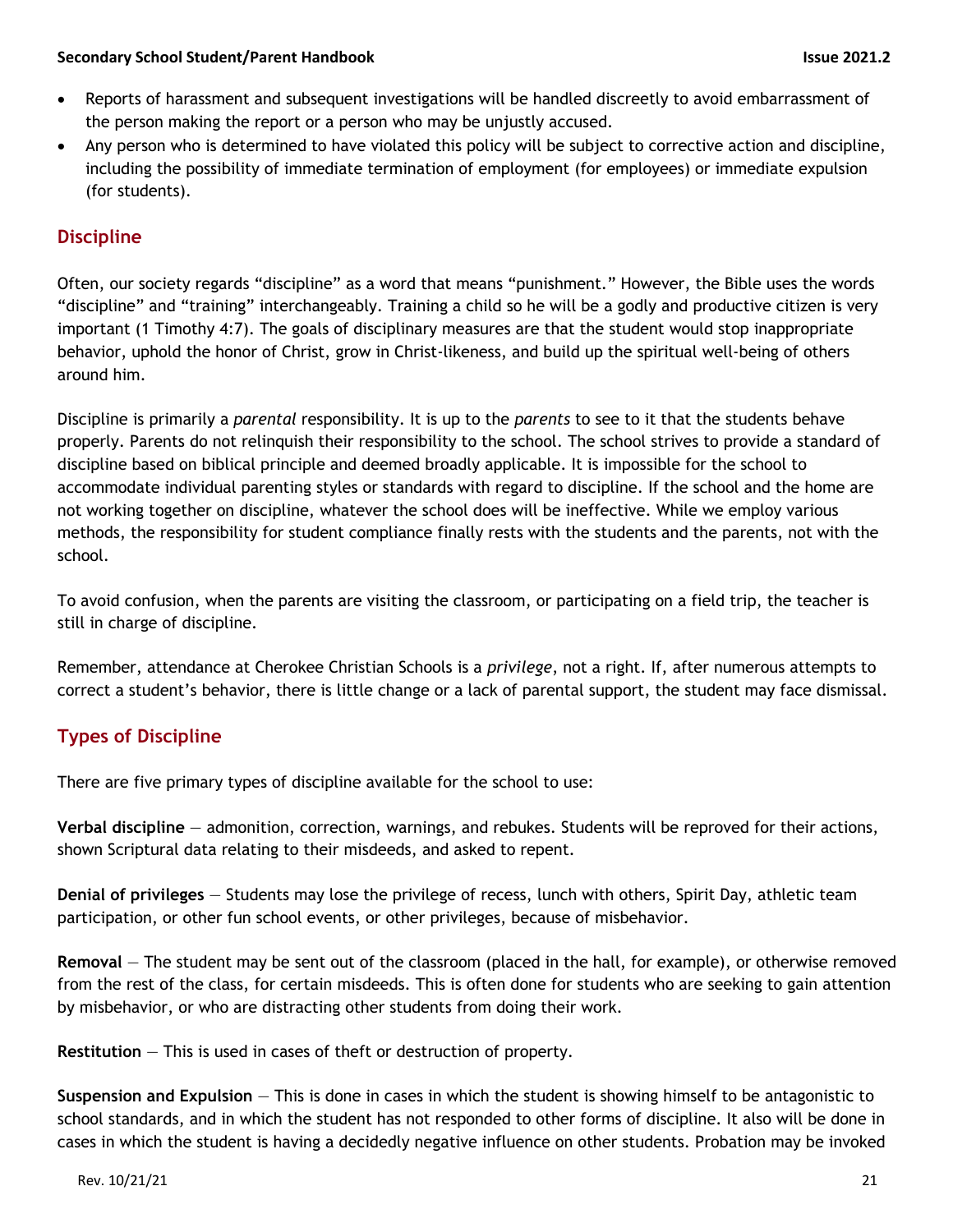- Reports of harassment and subsequent investigations will be handled discreetly to avoid embarrassment of the person making the report or a person who may be unjustly accused.
- Any person who is determined to have violated this policy will be subject to corrective action and discipline, including the possibility of immediate termination of employment (for employees) or immediate expulsion (for students).

## Discipline

Often, our society regards "discipline" as a word that means "punishment." However, the Bible uses the words "discipline" and "training" interchangeably. Training a child so he will be a godly and productive citizen is very important (1 Timothy 4:7). The goals of disciplinary measures are that the student would stop inappropriate behavior, uphold the honor of Christ, grow in Christ-likeness, and build up the spiritual well-being of others around him.

Discipline is primarily a *parental* responsibility. It is up to the *parents* to see to it that the students behave properly. Parents do not relinquish their responsibility to the school. The school strives to provide a standard of discipline based on biblical principle and deemed broadly applicable. It is impossible for the school to accommodate individual parenting styles or standards with regard to discipline. If the school and the home are not working together on discipline, whatever the school does will be ineffective. While we employ various methods, the responsibility for student compliance finally rests with the students and the parents, not with the school.

To avoid confusion, when the parents are visiting the classroom, or participating on a field trip, the teacher is still in charge of discipline.

Remember, attendance at Cherokee Christian Schools is a *privilege*, not a right. If, after numerous attempts to correct a student's behavior, there is little change or a lack of parental support, the student may face dismissal.

## Types of Discipline

There are five primary types of discipline available for the school to use:

**Verbal discipline** — admonition, correction, warnings, and rebukes. Students will be reproved for their actions, shown Scriptural data relating to their misdeeds, and asked to repent.

**Denial of privileges** — Students may lose the privilege of recess, lunch with others, Spirit Day, athletic team participation, or other fun school events, or other privileges, because of misbehavior.

**Removal** — The student may be sent out of the classroom (placed in the hall, for example), or otherwise removed from the rest of the class, for certain misdeeds. This is often done for students who are seeking to gain attention by misbehavior, or who are distracting other students from doing their work.

**Restitution** — This is used in cases of theft or destruction of property.

**Suspension and Expulsion** — This is done in cases in which the student is showing himself to be antagonistic to school standards, and in which the student has not responded to other forms of discipline. It also will be done in cases in which the student is having a decidedly negative influence on other students. Probation may be invoked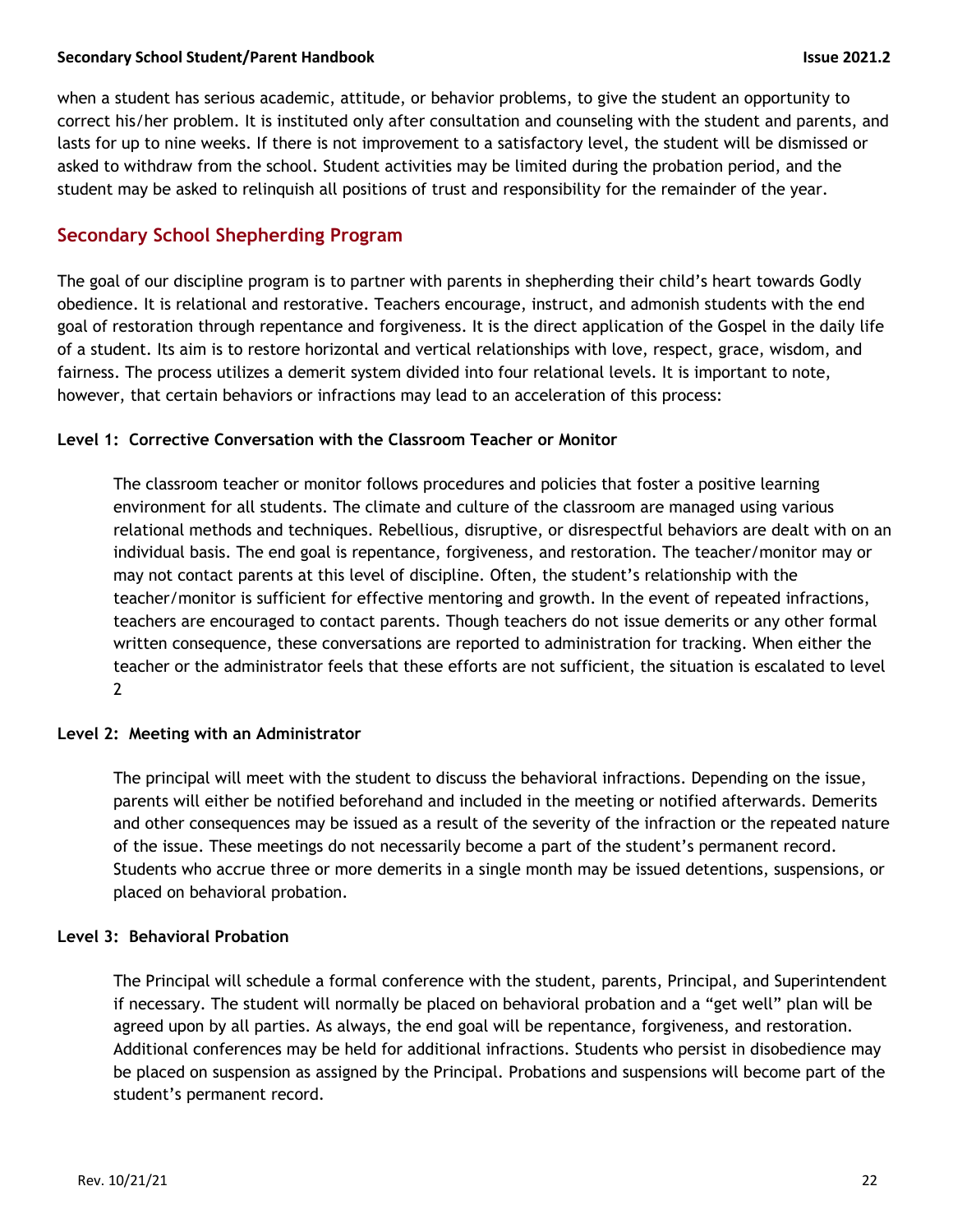when a student has serious academic, attitude, or behavior problems, to give the student an opportunity to correct his/her problem. It is instituted only after consultation and counseling with the student and parents, and lasts for up to nine weeks. If there is not improvement to a satisfactory level, the student will be dismissed or asked to withdraw from the school. Student activities may be limited during the probation period, and the student may be asked to relinquish all positions of trust and responsibility for the remainder of the year.

## Secondary School Shepherding Program

The goal of our discipline program is to partner with parents in shepherding their child's heart towards Godly obedience. It is relational and restorative. Teachers encourage, instruct, and admonish students with the end goal of restoration through repentance and forgiveness. It is the direct application of the Gospel in the daily life of a student. Its aim is to restore horizontal and vertical relationships with love, respect, grace, wisdom, and fairness. The process utilizes a demerit system divided into four relational levels. It is important to note, however, that certain behaviors or infractions may lead to an acceleration of this process:

**Level 1: Corrective Conversation with the Classroom Teacher or Monitor**

The classroom teacher or monitor follows procedures and policies that foster a positive learning environment for all students. The climate and culture of the classroom are managed using various relational methods and techniques. Rebellious, disruptive, or disrespectful behaviors are dealt with on an individual basis. The end goal is repentance, forgiveness, and restoration. The teacher/monitor may or may not contact parents at this level of discipline. Often, the student's relationship with the teacher/monitor is sufficient for effective mentoring and growth. In the event of repeated infractions, teachers are encouraged to contact parents. Though teachers do not issue demerits or any other formal written consequence, these conversations are reported to administration for tracking. When either the teacher or the administrator feels that these efforts are not sufficient, the situation is escalated to level 2

**Level 2: Meeting with an Administrator**

The principal will meet with the student to discuss the behavioral infractions. Depending on the issue, parents will either be notified beforehand and included in the meeting or notified afterwards. Demerits and other consequences may be issued as a result of the severity of the infraction or the repeated nature of the issue. These meetings do not necessarily become a part of the student's permanent record. Students who accrue three or more demerits in a single month may be issued detentions, suspensions, or placed on behavioral probation.

**Level 3: Behavioral Probation**

The Principal will schedule a formal conference with the student, parents, Principal, and Superintendent if necessary. The student will normally be placed on behavioral probation and a "get well" plan will be agreed upon by all parties. As always, the end goal will be repentance, forgiveness, and restoration. Additional conferences may be held for additional infractions. Students who persist in disobedience may be placed on suspension as assigned by the Principal. Probations and suspensions will become part of the student's permanent record.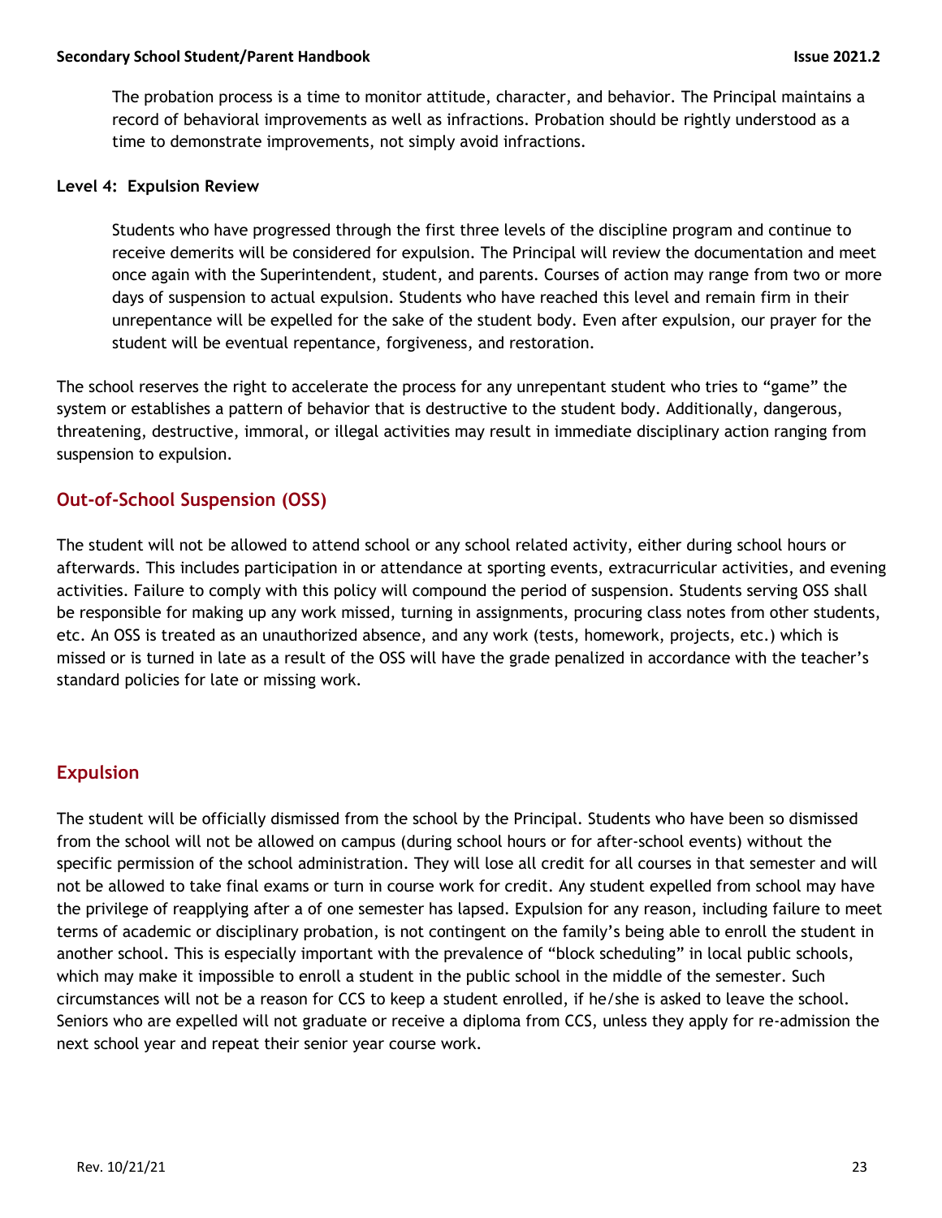The probation process is a time to monitor attitude, character, and behavior. The Principal maintains a record of behavioral improvements as well as infractions. Probation should be rightly understood as a time to demonstrate improvements, not simply avoid infractions.

**Level 4: Expulsion Review**

Students who have progressed through the first three levels of the discipline program and continue to receive demerits will be considered for expulsion. The Principal will review the documentation and meet once again with the Superintendent, student, and parents. Courses of action may range from two or more days of suspension to actual expulsion. Students who have reached this level and remain firm in their unrepentance will be expelled for the sake of the student body. Even after expulsion, our prayer for the student will be eventual repentance, forgiveness, and restoration.

The school reserves the right to accelerate the process for any unrepentant student who tries to "game" the system or establishes a pattern of behavior that is destructive to the student body. Additionally, dangerous, threatening, destructive, immoral, or illegal activities may result in immediate disciplinary action ranging from suspension to expulsion.

## Out-of-School Suspension (OSS)

The student will not be allowed to attend school or any school related activity, either during school hours or afterwards. This includes participation in or attendance at sporting events, extracurricular activities, and evening activities. Failure to comply with this policy will compound the period of suspension. Students serving OSS shall be responsible for making up any work missed, turning in assignments, procuring class notes from other students, etc. An OSS is treated as an unauthorized absence, and any work (tests, homework, projects, etc.) which is missed or is turned in late as a result of the OSS will have the grade penalized in accordance with the teacher's standard policies for late or missing work.

## Expulsion

The student will be officially dismissed from the school by the Principal. Students who have been so dismissed from the school will not be allowed on campus (during school hours or for after-school events) without the specific permission of the school administration. They will lose all credit for all courses in that semester and will not be allowed to take final exams or turn in course work for credit. Any student expelled from school may have the privilege of reapplying after a of one semester has lapsed. Expulsion for any reason, including failure to meet terms of academic or disciplinary probation, is not contingent on the family's being able to enroll the student in another school. This is especially important with the prevalence of "block scheduling" in local public schools, which may make it impossible to enroll a student in the public school in the middle of the semester. Such circumstances will not be a reason for CCS to keep a student enrolled, if he/she is asked to leave the school. Seniors who are expelled will not graduate or receive a diploma from CCS, unless they apply for re-admission the next school year and repeat their senior year course work.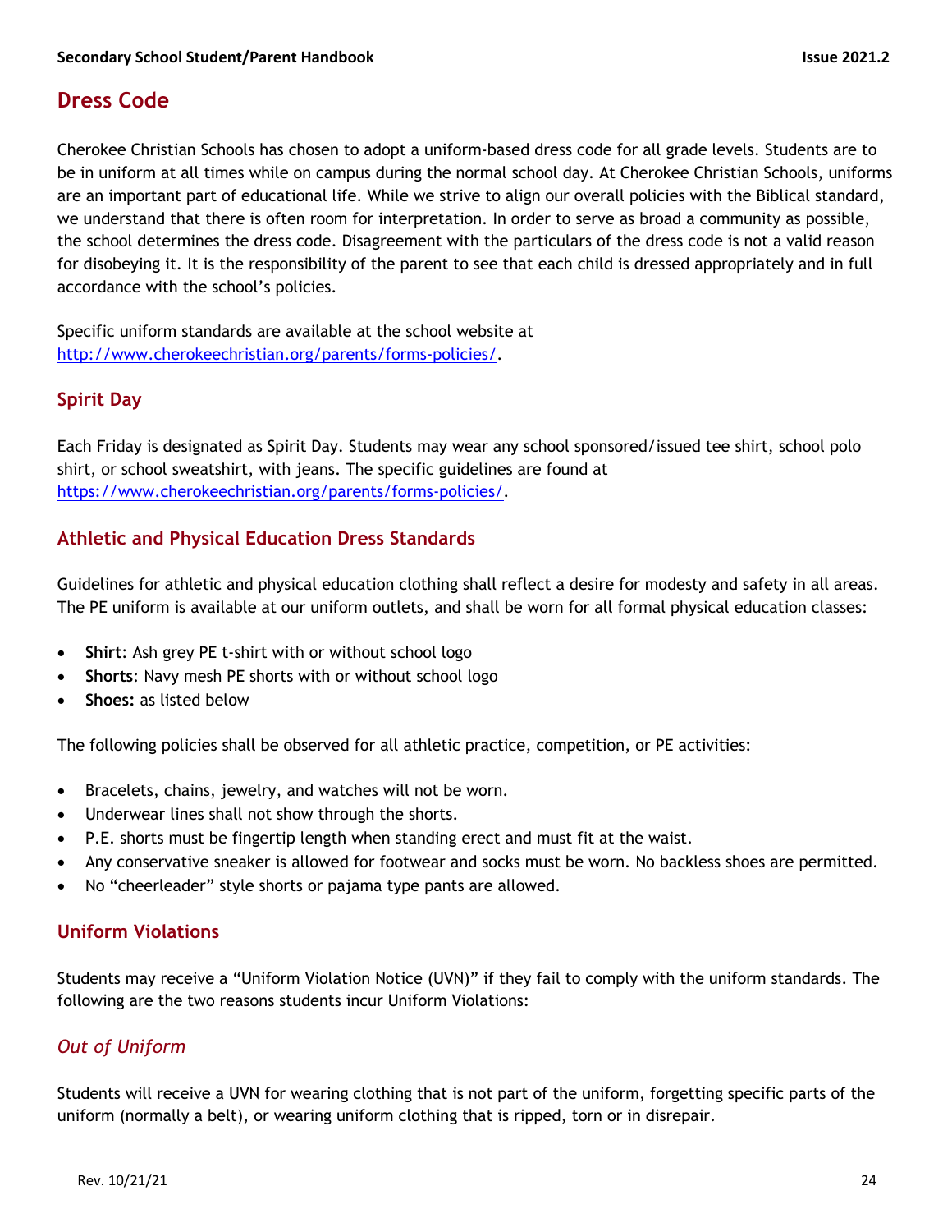## Dress Code

Cherokee Christian Schools has chosen to adopt a uniform-based dress code for all grade levels. Students are to be in uniform at all times while on campus during the normal school day. At Cherokee Christian Schools, uniforms are an important part of educational life. While we strive to align our overall policies with the Biblical standard, we understand that there is often room for interpretation. In order to serve as broad a community as possible, the school determines the dress code. Disagreement with the particulars of the dress code is not a valid reason for disobeying it. It is the responsibility of the parent to see that each child is dressed appropriately and in full accordance with the school's policies.

Specific uniform standards are available at the school website at http://www.cherokeechristian.org/parents/forms-policies/.

### Spirit Day

Each Friday is designated as Spirit Day. Students may wear any school sponsored/issued tee shirt, school polo shirt, or school sweatshirt, with jeans. The specific guidelines are found at https://www.cherokeechristian.org/parents/forms-policies/.

### Athletic and Physical Education Dress Standards

Guidelines for athletic and physical education clothing shall reflect a desire for modesty and safety in all areas. The PE uniform is available at our uniform outlets, and shall be worn for all formal physical education classes:

- **Shirt**: Ash grey PE t-shirt with or without school logo
- **Shorts**: Navy mesh PE shorts with or without school logo
- **Shoes:** as listed below

The following policies shall be observed for all athletic practice, competition, or PE activities:

- Bracelets, chains, jewelry, and watches will not be worn.
- Underwear lines shall not show through the shorts.
- P.E. shorts must be fingertip length when standing erect and must fit at the waist.
- Any conservative sneaker is allowed for footwear and socks must be worn. No backless shoes are permitted.
- No "cheerleader" style shorts or pajama type pants are allowed.

### Uniform Violations

Students may receive a "Uniform Violation Notice (UVN)" if they fail to comply with the uniform standards. The following are the two reasons students incur Uniform Violations:

#### *Out of Uniform*

Students will receive a UVN for wearing clothing that is not part of the uniform, forgetting specific parts of the uniform (normally a belt), or wearing uniform clothing that is ripped, torn or in disrepair.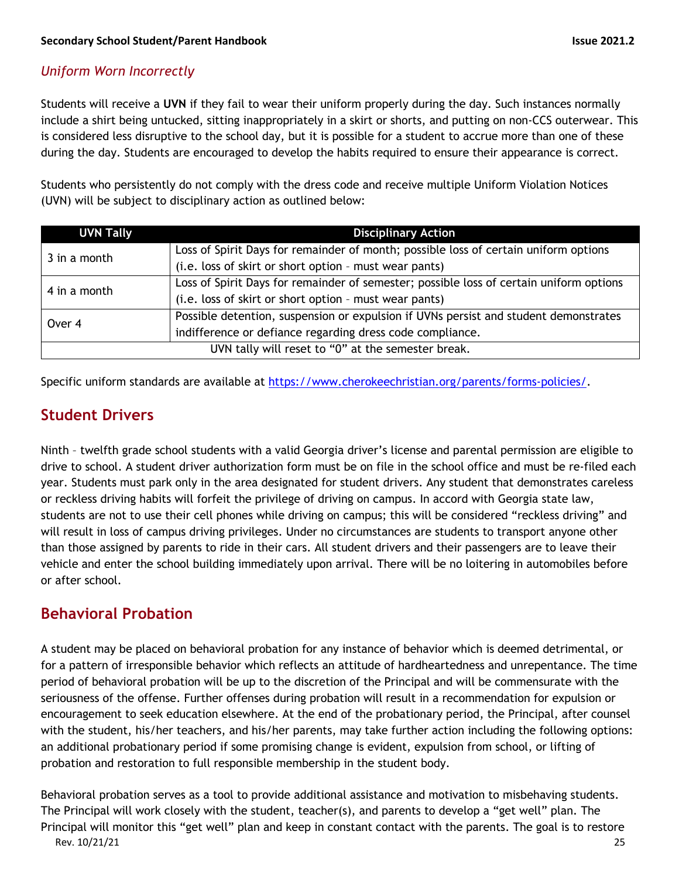### *Uniform Worn Incorrectly*

Students will receive a **UVN** if they fail to wear their uniform properly during the day. Such instances normally include a shirt being untucked, sitting inappropriately in a skirt or shorts, and putting on non-CCS outerwear. This is considered less disruptive to the school day, but it is possible for a student to accrue more than one of these during the day. Students are encouraged to develop the habits required to ensure their appearance is correct.

Students who persistently do not comply with the dress code and receive multiple Uniform Violation Notices (UVN) will be subject to disciplinary action as outlined below:

| UVN Tally | Disciplinary Action |
|---|---|
| 3 in a month | Loss of Spirit Days for remainder of month; possible loss of certain uniform options (i.e. loss of skirt or short option – must wear pants) |
| 4 in a month | Loss of Spirit Days for remainder of semester; possible loss of certain uniform options (i.e. loss of skirt or short option – must wear pants) |
| Over 4 | Possible detention, suspension or expulsion if UVNs persist and student demonstrates indifference or defiance regarding dress code compliance. |
| UVN tally will reset to "0" at the semester break. | |

Specific uniform standards are available at https://www.cherokeechristian.org/parents/forms-policies/.

## Student Drivers

Ninth – twelfth grade school students with a valid Georgia driver's license and parental permission are eligible to drive to school. A student driver authorization form must be on file in the school office and must be re-filed each year. Students must park only in the area designated for student drivers. Any student that demonstrates careless or reckless driving habits will forfeit the privilege of driving on campus. In accord with Georgia state law, students are not to use their cell phones while driving on campus; this will be considered "reckless driving" and will result in loss of campus driving privileges. Under no circumstances are students to transport anyone other than those assigned by parents to ride in their cars. All student drivers and their passengers are to leave their vehicle and enter the school building immediately upon arrival. There will be no loitering in automobiles before or after school.

## Behavioral Probation

A student may be placed on behavioral probation for any instance of behavior which is deemed detrimental, or for a pattern of irresponsible behavior which reflects an attitude of hardheartedness and unrepentance. The time period of behavioral probation will be up to the discretion of the Principal and will be commensurate with the seriousness of the offense. Further offenses during probation will result in a recommendation for expulsion or encouragement to seek education elsewhere. At the end of the probationary period, the Principal, after counsel with the student, his/her teachers, and his/her parents, may take further action including the following options: an additional probationary period if some promising change is evident, expulsion from school, or lifting of probation and restoration to full responsible membership in the student body.

Behavioral probation serves as a tool to provide additional assistance and motivation to misbehaving students. The Principal will work closely with the student, teacher(s), and parents to develop a "get well" plan. The Principal will monitor this "get well" plan and keep in constant contact with the parents. The goal is to restore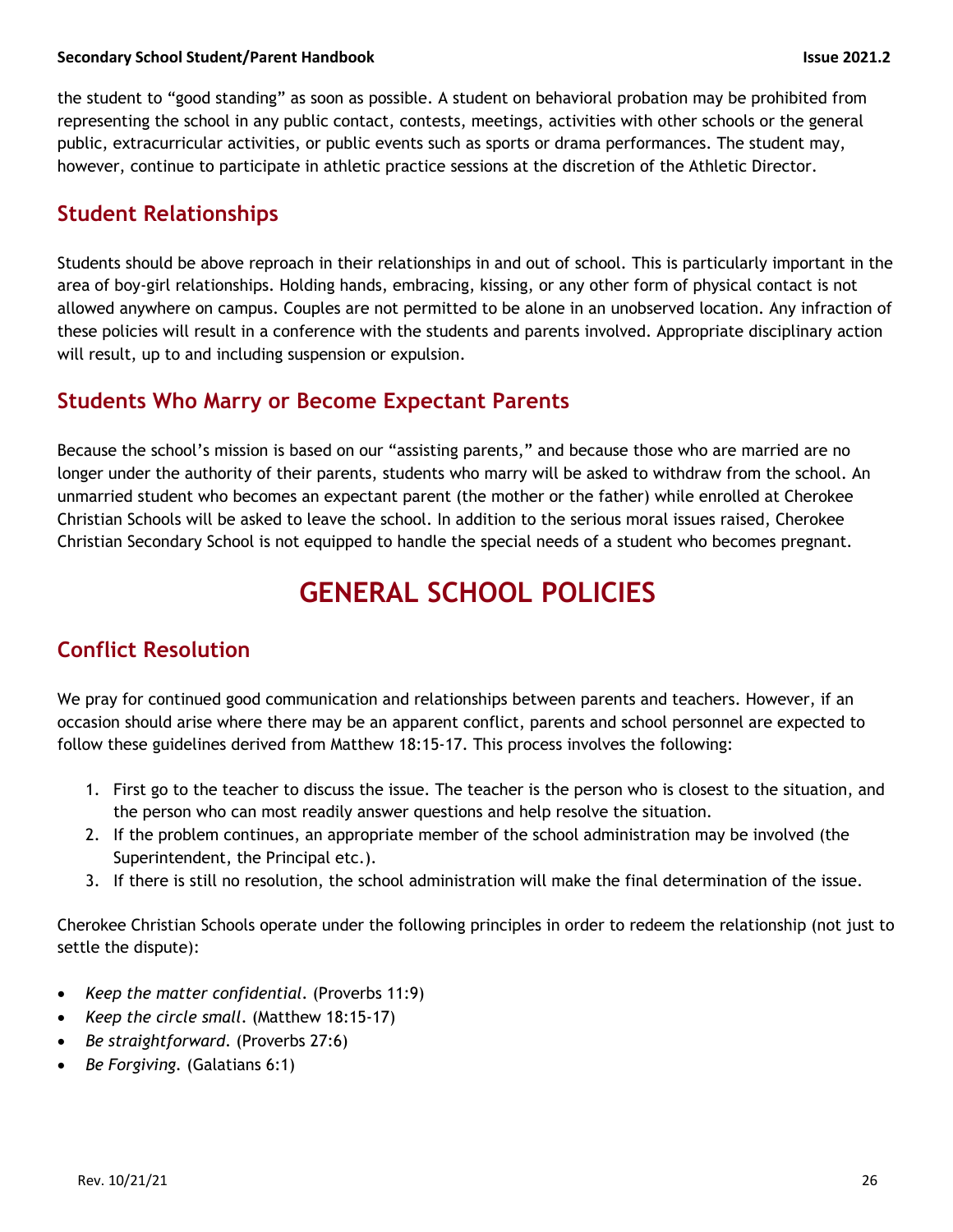the student to "good standing" as soon as possible. A student on behavioral probation may be prohibited from representing the school in any public contact, contests, meetings, activities with other schools or the general public, extracurricular activities, or public events such as sports or drama performances. The student may, however, continue to participate in athletic practice sessions at the discretion of the Athletic Director.

## Student Relationships

Students should be above reproach in their relationships in and out of school. This is particularly important in the area of boy-girl relationships. Holding hands, embracing, kissing, or any other form of physical contact is not allowed anywhere on campus. Couples are not permitted to be alone in an unobserved location. Any infraction of these policies will result in a conference with the students and parents involved. Appropriate disciplinary action will result, up to and including suspension or expulsion.

## Students Who Marry or Become Expectant Parents

Because the school's mission is based on our "assisting parents," and because those who are married are no longer under the authority of their parents, students who marry will be asked to withdraw from the school. An unmarried student who becomes an expectant parent (the mother or the father) while enrolled at Cherokee Christian Schools will be asked to leave the school. In addition to the serious moral issues raised, Cherokee Christian Secondary School is not equipped to handle the special needs of a student who becomes pregnant.

# GENERAL SCHOOL POLICIES

## Conflict Resolution

We pray for continued good communication and relationships between parents and teachers. However, if an occasion should arise where there may be an apparent conflict, parents and school personnel are expected to follow these guidelines derived from Matthew 18:15-17. This process involves the following:

1. First go to the teacher to discuss the issue. The teacher is the person who is closest to the situation, and the person who can most readily answer questions and help resolve the situation.
2. If the problem continues, an appropriate member of the school administration may be involved (the Superintendent, the Principal etc.).
3. If there is still no resolution, the school administration will make the final determination of the issue.

Cherokee Christian Schools operate under the following principles in order to redeem the relationship (not just to settle the dispute):

- *Keep the matter confidential.* (Proverbs 11:9)
- *Keep the circle small.* (Matthew 18:15-17)
- *Be straightforward.* (Proverbs 27:6)
- *Be Forgiving.* (Galatians 6:1)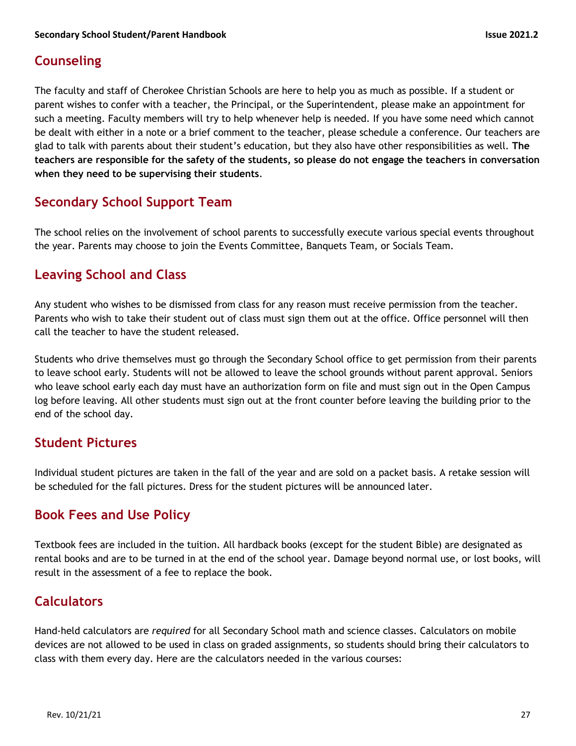## Counseling

The faculty and staff of Cherokee Christian Schools are here to help you as much as possible. If a student or parent wishes to confer with a teacher, the Principal, or the Superintendent, please make an appointment for such a meeting. Faculty members will try to help whenever help is needed. If you have some need which cannot be dealt with either in a note or a brief comment to the teacher, please schedule a conference. Our teachers are glad to talk with parents about their student's education, but they also have other responsibilities as well. **The teachers are responsible for the safety of the students, so please do not engage the teachers in conversation when they need to be supervising their students**.

## Secondary School Support Team

The school relies on the involvement of school parents to successfully execute various special events throughout the year. Parents may choose to join the Events Committee, Banquets Team, or Socials Team.

## Leaving School and Class

Any student who wishes to be dismissed from class for any reason must receive permission from the teacher. Parents who wish to take their student out of class must sign them out at the office. Office personnel will then call the teacher to have the student released.

Students who drive themselves must go through the Secondary School office to get permission from their parents to leave school early. Students will not be allowed to leave the school grounds without parent approval. Seniors who leave school early each day must have an authorization form on file and must sign out in the Open Campus log before leaving. All other students must sign out at the front counter before leaving the building prior to the end of the school day.

## Student Pictures

Individual student pictures are taken in the fall of the year and are sold on a packet basis. A retake session will be scheduled for the fall pictures. Dress for the student pictures will be announced later.

## Book Fees and Use Policy

Textbook fees are included in the tuition. All hardback books (except for the student Bible) are designated as rental books and are to be turned in at the end of the school year. Damage beyond normal use, or lost books, will result in the assessment of a fee to replace the book.

## Calculators

Hand-held calculators are *required* for all Secondary School math and science classes. Calculators on mobile devices are not allowed to be used in class on graded assignments, so students should bring their calculators to class with them every day. Here are the calculators needed in the various courses: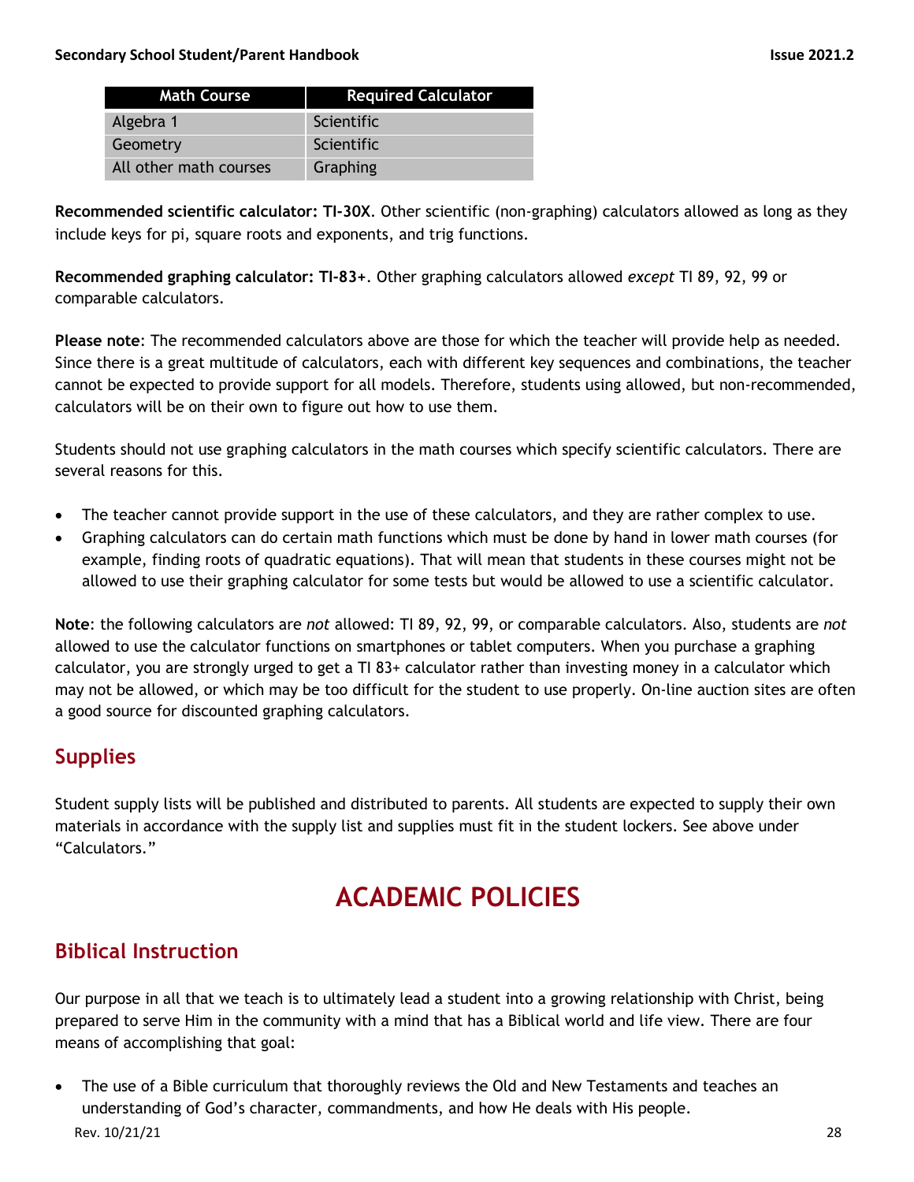| Math Course | Required Calculator |
| --- | --- |
| Algebra 1 | Scientific |
| Geometry | Scientific |
| All other math courses | Graphing |

**Recommended scientific calculator: TI-30X**. Other scientific (non-graphing) calculators allowed as long as they include keys for pi, square roots and exponents, and trig functions.

**Recommended graphing calculator: TI-83+**. Other graphing calculators allowed *except* TI 89, 92, 99 or comparable calculators.

**Please note**: The recommended calculators above are those for which the teacher will provide help as needed. Since there is a great multitude of calculators, each with different key sequences and combinations, the teacher cannot be expected to provide support for all models. Therefore, students using allowed, but non-recommended, calculators will be on their own to figure out how to use them.

Students should not use graphing calculators in the math courses which specify scientific calculators. There are several reasons for this.

- The teacher cannot provide support in the use of these calculators, and they are rather complex to use.
- Graphing calculators can do certain math functions which must be done by hand in lower math courses (for example, finding roots of quadratic equations). That will mean that students in these courses might not be allowed to use their graphing calculator for some tests but would be allowed to use a scientific calculator.

**Note**: the following calculators are *not* allowed: TI 89, 92, 99, or comparable calculators. Also, students are *not* allowed to use the calculator functions on smartphones or tablet computers. When you purchase a graphing calculator, you are strongly urged to get a TI 83+ calculator rather than investing money in a calculator which may not be allowed, or which may be too difficult for the student to use properly. On-line auction sites are often a good source for discounted graphing calculators.

## Supplies

Student supply lists will be published and distributed to parents. All students are expected to supply their own materials in accordance with the supply list and supplies must fit in the student lockers. See above under "Calculators."

# ACADEMIC POLICIES

## Biblical Instruction

Our purpose in all that we teach is to ultimately lead a student into a growing relationship with Christ, being prepared to serve Him in the community with a mind that has a Biblical world and life view. There are four means of accomplishing that goal:

- The use of a Bible curriculum that thoroughly reviews the Old and New Testaments and teaches an understanding of God's character, commandments, and how He deals with His people.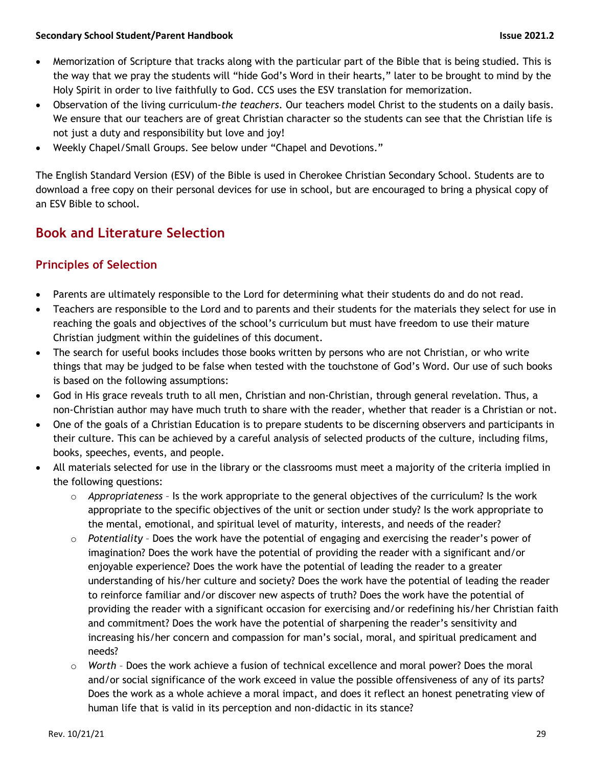- Memorization of Scripture that tracks along with the particular part of the Bible that is being studied. This is the way that we pray the students will "hide God's Word in their hearts," later to be brought to mind by the Holy Spirit in order to live faithfully to God. CCS uses the ESV translation for memorization.
- Observation of the living curriculum-*the teachers*. Our teachers model Christ to the students on a daily basis. We ensure that our teachers are of great Christian character so the students can see that the Christian life is not just a duty and responsibility but love and joy!
- Weekly Chapel/Small Groups. See below under "Chapel and Devotions."

The English Standard Version (ESV) of the Bible is used in Cherokee Christian Secondary School. Students are to download a free copy on their personal devices for use in school, but are encouraged to bring a physical copy of an ESV Bible to school.

## Book and Literature Selection

### Principles of Selection

- Parents are ultimately responsible to the Lord for determining what their students do and do not read.
- Teachers are responsible to the Lord and to parents and their students for the materials they select for use in reaching the goals and objectives of the school's curriculum but must have freedom to use their mature Christian judgment within the guidelines of this document.
- The search for useful books includes those books written by persons who are not Christian, or who write things that may be judged to be false when tested with the touchstone of God's Word. Our use of such books is based on the following assumptions:
- God in His grace reveals truth to all men, Christian and non-Christian, through general revelation. Thus, a non-Christian author may have much truth to share with the reader, whether that reader is a Christian or not.
- One of the goals of a Christian Education is to prepare students to be discerning observers and participants in their culture. This can be achieved by a careful analysis of selected products of the culture, including films, books, speeches, events, and people.
- All materials selected for use in the library or the classrooms must meet a majority of the criteria implied in the following questions:
  - *Appropriateness* – Is the work appropriate to the general objectives of the curriculum? Is the work appropriate to the specific objectives of the unit or section under study? Is the work appropriate to the mental, emotional, and spiritual level of maturity, interests, and needs of the reader?
  - *Potentiality* – Does the work have the potential of engaging and exercising the reader's power of imagination? Does the work have the potential of providing the reader with a significant and/or enjoyable experience? Does the work have the potential of leading the reader to a greater understanding of his/her culture and society? Does the work have the potential of leading the reader to reinforce familiar and/or discover new aspects of truth? Does the work have the potential of providing the reader with a significant occasion for exercising and/or redefining his/her Christian faith and commitment? Does the work have the potential of sharpening the reader's sensitivity and increasing his/her concern and compassion for man's social, moral, and spiritual predicament and needs?
  - *Worth* – Does the work achieve a fusion of technical excellence and moral power? Does the moral and/or social significance of the work exceed in value the possible offensiveness of any of its parts? Does the work as a whole achieve a moral impact, and does it reflect an honest penetrating view of human life that is valid in its perception and non-didactic in its stance?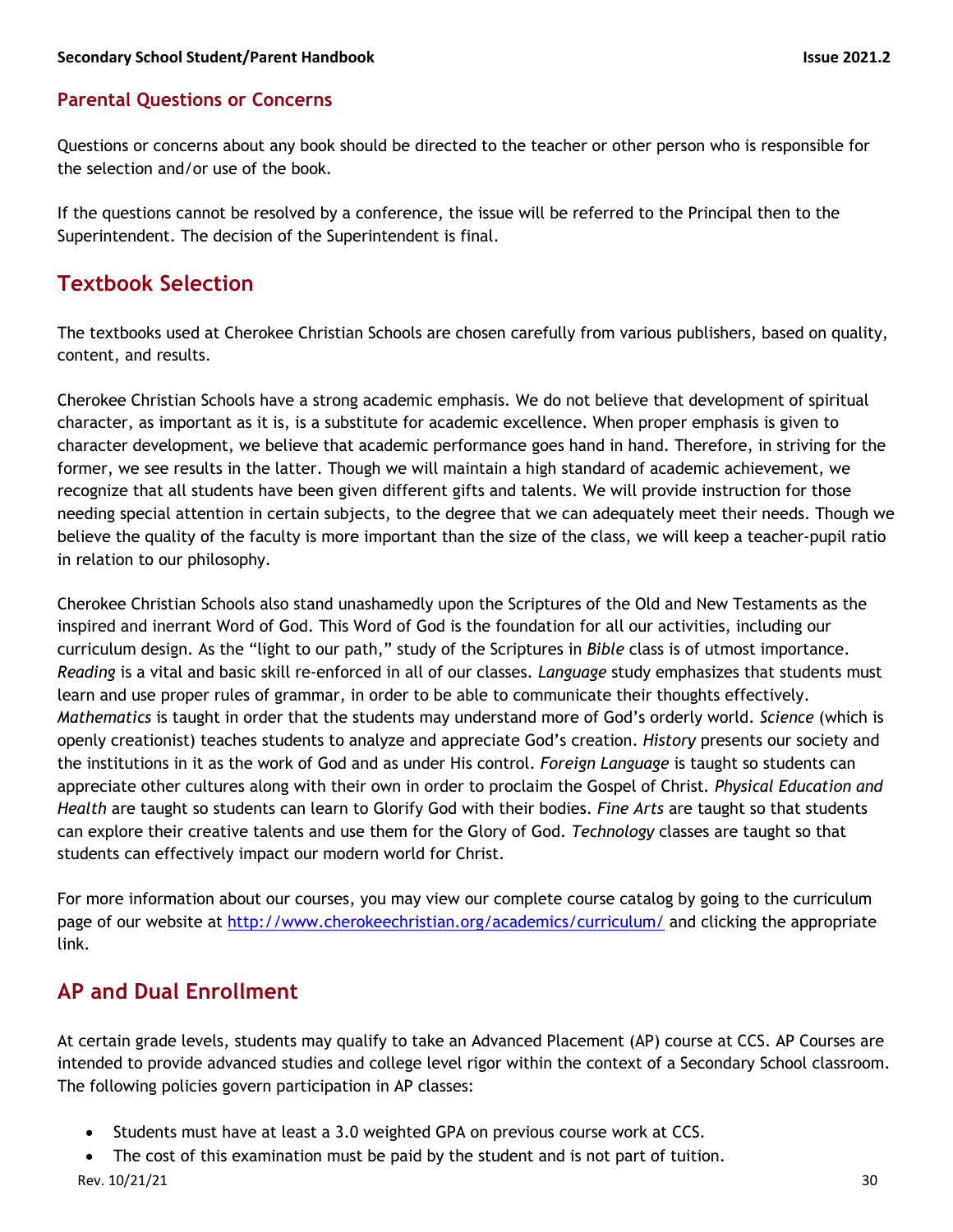### Parental Questions or Concerns

Questions or concerns about any book should be directed to the teacher or other person who is responsible for the selection and/or use of the book.

If the questions cannot be resolved by a conference, the issue will be referred to the Principal then to the Superintendent. The decision of the Superintendent is final.

## Textbook Selection

The textbooks used at Cherokee Christian Schools are chosen carefully from various publishers, based on quality, content, and results.

Cherokee Christian Schools have a strong academic emphasis. We do not believe that development of spiritual character, as important as it is, is a substitute for academic excellence. When proper emphasis is given to character development, we believe that academic performance goes hand in hand. Therefore, in striving for the former, we see results in the latter. Though we will maintain a high standard of academic achievement, we recognize that all students have been given different gifts and talents. We will provide instruction for those needing special attention in certain subjects, to the degree that we can adequately meet their needs. Though we believe the quality of the faculty is more important than the size of the class, we will keep a teacher-pupil ratio in relation to our philosophy.

Cherokee Christian Schools also stand unashamedly upon the Scriptures of the Old and New Testaments as the inspired and inerrant Word of God. This Word of God is the foundation for all our activities, including our curriculum design. As the "light to our path," study of the Scriptures in *Bible* class is of utmost importance. *Reading* is a vital and basic skill re-enforced in all of our classes. *Language* study emphasizes that students must learn and use proper rules of grammar, in order to be able to communicate their thoughts effectively. *Mathematics* is taught in order that the students may understand more of God's orderly world. *Science* (which is openly creationist) teaches students to analyze and appreciate God's creation. *History* presents our society and the institutions in it as the work of God and as under His control. *Foreign Language* is taught so students can appreciate other cultures along with their own in order to proclaim the Gospel of Christ. *Physical Education and Health* are taught so students can learn to Glorify God with their bodies. *Fine Arts* are taught so that students can explore their creative talents and use them for the Glory of God. *Technology* classes are taught so that students can effectively impact our modern world for Christ.

For more information about our courses, you may view our complete course catalog by going to the curriculum page of our website at [http://www.cherokeechristian.org/academics/curriculum/](http://www.cherokeechristian.org/academics/curriculum/) and clicking the appropriate link.

## AP and Dual Enrollment

At certain grade levels, students may qualify to take an Advanced Placement (AP) course at CCS. AP Courses are intended to provide advanced studies and college level rigor within the context of a Secondary School classroom. The following policies govern participation in AP classes:

- Students must have at least a 3.0 weighted GPA on previous course work at CCS.
- The cost of this examination must be paid by the student and is not part of tuition.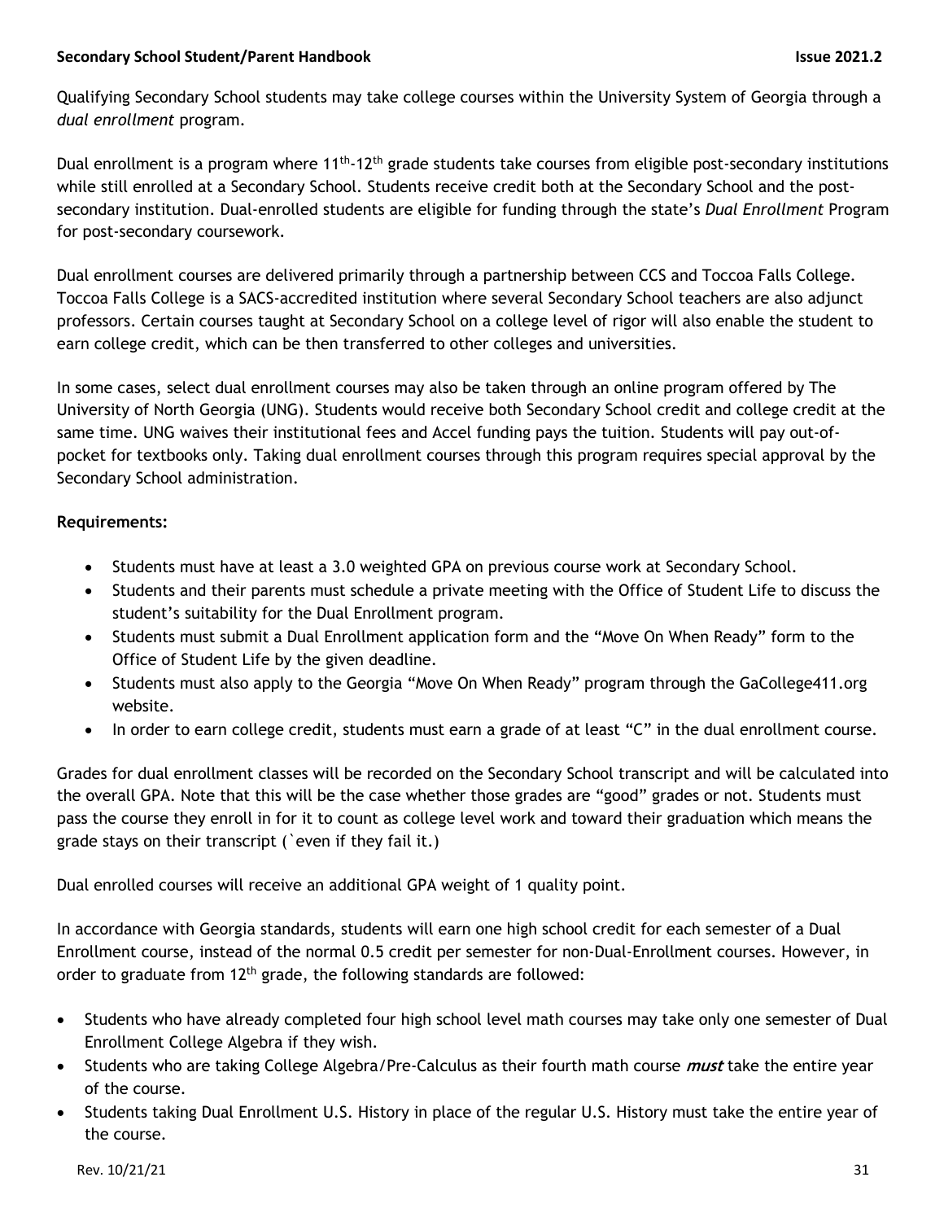Qualifying Secondary School students may take college courses within the University System of Georgia through a *dual enrollment* program.

Dual enrollment is a program where 11th-12th grade students take courses from eligible post-secondary institutions while still enrolled at a Secondary School. Students receive credit both at the Secondary School and the post-secondary institution. Dual-enrolled students are eligible for funding through the state's *Dual Enrollment* Program for post-secondary coursework.

Dual enrollment courses are delivered primarily through a partnership between CCS and Toccoa Falls College. Toccoa Falls College is a SACS-accredited institution where several Secondary School teachers are also adjunct professors. Certain courses taught at Secondary School on a college level of rigor will also enable the student to earn college credit, which can be then transferred to other colleges and universities.

In some cases, select dual enrollment courses may also be taken through an online program offered by The University of North Georgia (UNG). Students would receive both Secondary School credit and college credit at the same time. UNG waives their institutional fees and Accel funding pays the tuition. Students will pay out-of-pocket for textbooks only. Taking dual enrollment courses through this program requires special approval by the Secondary School administration.

**Requirements:**

- Students must have at least a 3.0 weighted GPA on previous course work at Secondary School.
- Students and their parents must schedule a private meeting with the Office of Student Life to discuss the student's suitability for the Dual Enrollment program.
- Students must submit a Dual Enrollment application form and the "Move On When Ready" form to the Office of Student Life by the given deadline.
- Students must also apply to the Georgia "Move On When Ready" program through the GaCollege411.org website.
- In order to earn college credit, students must earn a grade of at least "C" in the dual enrollment course.

Grades for dual enrollment classes will be recorded on the Secondary School transcript and will be calculated into the overall GPA. Note that this will be the case whether those grades are "good" grades or not. Students must pass the course they enroll in for it to count as college level work and toward their graduation which means the grade stays on their transcript (`even if they fail it.)

Dual enrolled courses will receive an additional GPA weight of 1 quality point.

In accordance with Georgia standards, students will earn one high school credit for each semester of a Dual Enrollment course, instead of the normal 0.5 credit per semester for non-Dual-Enrollment courses. However, in order to graduate from 12th grade, the following standards are followed:

- Students who have already completed four high school level math courses may take only one semester of Dual Enrollment College Algebra if they wish.
- Students who are taking College Algebra/Pre-Calculus as their fourth math course ***must*** take the entire year of the course.
- Students taking Dual Enrollment U.S. History in place of the regular U.S. History must take the entire year of the course.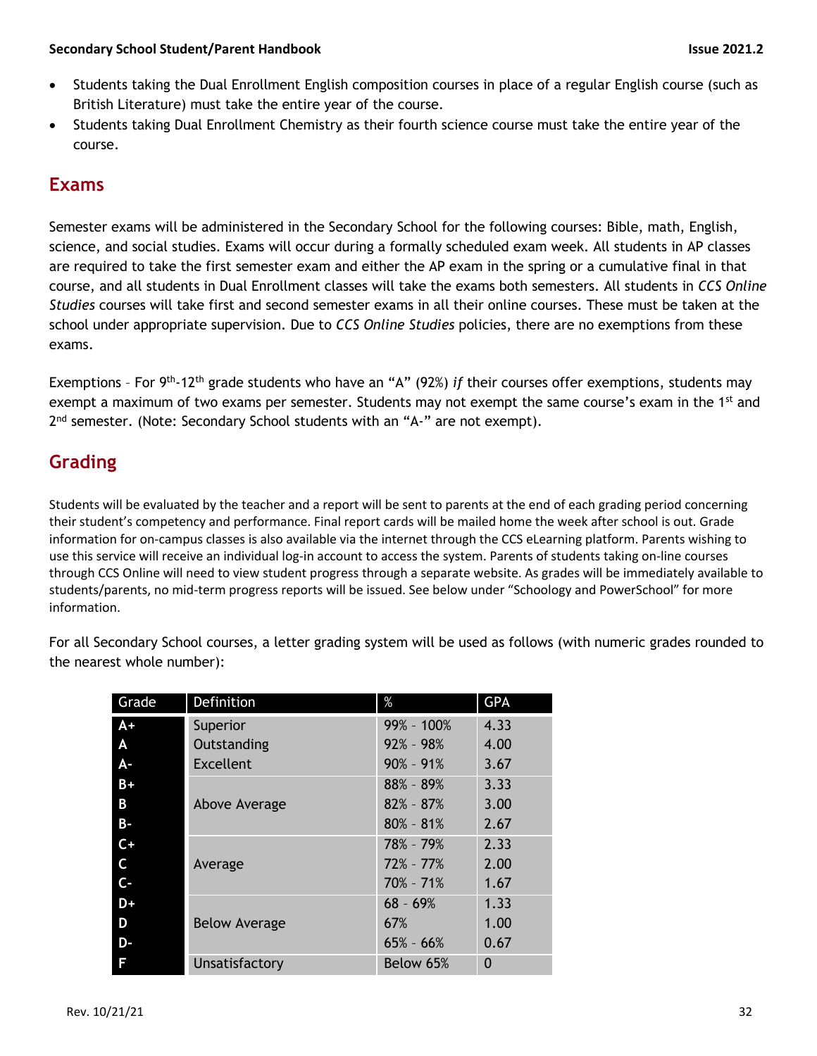- Students taking the Dual Enrollment English composition courses in place of a regular English course (such as British Literature) must take the entire year of the course.
- Students taking Dual Enrollment Chemistry as their fourth science course must take the entire year of the course.

## Exams

Semester exams will be administered in the Secondary School for the following courses: Bible, math, English, science, and social studies. Exams will occur during a formally scheduled exam week. All students in AP classes are required to take the first semester exam and either the AP exam in the spring or a cumulative final in that course, and all students in Dual Enrollment classes will take the exams both semesters. All students in *CCS Online Studies* courses will take first and second semester exams in all their online courses. These must be taken at the school under appropriate supervision. Due to *CCS Online Studies* policies, there are no exemptions from these exams.

Exemptions – For 9th-12th grade students who have an "A" (92%) *if* their courses offer exemptions, students may exempt a maximum of two exams per semester. Students may not exempt the same course's exam in the 1st and 2nd semester. (Note: Secondary School students with an "A-" are not exempt).

## Grading

Students will be evaluated by the teacher and a report will be sent to parents at the end of each grading period concerning their student's competency and performance. Final report cards will be mailed home the week after school is out. Grade information for on-campus classes is also available via the internet through the CCS eLearning platform. Parents wishing to use this service will receive an individual log-in account to access the system. Parents of students taking on-line courses through CCS Online will need to view student progress through a separate website. As grades will be immediately available to students/parents, no mid-term progress reports will be issued. See below under "Schoology and PowerSchool" for more information.

For all Secondary School courses, a letter grading system will be used as follows (with numeric grades rounded to the nearest whole number):

| Grade | Definition | % | GPA |
|---|---|---|---|
| A+ | Superior | 99% - 100% | 4.33 |
| A | Outstanding | 92% - 98% | 4.00 |
| A- | Excellent | 90% - 91% | 3.67 |
| B+ | Above Average | 88% - 89% | 3.33 |
| B | | 82% - 87% | 3.00 |
| B- | | 80% - 81% | 2.67 |
| C+ | Average | 78% - 79% | 2.33 |
| C | | 72% - 77% | 2.00 |
| C- | | 70% - 71% | 1.67 |
| D+ | Below Average | 68 - 69% | 1.33 |
| D | | 67% | 1.00 |
| D- | | 65% - 66% | 0.67 |
| F | Unsatisfactory | Below 65% | 0 |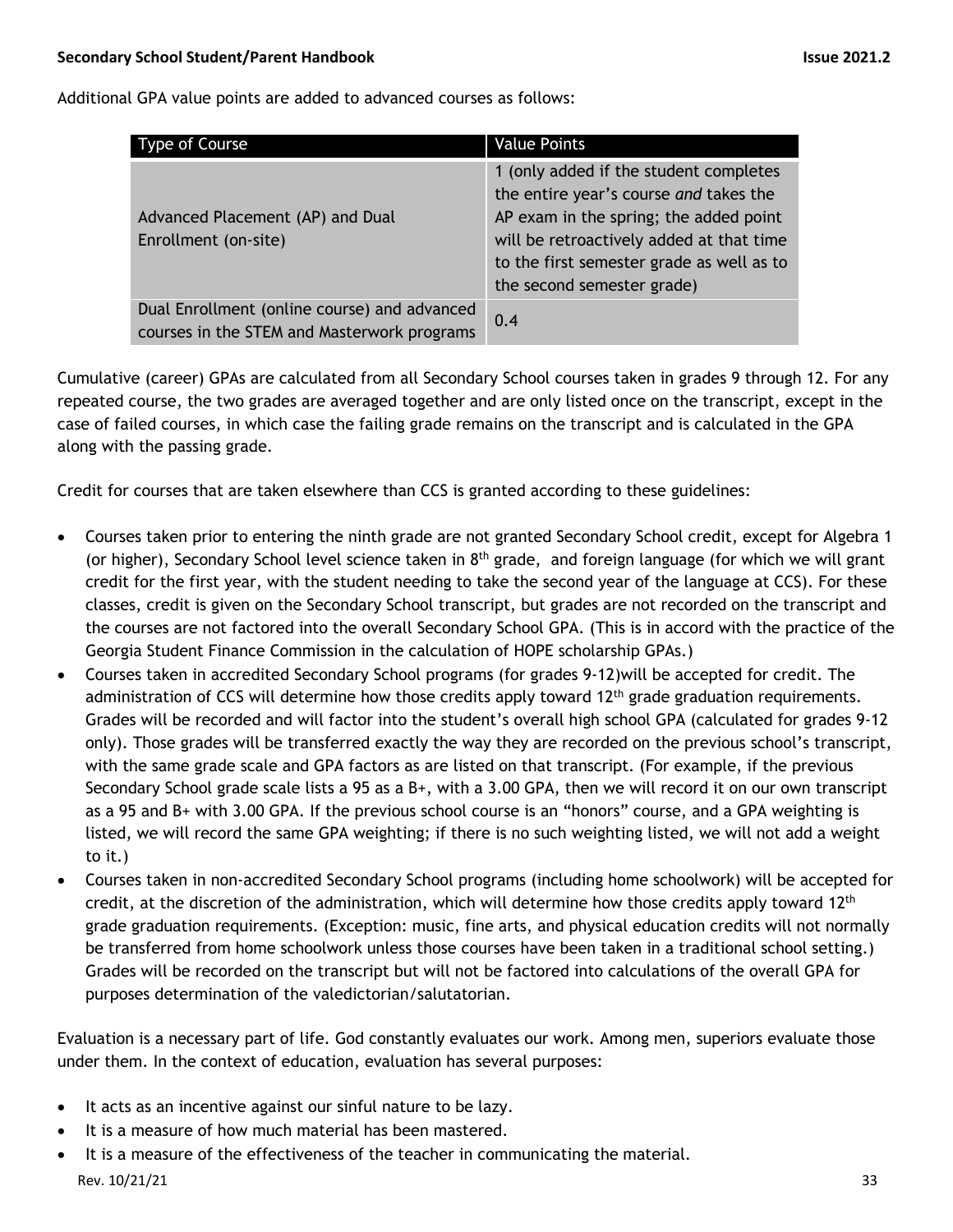Additional GPA value points are added to advanced courses as follows:

| Type of Course | Value Points |
|---|---|
| Advanced Placement (AP) and Dual Enrollment (on-site) | 1 (only added if the student completes the entire year's course *and* takes the AP exam in the spring; the added point will be retroactively added at that time to the first semester grade as well as to the second semester grade) |
| Dual Enrollment (online course) and advanced courses in the STEM and Masterwork programs | 0.4 |

Cumulative (career) GPAs are calculated from all Secondary School courses taken in grades 9 through 12. For any repeated course, the two grades are averaged together and are only listed once on the transcript, except in the case of failed courses, in which case the failing grade remains on the transcript and is calculated in the GPA along with the passing grade.

Credit for courses that are taken elsewhere than CCS is granted according to these guidelines:

- Courses taken prior to entering the ninth grade are not granted Secondary School credit, except for Algebra 1 (or higher), Secondary School level science taken in 8th grade, and foreign language (for which we will grant credit for the first year, with the student needing to take the second year of the language at CCS). For these classes, credit is given on the Secondary School transcript, but grades are not recorded on the transcript and the courses are not factored into the overall Secondary School GPA. (This is in accord with the practice of the Georgia Student Finance Commission in the calculation of HOPE scholarship GPAs.)
- Courses taken in accredited Secondary School programs (for grades 9-12)will be accepted for credit. The administration of CCS will determine how those credits apply toward 12th grade graduation requirements. Grades will be recorded and will factor into the student's overall high school GPA (calculated for grades 9-12 only). Those grades will be transferred exactly the way they are recorded on the previous school's transcript, with the same grade scale and GPA factors as are listed on that transcript. (For example, if the previous Secondary School grade scale lists a 95 as a B+, with a 3.00 GPA, then we will record it on our own transcript as a 95 and B+ with 3.00 GPA. If the previous school course is an "honors" course, and a GPA weighting is listed, we will record the same GPA weighting; if there is no such weighting listed, we will not add a weight to it.)
- Courses taken in non-accredited Secondary School programs (including home schoolwork) will be accepted for credit, at the discretion of the administration, which will determine how those credits apply toward 12th grade graduation requirements. (Exception: music, fine arts, and physical education credits will not normally be transferred from home schoolwork unless those courses have been taken in a traditional school setting.) Grades will be recorded on the transcript but will not be factored into calculations of the overall GPA for purposes determination of the valedictorian/salutatorian.

Evaluation is a necessary part of life. God constantly evaluates our work. Among men, superiors evaluate those under them. In the context of education, evaluation has several purposes:

- It acts as an incentive against our sinful nature to be lazy.
- It is a measure of how much material has been mastered.
- It is a measure of the effectiveness of the teacher in communicating the material.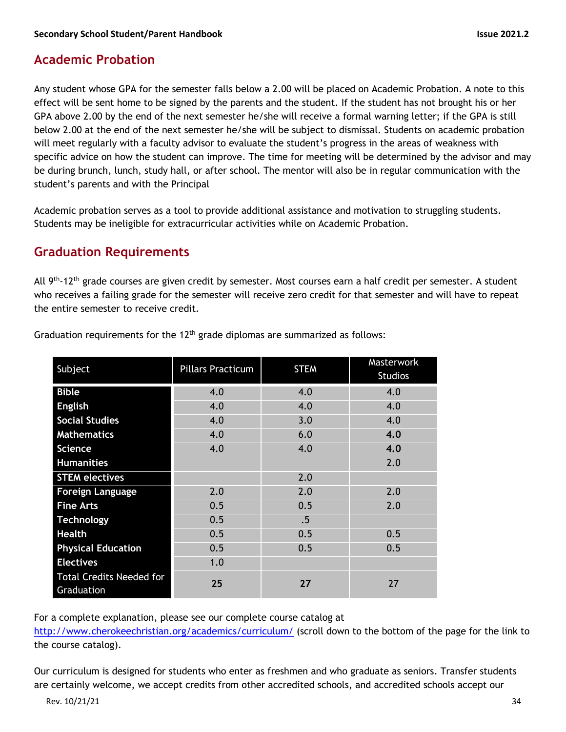## Academic Probation

Any student whose GPA for the semester falls below a 2.00 will be placed on Academic Probation. A note to this effect will be sent home to be signed by the parents and the student. If the student has not brought his or her GPA above 2.00 by the end of the next semester he/she will receive a formal warning letter; if the GPA is still below 2.00 at the end of the next semester he/she will be subject to dismissal. Students on academic probation will meet regularly with a faculty advisor to evaluate the student's progress in the areas of weakness with specific advice on how the student can improve. The time for meeting will be determined by the advisor and may be during brunch, lunch, study hall, or after school. The mentor will also be in regular communication with the student's parents and with the Principal

Academic probation serves as a tool to provide additional assistance and motivation to struggling students. Students may be ineligible for extracurricular activities while on Academic Probation.

## Graduation Requirements

All 9th-12th grade courses are given credit by semester. Most courses earn a half credit per semester. A student who receives a failing grade for the semester will receive zero credit for that semester and will have to repeat the entire semester to receive credit.

Graduation requirements for the 12th grade diplomas are summarized as follows:

| Subject | Pillars Practicum | STEM | Masterwork Studios |
|---|---|---|---|
| **Bible** | 4.0 | 4.0 | 4.0 |
| **English** | 4.0 | 4.0 | 4.0 |
| **Social Studies** | 4.0 | 3.0 | 4.0 |
| **Mathematics** | 4.0 | 6.0 | **4.0** |
| **Science** | 4.0 | 4.0 | **4.0** |
| **Humanities** | | | 2.0 |
| **STEM electives** | | 2.0 | |
| **Foreign Language** | 2.0 | 2.0 | 2.0 |
| **Fine Arts** | 0.5 | 0.5 | 2.0 |
| **Technology** | 0.5 | .5 | |
| **Health** | 0.5 | 0.5 | 0.5 |
| **Physical Education** | 0.5 | 0.5 | 0.5 |
| **Electives** | 1.0 | | |
| Total Credits Needed for Graduation | **25** | **27** | 27 |

For a complete explanation, please see our complete course catalog at http://www.cherokeechristian.org/academics/curriculum/ (scroll down to the bottom of the page for the link to the course catalog).

Our curriculum is designed for students who enter as freshmen and who graduate as seniors. Transfer students are certainly welcome, we accept credits from other accredited schools, and accredited schools accept our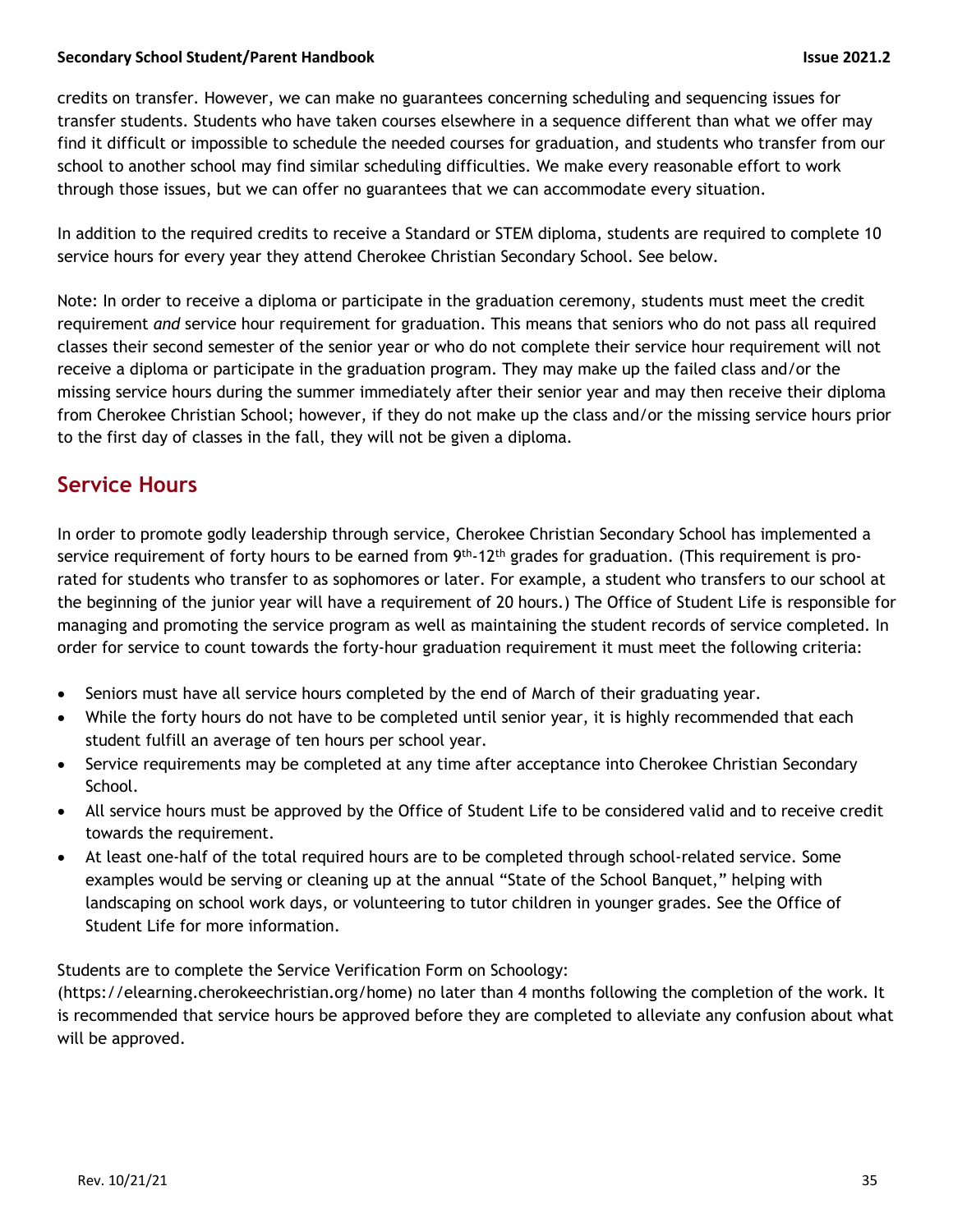credits on transfer. However, we can make no guarantees concerning scheduling and sequencing issues for transfer students. Students who have taken courses elsewhere in a sequence different than what we offer may find it difficult or impossible to schedule the needed courses for graduation, and students who transfer from our school to another school may find similar scheduling difficulties. We make every reasonable effort to work through those issues, but we can offer no guarantees that we can accommodate every situation.

In addition to the required credits to receive a Standard or STEM diploma, students are required to complete 10 service hours for every year they attend Cherokee Christian Secondary School. See below.

Note: In order to receive a diploma or participate in the graduation ceremony, students must meet the credit requirement *and* service hour requirement for graduation. This means that seniors who do not pass all required classes their second semester of the senior year or who do not complete their service hour requirement will not receive a diploma or participate in the graduation program. They may make up the failed class and/or the missing service hours during the summer immediately after their senior year and may then receive their diploma from Cherokee Christian School; however, if they do not make up the class and/or the missing service hours prior to the first day of classes in the fall, they will not be given a diploma.

## Service Hours

In order to promote godly leadership through service, Cherokee Christian Secondary School has implemented a service requirement of forty hours to be earned from 9th-12th grades for graduation. (This requirement is pro-rated for students who transfer to as sophomores or later. For example, a student who transfers to our school at the beginning of the junior year will have a requirement of 20 hours.) The Office of Student Life is responsible for managing and promoting the service program as well as maintaining the student records of service completed. In order for service to count towards the forty-hour graduation requirement it must meet the following criteria:

- Seniors must have all service hours completed by the end of March of their graduating year.
- While the forty hours do not have to be completed until senior year, it is highly recommended that each student fulfill an average of ten hours per school year.
- Service requirements may be completed at any time after acceptance into Cherokee Christian Secondary School.
- All service hours must be approved by the Office of Student Life to be considered valid and to receive credit towards the requirement.
- At least one-half of the total required hours are to be completed through school-related service. Some examples would be serving or cleaning up at the annual "State of the School Banquet," helping with landscaping on school work days, or volunteering to tutor children in younger grades. See the Office of Student Life for more information.

Students are to complete the Service Verification Form on Schoology: (https://elearning.cherokeechristian.org/home) no later than 4 months following the completion of the work. It is recommended that service hours be approved before they are completed to alleviate any confusion about what will be approved.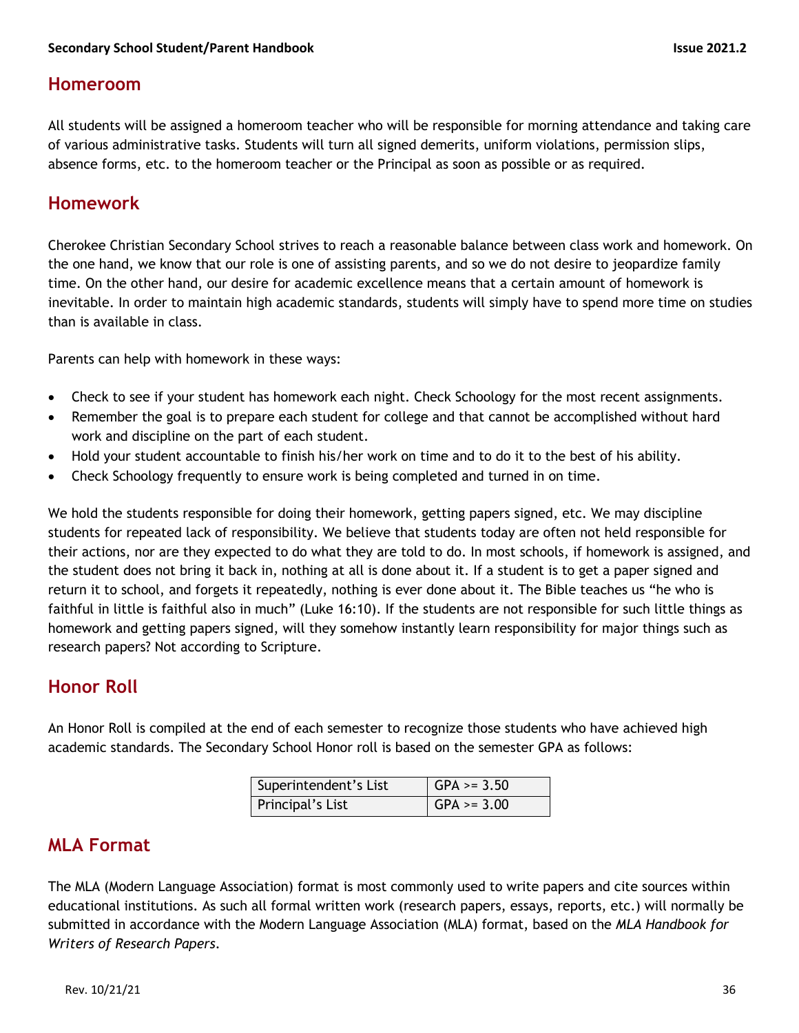## Homeroom

All students will be assigned a homeroom teacher who will be responsible for morning attendance and taking care of various administrative tasks. Students will turn all signed demerits, uniform violations, permission slips, absence forms, etc. to the homeroom teacher or the Principal as soon as possible or as required.

## Homework

Cherokee Christian Secondary School strives to reach a reasonable balance between class work and homework. On the one hand, we know that our role is one of assisting parents, and so we do not desire to jeopardize family time. On the other hand, our desire for academic excellence means that a certain amount of homework is inevitable. In order to maintain high academic standards, students will simply have to spend more time on studies than is available in class.

Parents can help with homework in these ways:

- Check to see if your student has homework each night. Check Schoology for the most recent assignments.
- Remember the goal is to prepare each student for college and that cannot be accomplished without hard work and discipline on the part of each student.
- Hold your student accountable to finish his/her work on time and to do it to the best of his ability.
- Check Schoology frequently to ensure work is being completed and turned in on time.

We hold the students responsible for doing their homework, getting papers signed, etc. We may discipline students for repeated lack of responsibility. We believe that students today are often not held responsible for their actions, nor are they expected to do what they are told to do. In most schools, if homework is assigned, and the student does not bring it back in, nothing at all is done about it. If a student is to get a paper signed and return it to school, and forgets it repeatedly, nothing is ever done about it. The Bible teaches us "he who is faithful in little is faithful also in much" (Luke 16:10). If the students are not responsible for such little things as homework and getting papers signed, will they somehow instantly learn responsibility for major things such as research papers? Not according to Scripture.

## Honor Roll

An Honor Roll is compiled at the end of each semester to recognize those students who have achieved high academic standards. The Secondary School Honor roll is based on the semester GPA as follows:

| List | GPA |
|---|---|
| Superintendent's List | GPA >= 3.50 |
| Principal's List | GPA >= 3.00 |

## MLA Format

The MLA (Modern Language Association) format is most commonly used to write papers and cite sources within educational institutions. As such all formal written work (research papers, essays, reports, etc.) will normally be submitted in accordance with the Modern Language Association (MLA) format, based on the *MLA Handbook for Writers of Research Papers*.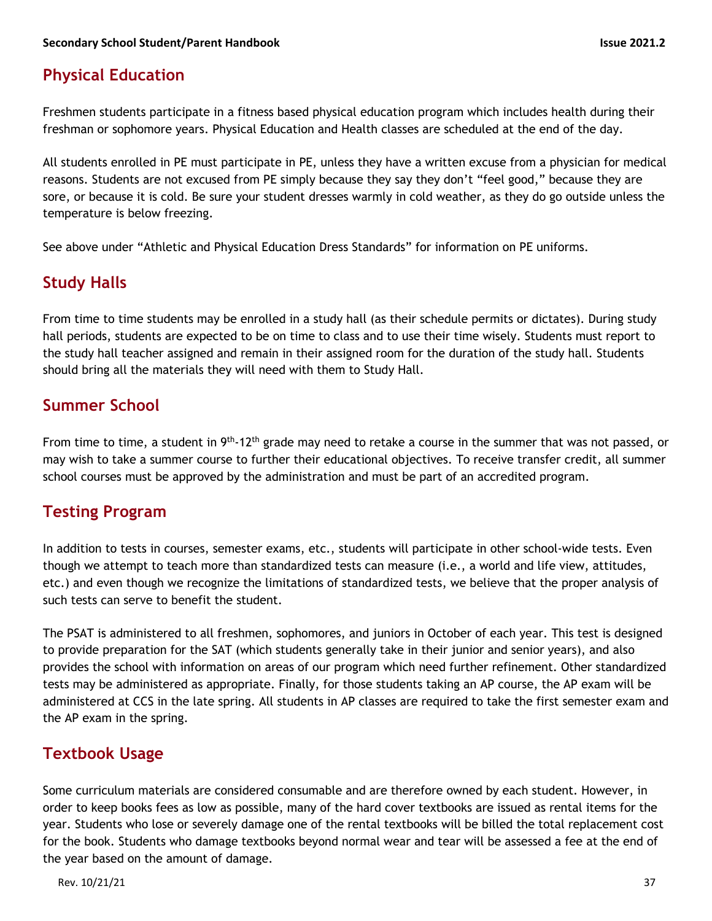## Physical Education

Freshmen students participate in a fitness based physical education program which includes health during their freshman or sophomore years. Physical Education and Health classes are scheduled at the end of the day.

All students enrolled in PE must participate in PE, unless they have a written excuse from a physician for medical reasons. Students are not excused from PE simply because they say they don't "feel good," because they are sore, or because it is cold. Be sure your student dresses warmly in cold weather, as they do go outside unless the temperature is below freezing.

See above under "Athletic and Physical Education Dress Standards" for information on PE uniforms.

## Study Halls

From time to time students may be enrolled in a study hall (as their schedule permits or dictates). During study hall periods, students are expected to be on time to class and to use their time wisely. Students must report to the study hall teacher assigned and remain in their assigned room for the duration of the study hall. Students should bring all the materials they will need with them to Study Hall.

## Summer School

From time to time, a student in 9th-12th grade may need to retake a course in the summer that was not passed, or may wish to take a summer course to further their educational objectives. To receive transfer credit, all summer school courses must be approved by the administration and must be part of an accredited program.

## Testing Program

In addition to tests in courses, semester exams, etc., students will participate in other school-wide tests. Even though we attempt to teach more than standardized tests can measure (i.e., a world and life view, attitudes, etc.) and even though we recognize the limitations of standardized tests, we believe that the proper analysis of such tests can serve to benefit the student.

The PSAT is administered to all freshmen, sophomores, and juniors in October of each year. This test is designed to provide preparation for the SAT (which students generally take in their junior and senior years), and also provides the school with information on areas of our program which need further refinement. Other standardized tests may be administered as appropriate. Finally, for those students taking an AP course, the AP exam will be administered at CCS in the late spring. All students in AP classes are required to take the first semester exam and the AP exam in the spring.

## Textbook Usage

Some curriculum materials are considered consumable and are therefore owned by each student. However, in order to keep books fees as low as possible, many of the hard cover textbooks are issued as rental items for the year. Students who lose or severely damage one of the rental textbooks will be billed the total replacement cost for the book. Students who damage textbooks beyond normal wear and tear will be assessed a fee at the end of the year based on the amount of damage.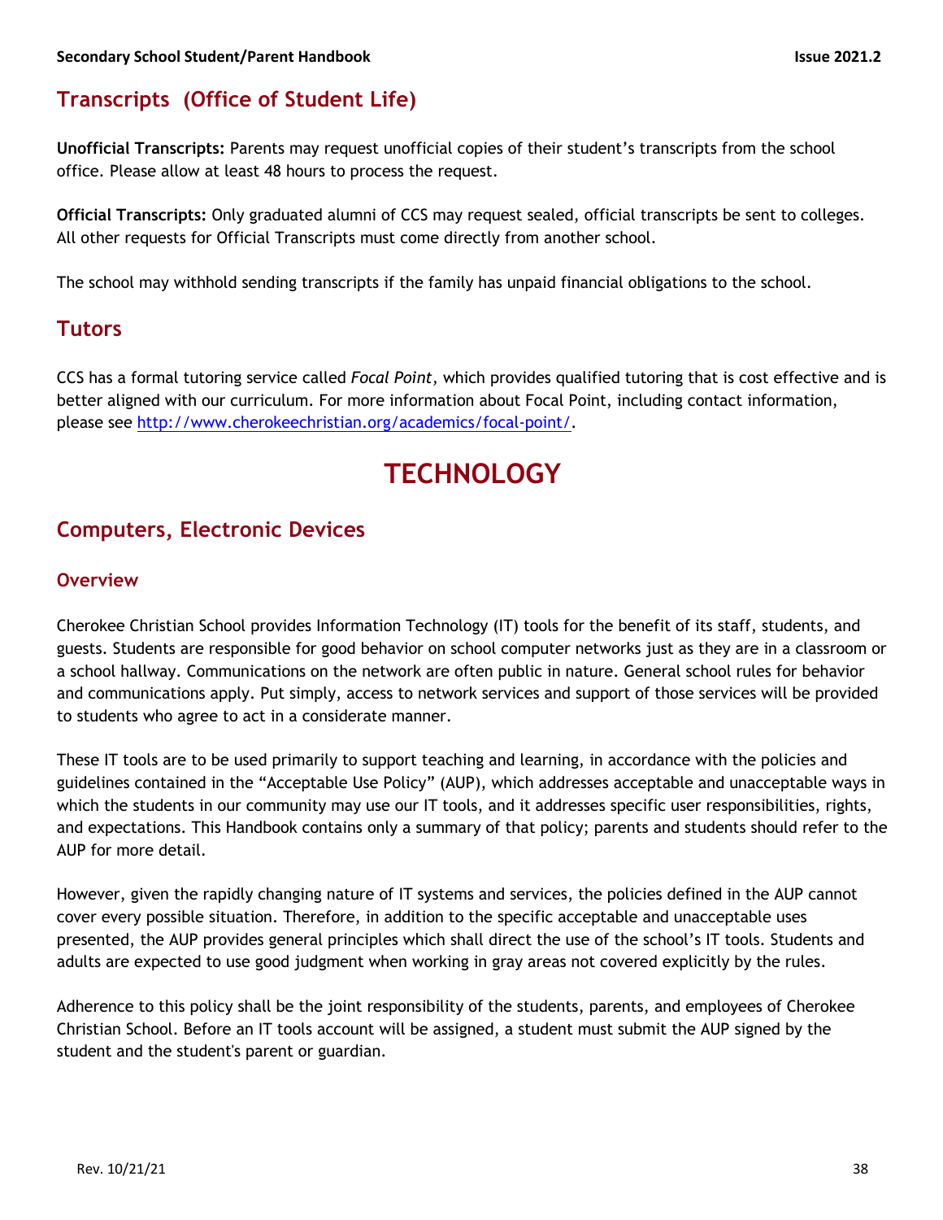## Transcripts (Office of Student Life)

**Unofficial Transcripts:** Parents may request unofficial copies of their student's transcripts from the school office. Please allow at least 48 hours to process the request.

**Official Transcripts:** Only graduated alumni of CCS may request sealed, official transcripts be sent to colleges. All other requests for Official Transcripts must come directly from another school.

The school may withhold sending transcripts if the family has unpaid financial obligations to the school.

## Tutors

CCS has a formal tutoring service called *Focal Point,* which provides qualified tutoring that is cost effective and is better aligned with our curriculum. For more information about Focal Point, including contact information, please see http://www.cherokeechristian.org/academics/focal-point/.

# TECHNOLOGY

## Computers, Electronic Devices

### Overview

Cherokee Christian School provides Information Technology (IT) tools for the benefit of its staff, students, and guests. Students are responsible for good behavior on school computer networks just as they are in a classroom or a school hallway. Communications on the network are often public in nature. General school rules for behavior and communications apply. Put simply, access to network services and support of those services will be provided to students who agree to act in a considerate manner.

These IT tools are to be used primarily to support teaching and learning, in accordance with the policies and guidelines contained in the "Acceptable Use Policy" (AUP), which addresses acceptable and unacceptable ways in which the students in our community may use our IT tools, and it addresses specific user responsibilities, rights, and expectations. This Handbook contains only a summary of that policy; parents and students should refer to the AUP for more detail.

However, given the rapidly changing nature of IT systems and services, the policies defined in the AUP cannot cover every possible situation. Therefore, in addition to the specific acceptable and unacceptable uses presented, the AUP provides general principles which shall direct the use of the school's IT tools. Students and adults are expected to use good judgment when working in gray areas not covered explicitly by the rules.

Adherence to this policy shall be the joint responsibility of the students, parents, and employees of Cherokee Christian School. Before an IT tools account will be assigned, a student must submit the AUP signed by the student and the student's parent or guardian.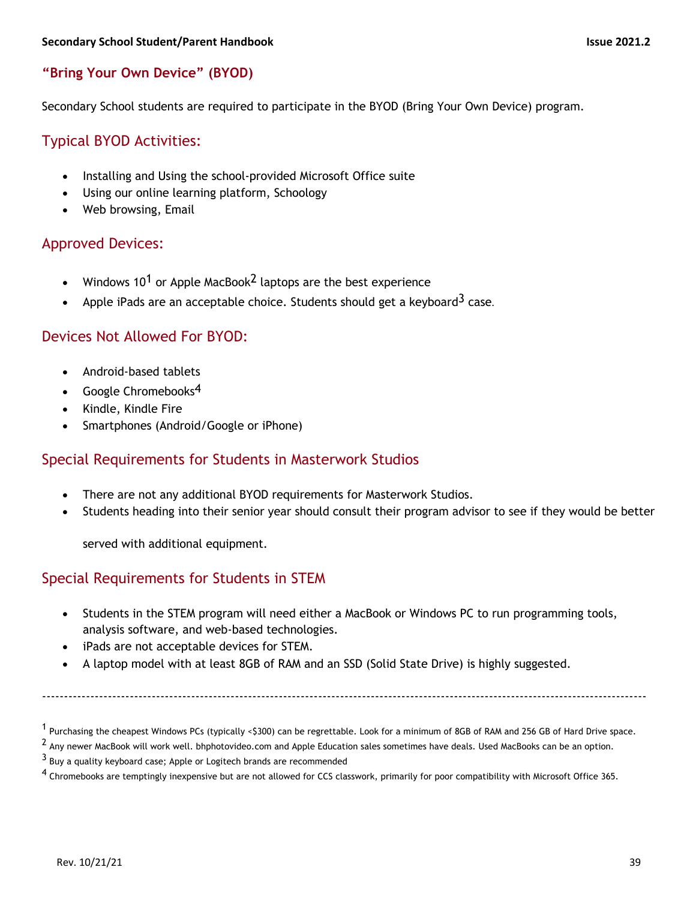## "Bring Your Own Device" (BYOD)

Secondary School students are required to participate in the BYOD (Bring Your Own Device) program.

### Typical BYOD Activities:

- Installing and Using the school-provided Microsoft Office suite
- Using our online learning platform, Schoology
- Web browsing, Email

### Approved Devices:

- Windows 10[1] or Apple MacBook[2] laptops are the best experience
- Apple iPads are an acceptable choice. Students should get a keyboard[3] case.

### Devices Not Allowed For BYOD:

- Android-based tablets
- Google Chromebooks[4]
- Kindle, Kindle Fire
- Smartphones (Android/Google or iPhone)

### Special Requirements for Students in Masterwork Studios

- There are not any additional BYOD requirements for Masterwork Studios.
- Students heading into their senior year should consult their program advisor to see if they would be better served with additional equipment.

### Special Requirements for Students in STEM

- Students in the STEM program will need either a MacBook or Windows PC to run programming tools, analysis software, and web-based technologies.
- iPads are not acceptable devices for STEM.
- A laptop model with at least 8GB of RAM and an SSD (Solid State Drive) is highly suggested.

---

[1] Purchasing the cheapest Windows PCs (typically <$300) can be regrettable. Look for a minimum of 8GB of RAM and 256 GB of Hard Drive space.

[2] Any newer MacBook will work well. bhphotovideo.com and Apple Education sales sometimes have deals. Used MacBooks can be an option.

[3] Buy a quality keyboard case; Apple or Logitech brands are recommended

[4] Chromebooks are temptingly inexpensive but are not allowed for CCS classwork, primarily for poor compatibility with Microsoft Office 365.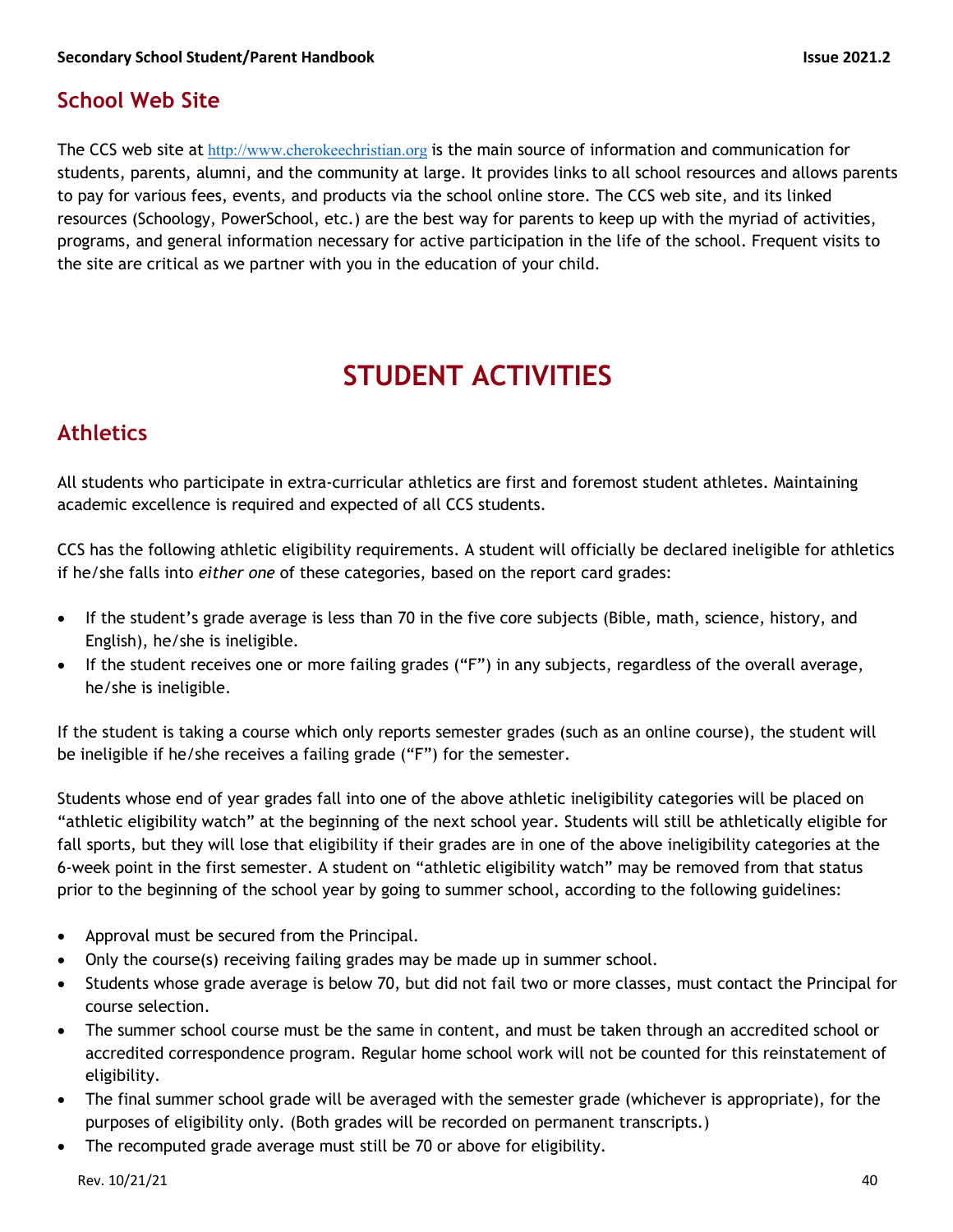## School Web Site

The CCS web site at http://www.cherokeechristian.org is the main source of information and communication for students, parents, alumni, and the community at large. It provides links to all school resources and allows parents to pay for various fees, events, and products via the school online store. The CCS web site, and its linked resources (Schoology, PowerSchool, etc.) are the best way for parents to keep up with the myriad of activities, programs, and general information necessary for active participation in the life of the school. Frequent visits to the site are critical as we partner with you in the education of your child.

# STUDENT ACTIVITIES

## Athletics

All students who participate in extra-curricular athletics are first and foremost student athletes. Maintaining academic excellence is required and expected of all CCS students.

CCS has the following athletic eligibility requirements. A student will officially be declared ineligible for athletics if he/she falls into *either one* of these categories, based on the report card grades:

- If the student's grade average is less than 70 in the five core subjects (Bible, math, science, history, and English), he/she is ineligible.
- If the student receives one or more failing grades ("F") in any subjects, regardless of the overall average, he/she is ineligible.

If the student is taking a course which only reports semester grades (such as an online course), the student will be ineligible if he/she receives a failing grade ("F") for the semester.

Students whose end of year grades fall into one of the above athletic ineligibility categories will be placed on "athletic eligibility watch" at the beginning of the next school year. Students will still be athletically eligible for fall sports, but they will lose that eligibility if their grades are in one of the above ineligibility categories at the 6-week point in the first semester. A student on "athletic eligibility watch" may be removed from that status prior to the beginning of the school year by going to summer school, according to the following guidelines:

- Approval must be secured from the Principal.
- Only the course(s) receiving failing grades may be made up in summer school.
- Students whose grade average is below 70, but did not fail two or more classes, must contact the Principal for course selection.
- The summer school course must be the same in content, and must be taken through an accredited school or accredited correspondence program. Regular home school work will not be counted for this reinstatement of eligibility.
- The final summer school grade will be averaged with the semester grade (whichever is appropriate), for the purposes of eligibility only. (Both grades will be recorded on permanent transcripts.)
- The recomputed grade average must still be 70 or above for eligibility.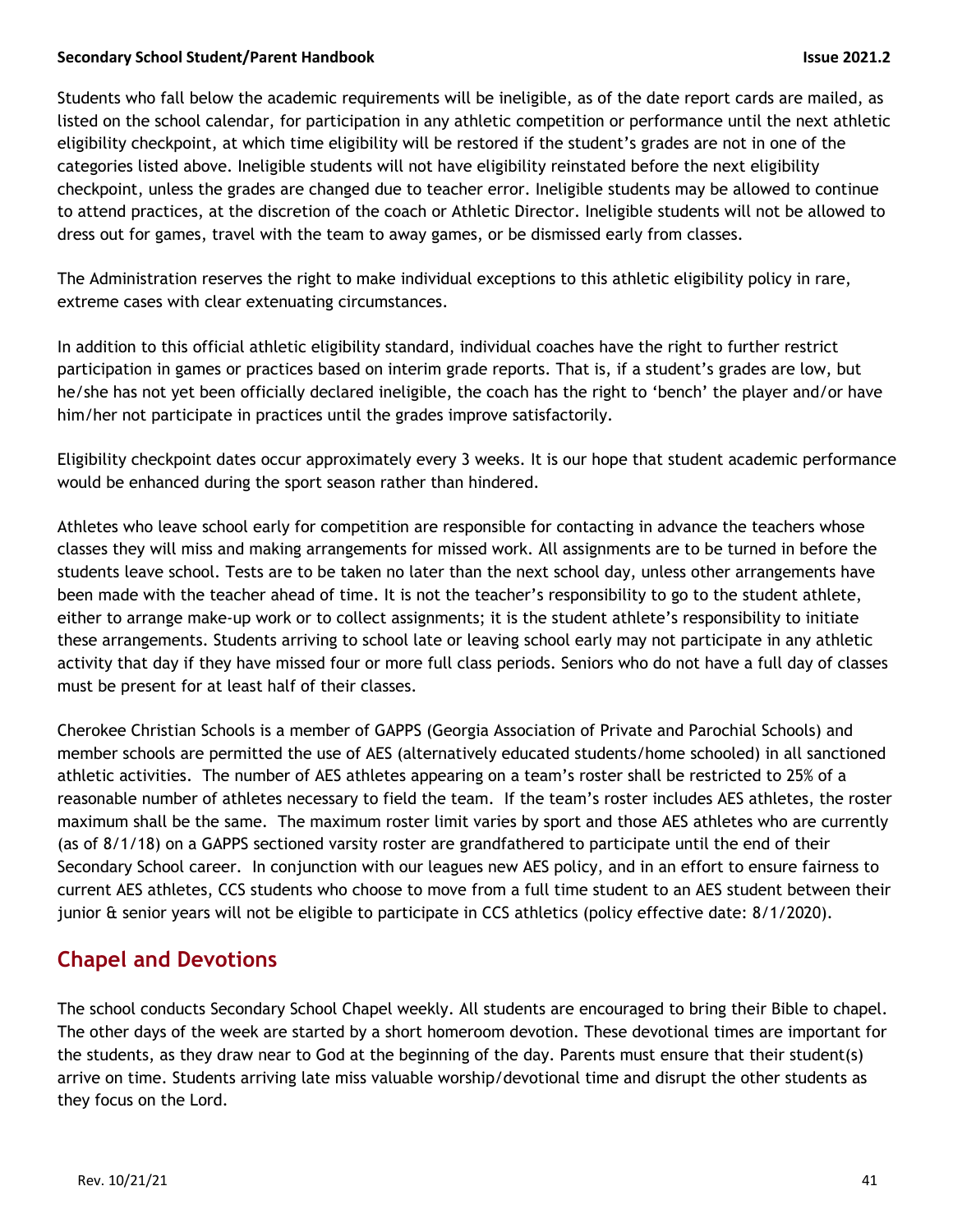Students who fall below the academic requirements will be ineligible, as of the date report cards are mailed, as listed on the school calendar, for participation in any athletic competition or performance until the next athletic eligibility checkpoint, at which time eligibility will be restored if the student's grades are not in one of the categories listed above. Ineligible students will not have eligibility reinstated before the next eligibility checkpoint, unless the grades are changed due to teacher error. Ineligible students may be allowed to continue to attend practices, at the discretion of the coach or Athletic Director. Ineligible students will not be allowed to dress out for games, travel with the team to away games, or be dismissed early from classes.

The Administration reserves the right to make individual exceptions to this athletic eligibility policy in rare, extreme cases with clear extenuating circumstances.

In addition to this official athletic eligibility standard, individual coaches have the right to further restrict participation in games or practices based on interim grade reports. That is, if a student's grades are low, but he/she has not yet been officially declared ineligible, the coach has the right to 'bench' the player and/or have him/her not participate in practices until the grades improve satisfactorily.

Eligibility checkpoint dates occur approximately every 3 weeks. It is our hope that student academic performance would be enhanced during the sport season rather than hindered.

Athletes who leave school early for competition are responsible for contacting in advance the teachers whose classes they will miss and making arrangements for missed work. All assignments are to be turned in before the students leave school. Tests are to be taken no later than the next school day, unless other arrangements have been made with the teacher ahead of time. It is not the teacher's responsibility to go to the student athlete, either to arrange make-up work or to collect assignments; it is the student athlete's responsibility to initiate these arrangements. Students arriving to school late or leaving school early may not participate in any athletic activity that day if they have missed four or more full class periods. Seniors who do not have a full day of classes must be present for at least half of their classes.

Cherokee Christian Schools is a member of GAPPS (Georgia Association of Private and Parochial Schools) and member schools are permitted the use of AES (alternatively educated students/home schooled) in all sanctioned athletic activities. The number of AES athletes appearing on a team's roster shall be restricted to 25% of a reasonable number of athletes necessary to field the team. If the team's roster includes AES athletes, the roster maximum shall be the same. The maximum roster limit varies by sport and those AES athletes who are currently (as of 8/1/18) on a GAPPS sectioned varsity roster are grandfathered to participate until the end of their Secondary School career. In conjunction with our leagues new AES policy, and in an effort to ensure fairness to current AES athletes, CCS students who choose to move from a full time student to an AES student between their junior & senior years will not be eligible to participate in CCS athletics (policy effective date: 8/1/2020).

## Chapel and Devotions

The school conducts Secondary School Chapel weekly. All students are encouraged to bring their Bible to chapel. The other days of the week are started by a short homeroom devotion. These devotional times are important for the students, as they draw near to God at the beginning of the day. Parents must ensure that their student(s) arrive on time. Students arriving late miss valuable worship/devotional time and disrupt the other students as they focus on the Lord.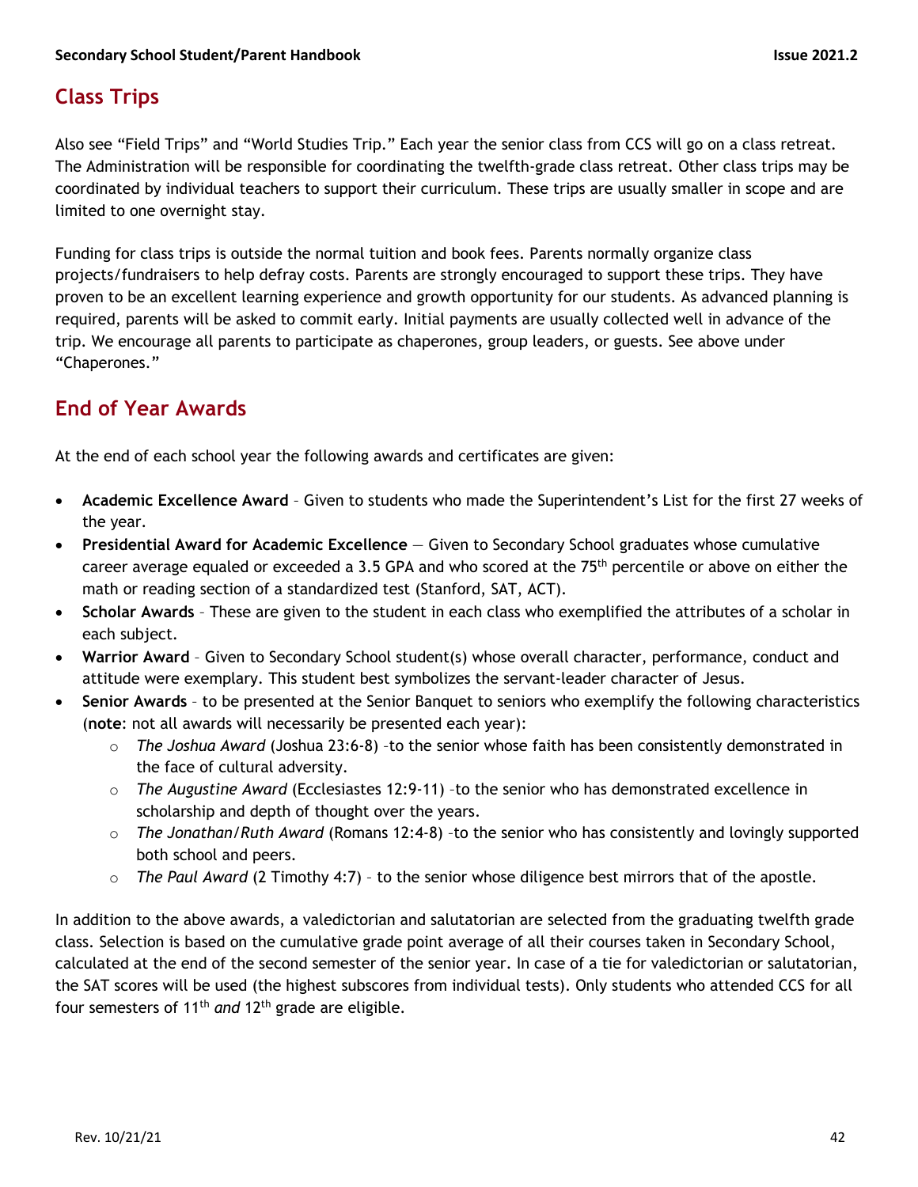## Class Trips

Also see "Field Trips" and "World Studies Trip." Each year the senior class from CCS will go on a class retreat. The Administration will be responsible for coordinating the twelfth-grade class retreat. Other class trips may be coordinated by individual teachers to support their curriculum. These trips are usually smaller in scope and are limited to one overnight stay.

Funding for class trips is outside the normal tuition and book fees. Parents normally organize class projects/fundraisers to help defray costs. Parents are strongly encouraged to support these trips. They have proven to be an excellent learning experience and growth opportunity for our students. As advanced planning is required, parents will be asked to commit early. Initial payments are usually collected well in advance of the trip. We encourage all parents to participate as chaperones, group leaders, or guests. See above under "Chaperones."

## End of Year Awards

At the end of each school year the following awards and certificates are given:

- **Academic Excellence Award** – Given to students who made the Superintendent's List for the first 27 weeks of the year.
- **Presidential Award for Academic Excellence** — Given to Secondary School graduates whose cumulative career average equaled or exceeded a 3.5 GPA and who scored at the 75th percentile or above on either the math or reading section of a standardized test (Stanford, SAT, ACT).
- **Scholar Awards** – These are given to the student in each class who exemplified the attributes of a scholar in each subject.
- **Warrior Award** – Given to Secondary School student(s) whose overall character, performance, conduct and attitude were exemplary. This student best symbolizes the servant-leader character of Jesus.
- **Senior Awards** – to be presented at the Senior Banquet to seniors who exemplify the following characteristics (**note**: not all awards will necessarily be presented each year):
  - *The Joshua Award* (Joshua 23:6-8) –to the senior whose faith has been consistently demonstrated in the face of cultural adversity.
  - *The Augustine Award* (Ecclesiastes 12:9-11) –to the senior who has demonstrated excellence in scholarship and depth of thought over the years.
  - *The Jonathan/Ruth Award* (Romans 12:4-8) –to the senior who has consistently and lovingly supported both school and peers.
  - *The Paul Award* (2 Timothy 4:7) – to the senior whose diligence best mirrors that of the apostle.

In addition to the above awards, a valedictorian and salutatorian are selected from the graduating twelfth grade class. Selection is based on the cumulative grade point average of all their courses taken in Secondary School, calculated at the end of the second semester of the senior year. In case of a tie for valedictorian or salutatorian, the SAT scores will be used (the highest subscores from individual tests). Only students who attended CCS for all four semesters of 11th *and* 12th grade are eligible.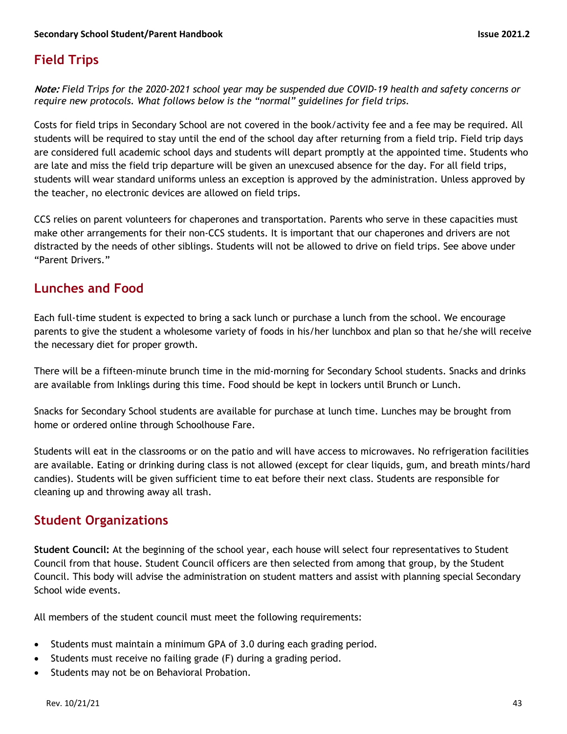## Field Trips

***Note:*** *Field Trips for the 2020-2021 school year may be suspended due COVID-19 health and safety concerns or require new protocols. What follows below is the "normal" guidelines for field trips.*

Costs for field trips in Secondary School are not covered in the book/activity fee and a fee may be required. All students will be required to stay until the end of the school day after returning from a field trip. Field trip days are considered full academic school days and students will depart promptly at the appointed time. Students who are late and miss the field trip departure will be given an unexcused absence for the day. For all field trips, students will wear standard uniforms unless an exception is approved by the administration. Unless approved by the teacher, no electronic devices are allowed on field trips.

CCS relies on parent volunteers for chaperones and transportation. Parents who serve in these capacities must make other arrangements for their non-CCS students. It is important that our chaperones and drivers are not distracted by the needs of other siblings. Students will not be allowed to drive on field trips. See above under "Parent Drivers."

## Lunches and Food

Each full-time student is expected to bring a sack lunch or purchase a lunch from the school. We encourage parents to give the student a wholesome variety of foods in his/her lunchbox and plan so that he/she will receive the necessary diet for proper growth.

There will be a fifteen-minute brunch time in the mid-morning for Secondary School students. Snacks and drinks are available from Inklings during this time. Food should be kept in lockers until Brunch or Lunch.

Snacks for Secondary School students are available for purchase at lunch time. Lunches may be brought from home or ordered online through Schoolhouse Fare.

Students will eat in the classrooms or on the patio and will have access to microwaves. No refrigeration facilities are available. Eating or drinking during class is not allowed (except for clear liquids, gum, and breath mints/hard candies). Students will be given sufficient time to eat before their next class. Students are responsible for cleaning up and throwing away all trash.

## Student Organizations

**Student Council:** At the beginning of the school year, each house will select four representatives to Student Council from that house. Student Council officers are then selected from among that group, by the Student Council. This body will advise the administration on student matters and assist with planning special Secondary School wide events.

All members of the student council must meet the following requirements:

- Students must maintain a minimum GPA of 3.0 during each grading period.
- Students must receive no failing grade (F) during a grading period.
- Students may not be on Behavioral Probation.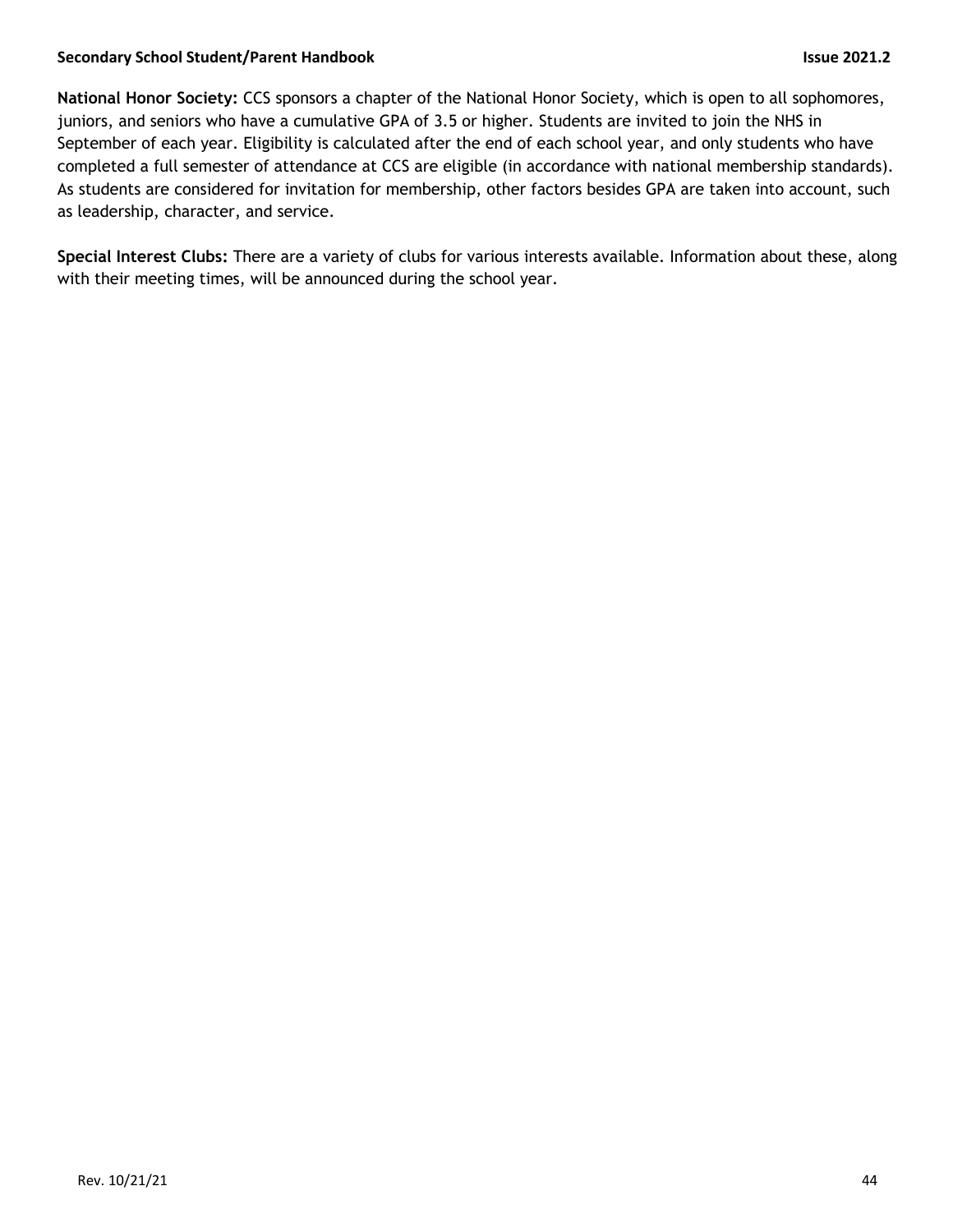**National Honor Society:** CCS sponsors a chapter of the National Honor Society, which is open to all sophomores, juniors, and seniors who have a cumulative GPA of 3.5 or higher. Students are invited to join the NHS in September of each year. Eligibility is calculated after the end of each school year, and only students who have completed a full semester of attendance at CCS are eligible (in accordance with national membership standards). As students are considered for invitation for membership, other factors besides GPA are taken into account, such as leadership, character, and service.

**Special Interest Clubs:** There are a variety of clubs for various interests available. Information about these, along with their meeting times, will be announced during the school year.